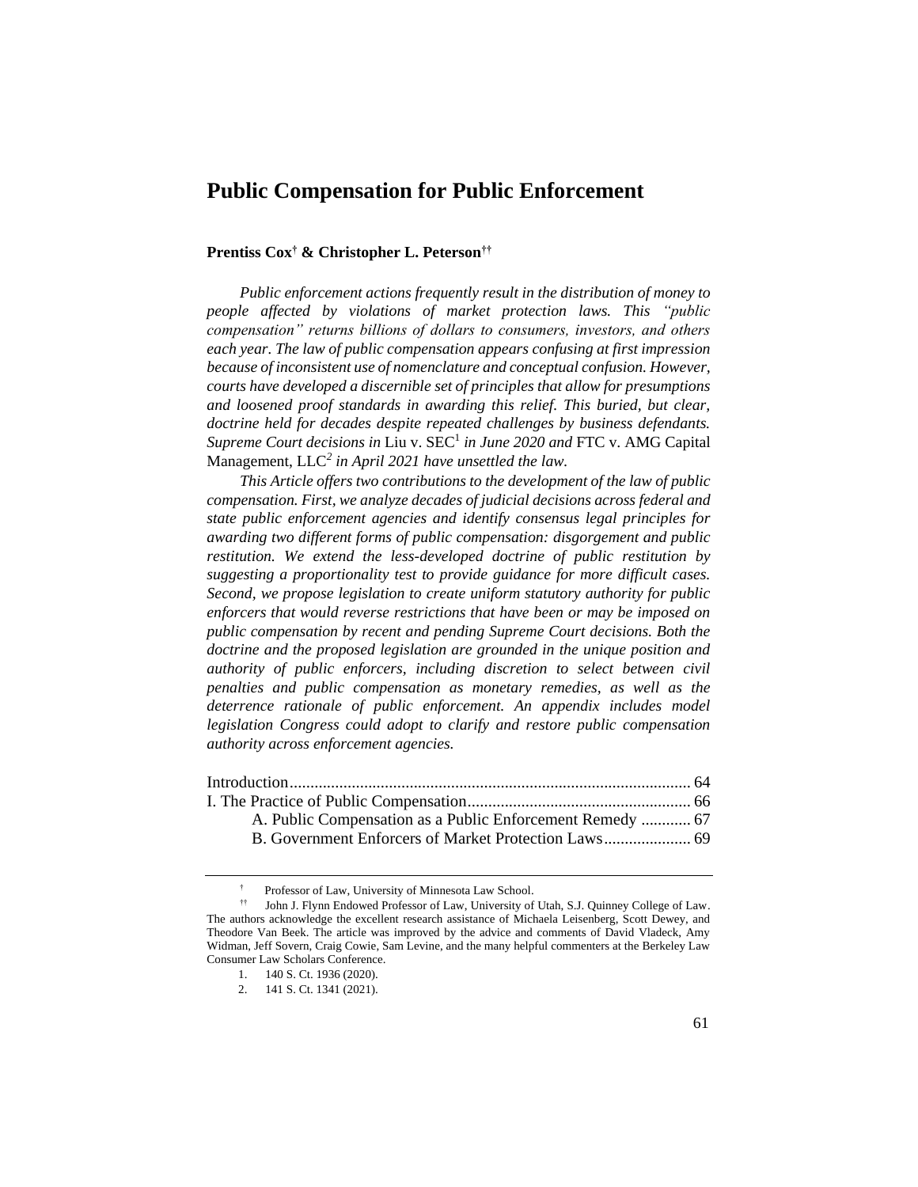# Public Compensation for Public Enforcement

**Prentiss Cox† & Christopher L. Peterson††**

*Public enforcement actions frequently result in the distribution of money to people affected by violations of market protection laws. This "public compensation" returns billions of dollars to consumers, investors, and others each year. The law of public compensation appears confusing at first impression because of inconsistent use of nomenclature and conceptual confusion. However, courts have developed a discernible set of principles that allow for presumptions and loosened proof standards in awarding this relief. This buried, but clear, doctrine held for decades despite repeated challenges by business defendants. Supreme Court decisions in* Liu v. SEC[1] *in June 2020 and* FTC v. AMG Capital Management, LLC[2] *in April 2021 have unsettled the law.*

*This Article offers two contributions to the development of the law of public compensation. First, we analyze decades of judicial decisions across federal and state public enforcement agencies and identify consensus legal principles for awarding two different forms of public compensation: disgorgement and public restitution. We extend the less-developed doctrine of public restitution by suggesting a proportionality test to provide guidance for more difficult cases. Second, we propose legislation to create uniform statutory authority for public enforcers that would reverse restrictions that have been or may be imposed on public compensation by recent and pending Supreme Court decisions. Both the doctrine and the proposed legislation are grounded in the unique position and authority of public enforcers, including discretion to select between civil penalties and public compensation as monetary remedies, as well as the deterrence rationale of public enforcement. An appendix includes model legislation Congress could adopt to clarify and restore public compensation authority across enforcement agencies.*

Introduction ........................................................................................ 64
I. The Practice of Public Compensation ............................................. 66
  A. Public Compensation as a Public Enforcement Remedy ............ 67
  B. Government Enforcers of Market Protection Laws ..................... 69

---

† Professor of Law, University of Minnesota Law School.

†† John J. Flynn Endowed Professor of Law, University of Utah, S.J. Quinney College of Law. The authors acknowledge the excellent research assistance of Michaela Leisenberg, Scott Dewey, and Theodore Van Beek. The article was improved by the advice and comments of David Vladeck, Amy Widman, Jeff Sovern, Craig Cowie, Sam Levine, and the many helpful commenters at the Berkeley Law Consumer Law Scholars Conference.

1. 140 S. Ct. 1936 (2020).

2. 141 S. Ct. 1341 (2021).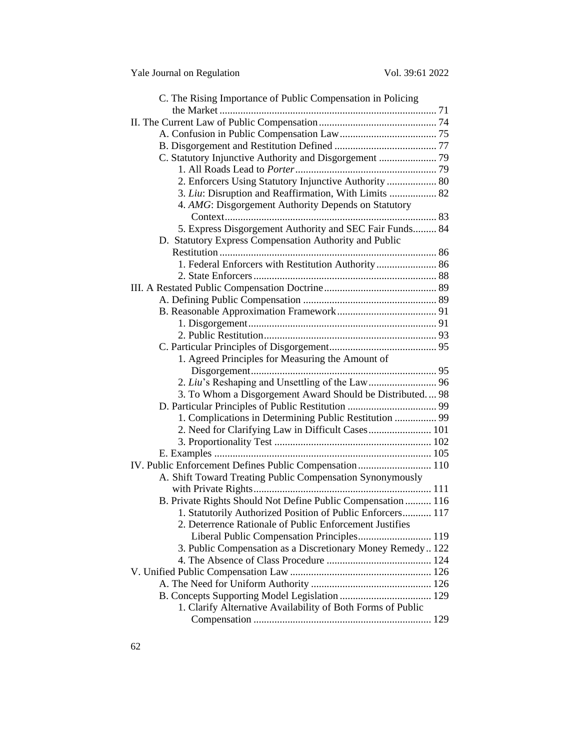C. The Rising Importance of Public Compensation in Policing the Market .......... 71

II. The Current Law of Public Compensation .......... 74

A. Confusion in Public Compensation Law .......... 75

B. Disgorgement and Restitution Defined .......... 77

C. Statutory Injunctive Authority and Disgorgement .......... 79

1. All Roads Lead to *Porter* .......... 79

2. Enforcers Using Statutory Injunctive Authority .......... 80

3. *Liu*: Disruption and Reaffirmation, With Limits .......... 82

4. *AMG*: Disgorgement Authority Depends on Statutory Context .......... 83

5. Express Disgorgement Authority and SEC Fair Funds .......... 84

D. Statutory Express Compensation Authority and Public Restitution .......... 86

1. Federal Enforcers with Restitution Authority .......... 86

2. State Enforcers .......... 88

III. A Restated Public Compensation Doctrine .......... 89

A. Defining Public Compensation .......... 89

B. Reasonable Approximation Framework .......... 91

1. Disgorgement .......... 91

2. Public Restitution .......... 93

C. Particular Principles of Disgorgement .......... 95

1. Agreed Principles for Measuring the Amount of Disgorgement .......... 95

2. *Liu*'s Reshaping and Unsettling of the Law .......... 96

3. To Whom a Disgorgement Award Should be Distributed .......... 98

D. Particular Principles of Public Restitution .......... 99

1. Complications in Determining Public Restitution .......... 99

2. Need for Clarifying Law in Difficult Cases .......... 101

3. Proportionality Test .......... 102

E. Examples .......... 105

IV. Public Enforcement Defines Public Compensation .......... 110

A. Shift Toward Treating Public Compensation Synonymously with Private Rights .......... 111

B. Private Rights Should Not Define Public Compensation .......... 116

1. Statutorily Authorized Position of Public Enforcers .......... 117

2. Deterrence Rationale of Public Enforcement Justifies Liberal Public Compensation Principles .......... 119

3. Public Compensation as a Discretionary Money Remedy .......... 122

4. The Absence of Class Procedure .......... 124

V. Unified Public Compensation Law .......... 126

A. The Need for Uniform Authority .......... 126

B. Concepts Supporting Model Legislation .......... 129

1. Clarify Alternative Availability of Both Forms of Public Compensation .......... 129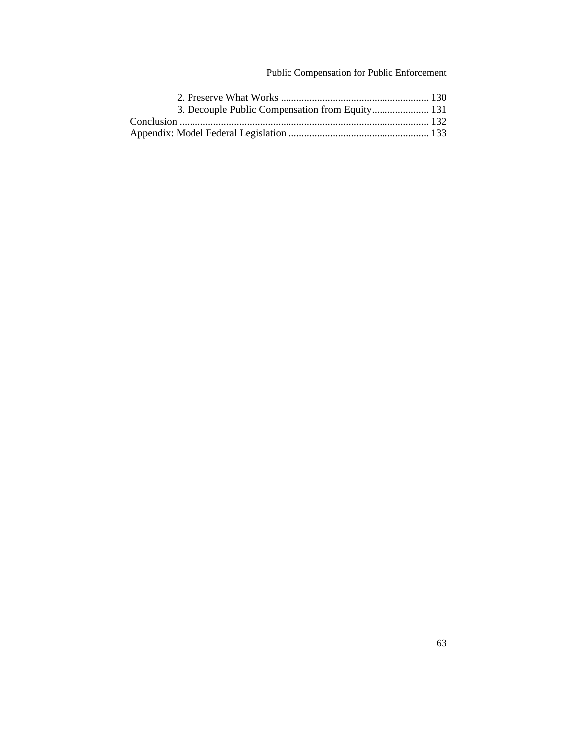2. Preserve What Works ......................................................... 130
3. Decouple Public Compensation from Equity...................... 131

Conclusion ............................................................................................ 132

Appendix: Model Federal Legislation ...................................................... 133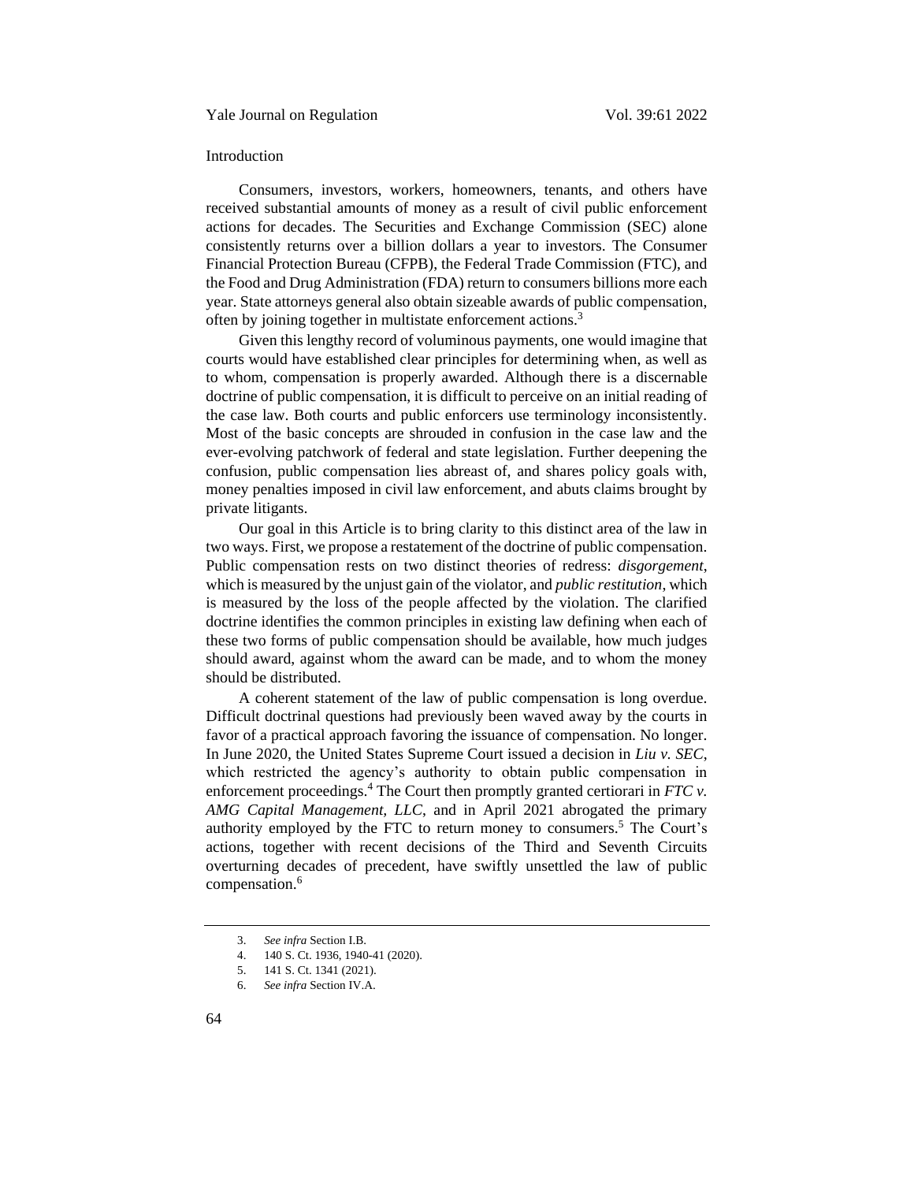## Introduction

Consumers, investors, workers, homeowners, tenants, and others have received substantial amounts of money as a result of civil public enforcement actions for decades. The Securities and Exchange Commission (SEC) alone consistently returns over a billion dollars a year to investors. The Consumer Financial Protection Bureau (CFPB), the Federal Trade Commission (FTC), and the Food and Drug Administration (FDA) return to consumers billions more each year. State attorneys general also obtain sizeable awards of public compensation, often by joining together in multistate enforcement actions.[3]

Given this lengthy record of voluminous payments, one would imagine that courts would have established clear principles for determining when, as well as to whom, compensation is properly awarded. Although there is a discernable doctrine of public compensation, it is difficult to perceive on an initial reading of the case law. Both courts and public enforcers use terminology inconsistently. Most of the basic concepts are shrouded in confusion in the case law and the ever-evolving patchwork of federal and state legislation. Further deepening the confusion, public compensation lies abreast of, and shares policy goals with, money penalties imposed in civil law enforcement, and abuts claims brought by private litigants.

Our goal in this Article is to bring clarity to this distinct area of the law in two ways. First, we propose a restatement of the doctrine of public compensation. Public compensation rests on two distinct theories of redress: *disgorgement*, which is measured by the unjust gain of the violator, and *public restitution*, which is measured by the loss of the people affected by the violation. The clarified doctrine identifies the common principles in existing law defining when each of these two forms of public compensation should be available, how much judges should award, against whom the award can be made, and to whom the money should be distributed.

A coherent statement of the law of public compensation is long overdue. Difficult doctrinal questions had previously been waved away by the courts in favor of a practical approach favoring the issuance of compensation. No longer. In June 2020, the United States Supreme Court issued a decision in *Liu v. SEC*, which restricted the agency's authority to obtain public compensation in enforcement proceedings.[4] The Court then promptly granted certiorari in *FTC v. AMG Capital Management, LLC*, and in April 2021 abrogated the primary authority employed by the FTC to return money to consumers.[5] The Court's actions, together with recent decisions of the Third and Seventh Circuits overturning decades of precedent, have swiftly unsettled the law of public compensation.[6]

---

3. *See infra* Section I.B.
4. 140 S. Ct. 1936, 1940-41 (2020).
5. 141 S. Ct. 1341 (2021).
6. *See infra* Section IV.A.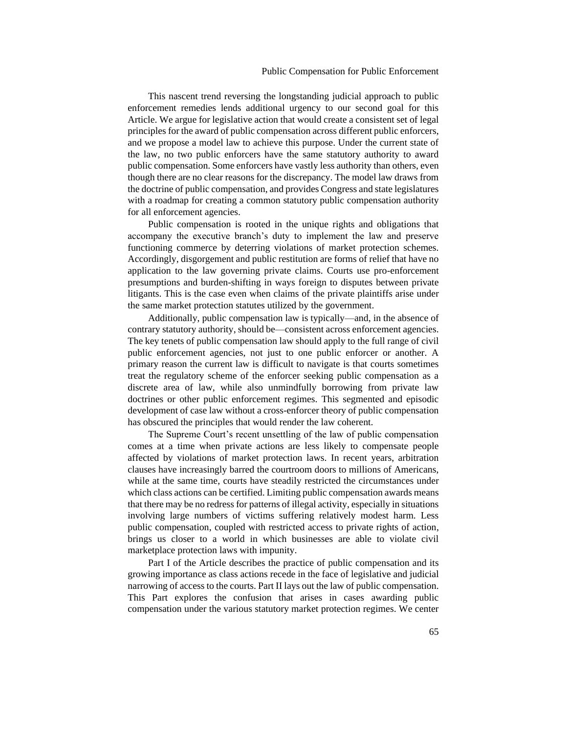This nascent trend reversing the longstanding judicial approach to public enforcement remedies lends additional urgency to our second goal for this Article. We argue for legislative action that would create a consistent set of legal principles for the award of public compensation across different public enforcers, and we propose a model law to achieve this purpose. Under the current state of the law, no two public enforcers have the same statutory authority to award public compensation. Some enforcers have vastly less authority than others, even though there are no clear reasons for the discrepancy. The model law draws from the doctrine of public compensation, and provides Congress and state legislatures with a roadmap for creating a common statutory public compensation authority for all enforcement agencies.

Public compensation is rooted in the unique rights and obligations that accompany the executive branch's duty to implement the law and preserve functioning commerce by deterring violations of market protection schemes. Accordingly, disgorgement and public restitution are forms of relief that have no application to the law governing private claims. Courts use pro-enforcement presumptions and burden-shifting in ways foreign to disputes between private litigants. This is the case even when claims of the private plaintiffs arise under the same market protection statutes utilized by the government.

Additionally, public compensation law is typically—and, in the absence of contrary statutory authority, should be—consistent across enforcement agencies. The key tenets of public compensation law should apply to the full range of civil public enforcement agencies, not just to one public enforcer or another. A primary reason the current law is difficult to navigate is that courts sometimes treat the regulatory scheme of the enforcer seeking public compensation as a discrete area of law, while also unmindfully borrowing from private law doctrines or other public enforcement regimes. This segmented and episodic development of case law without a cross-enforcer theory of public compensation has obscured the principles that would render the law coherent.

The Supreme Court's recent unsettling of the law of public compensation comes at a time when private actions are less likely to compensate people affected by violations of market protection laws. In recent years, arbitration clauses have increasingly barred the courtroom doors to millions of Americans, while at the same time, courts have steadily restricted the circumstances under which class actions can be certified. Limiting public compensation awards means that there may be no redress for patterns of illegal activity, especially in situations involving large numbers of victims suffering relatively modest harm. Less public compensation, coupled with restricted access to private rights of action, brings us closer to a world in which businesses are able to violate civil marketplace protection laws with impunity.

Part I of the Article describes the practice of public compensation and its growing importance as class actions recede in the face of legislative and judicial narrowing of access to the courts. Part II lays out the law of public compensation. This Part explores the confusion that arises in cases awarding public compensation under the various statutory market protection regimes. We center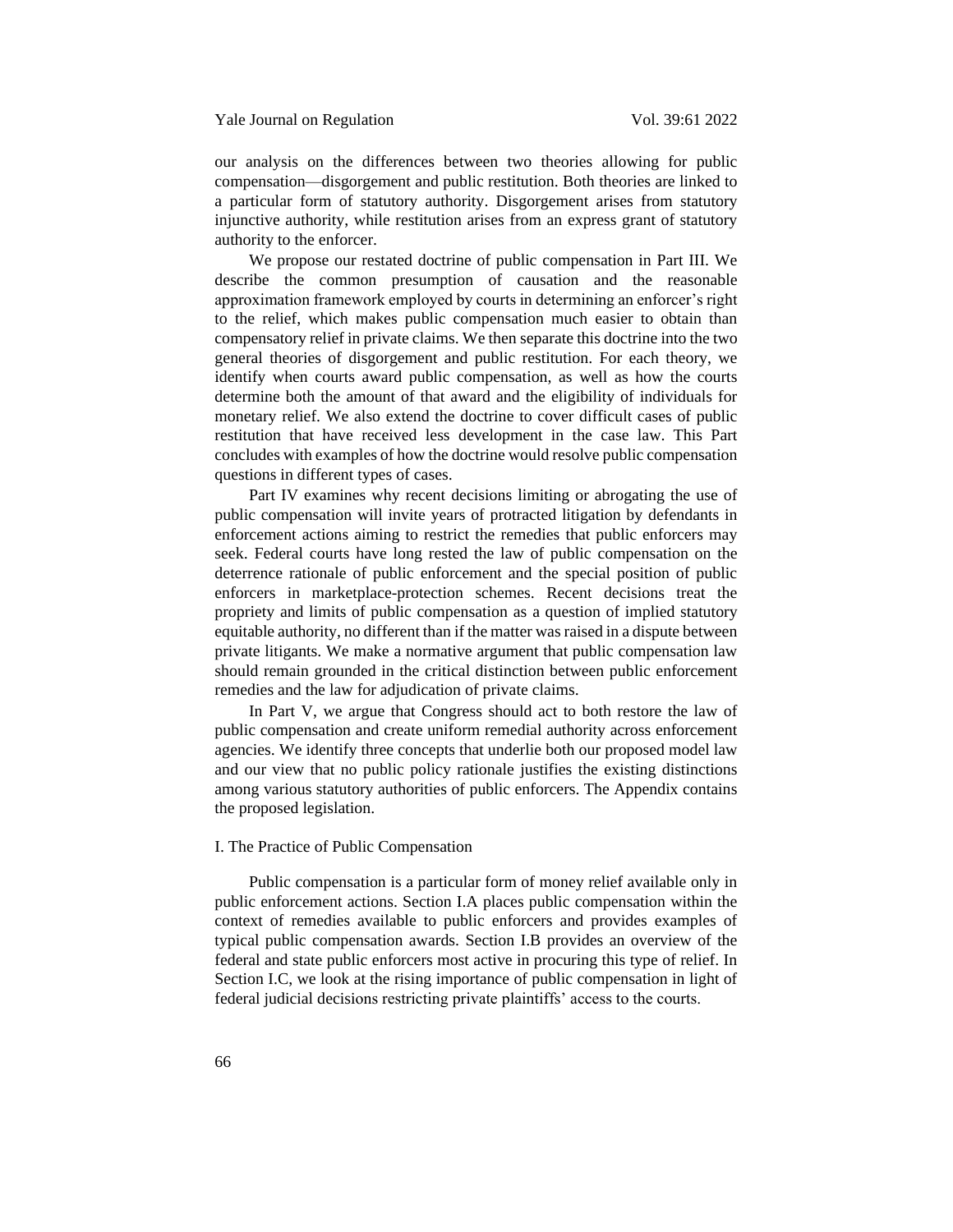our analysis on the differences between two theories allowing for public compensation—disgorgement and public restitution. Both theories are linked to a particular form of statutory authority. Disgorgement arises from statutory injunctive authority, while restitution arises from an express grant of statutory authority to the enforcer.

We propose our restated doctrine of public compensation in Part III. We describe the common presumption of causation and the reasonable approximation framework employed by courts in determining an enforcer's right to the relief, which makes public compensation much easier to obtain than compensatory relief in private claims. We then separate this doctrine into the two general theories of disgorgement and public restitution. For each theory, we identify when courts award public compensation, as well as how the courts determine both the amount of that award and the eligibility of individuals for monetary relief. We also extend the doctrine to cover difficult cases of public restitution that have received less development in the case law. This Part concludes with examples of how the doctrine would resolve public compensation questions in different types of cases.

Part IV examines why recent decisions limiting or abrogating the use of public compensation will invite years of protracted litigation by defendants in enforcement actions aiming to restrict the remedies that public enforcers may seek. Federal courts have long rested the law of public compensation on the deterrence rationale of public enforcement and the special position of public enforcers in marketplace-protection schemes. Recent decisions treat the propriety and limits of public compensation as a question of implied statutory equitable authority, no different than if the matter was raised in a dispute between private litigants. We make a normative argument that public compensation law should remain grounded in the critical distinction between public enforcement remedies and the law for adjudication of private claims.

In Part V, we argue that Congress should act to both restore the law of public compensation and create uniform remedial authority across enforcement agencies. We identify three concepts that underlie both our proposed model law and our view that no public policy rationale justifies the existing distinctions among various statutory authorities of public enforcers. The Appendix contains the proposed legislation.

## I. The Practice of Public Compensation

Public compensation is a particular form of money relief available only in public enforcement actions. Section I.A places public compensation within the context of remedies available to public enforcers and provides examples of typical public compensation awards. Section I.B provides an overview of the federal and state public enforcers most active in procuring this type of relief. In Section I.C, we look at the rising importance of public compensation in light of federal judicial decisions restricting private plaintiffs' access to the courts.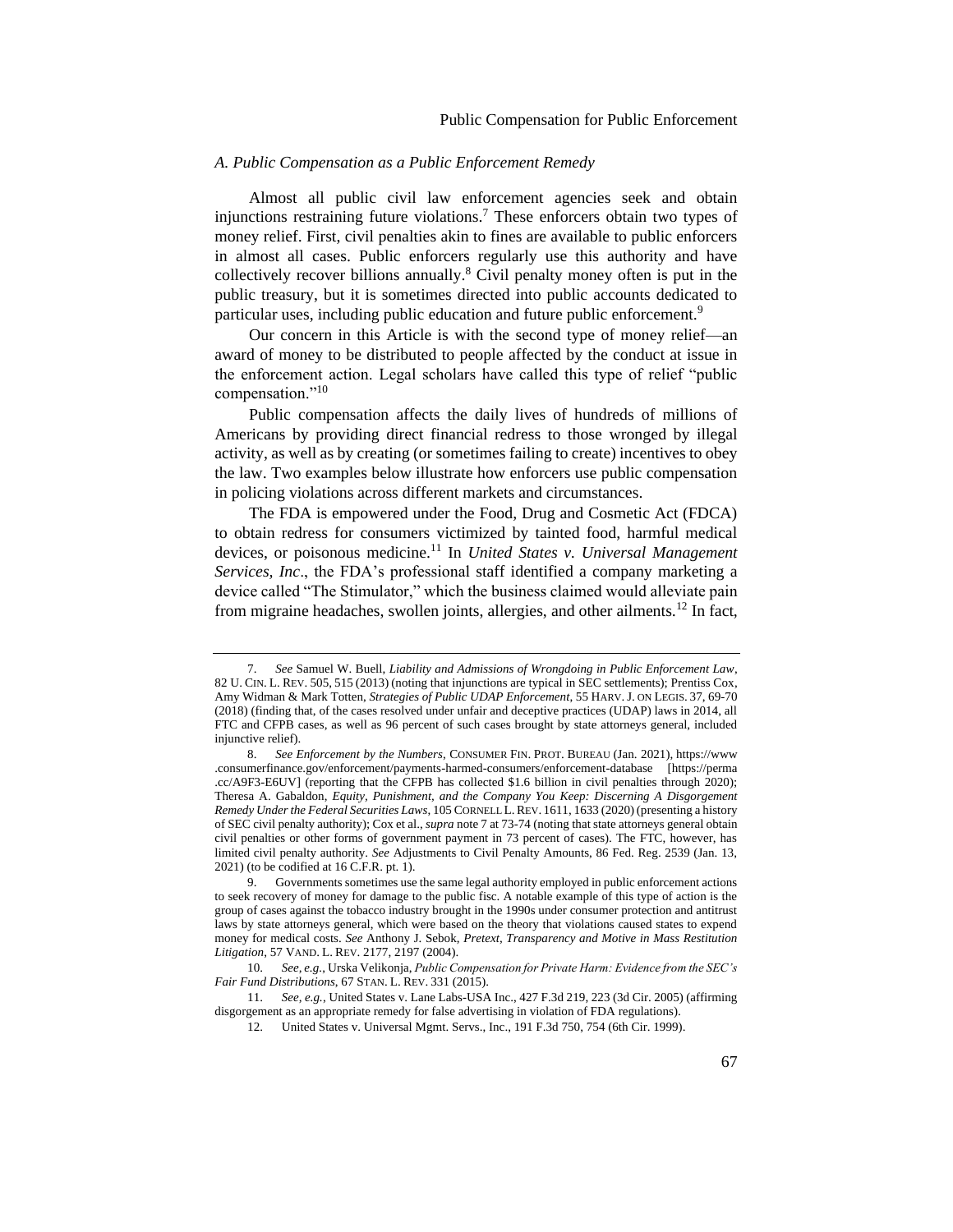### A. Public Compensation as a Public Enforcement Remedy

Almost all public civil law enforcement agencies seek and obtain injunctions restraining future violations.[7] These enforcers obtain two types of money relief. First, civil penalties akin to fines are available to public enforcers in almost all cases. Public enforcers regularly use this authority and have collectively recover billions annually.[8] Civil penalty money often is put in the public treasury, but it is sometimes directed into public accounts dedicated to particular uses, including public education and future public enforcement.[9]

Our concern in this Article is with the second type of money relief—an award of money to be distributed to people affected by the conduct at issue in the enforcement action. Legal scholars have called this type of relief "public compensation."[10]

Public compensation affects the daily lives of hundreds of millions of Americans by providing direct financial redress to those wronged by illegal activity, as well as by creating (or sometimes failing to create) incentives to obey the law. Two examples below illustrate how enforcers use public compensation in policing violations across different markets and circumstances.

The FDA is empowered under the Food, Drug and Cosmetic Act (FDCA) to obtain redress for consumers victimized by tainted food, harmful medical devices, or poisonous medicine.[11] In *United States v. Universal Management Services, Inc*., the FDA's professional staff identified a company marketing a device called "The Stimulator," which the business claimed would alleviate pain from migraine headaches, swollen joints, allergies, and other ailments.[12] In fact,

---

7. *See* Samuel W. Buell, *Liability and Admissions of Wrongdoing in Public Enforcement Law*, 82 U. CIN. L. REV. 505, 515 (2013) (noting that injunctions are typical in SEC settlements); Prentiss Cox, Amy Widman & Mark Totten, *Strategies of Public UDAP Enforcement*, 55 HARV. J. ON LEGIS. 37, 69-70 (2018) (finding that, of the cases resolved under unfair and deceptive practices (UDAP) laws in 2014, all FTC and CFPB cases, as well as 96 percent of such cases brought by state attorneys general, included injunctive relief).

8. *See Enforcement by the Numbers*, CONSUMER FIN. PROT. BUREAU (Jan. 2021), https://www.consumerfinance.gov/enforcement/payments-harmed-consumers/enforcement-database [https://perma.cc/A9F3-E6UV] (reporting that the CFPB has collected $1.6 billion in civil penalties through 2020); Theresa A. Gabaldon, *Equity, Punishment, and the Company You Keep: Discerning A Disgorgement Remedy Under the Federal Securities Laws*, 105 CORNELL L. REV. 1611, 1633 (2020) (presenting a history of SEC civil penalty authority); Cox et al., *supra* note 7 at 73-74 (noting that state attorneys general obtain civil penalties or other forms of government payment in 73 percent of cases). The FTC, however, has limited civil penalty authority. *See* Adjustments to Civil Penalty Amounts, 86 Fed. Reg. 2539 (Jan. 13, 2021) (to be codified at 16 C.F.R. pt. 1).

9. Governments sometimes use the same legal authority employed in public enforcement actions to seek recovery of money for damage to the public fisc. A notable example of this type of action is the group of cases against the tobacco industry brought in the 1990s under consumer protection and antitrust laws by state attorneys general, which were based on the theory that violations caused states to expend money for medical costs. *See* Anthony J. Sebok, *Pretext, Transparency and Motive in Mass Restitution Litigation*, 57 VAND. L. REV. 2177, 2197 (2004).

10. *See, e.g.*, Urska Velikonja, *Public Compensation for Private Harm: Evidence from the SEC's Fair Fund Distributions*, 67 STAN. L. REV. 331 (2015).

11. *See, e.g.*, United States v. Lane Labs-USA Inc., 427 F.3d 219, 223 (3d Cir. 2005) (affirming disgorgement as an appropriate remedy for false advertising in violation of FDA regulations).

12. United States v. Universal Mgmt. Servs., Inc., 191 F.3d 750, 754 (6th Cir. 1999).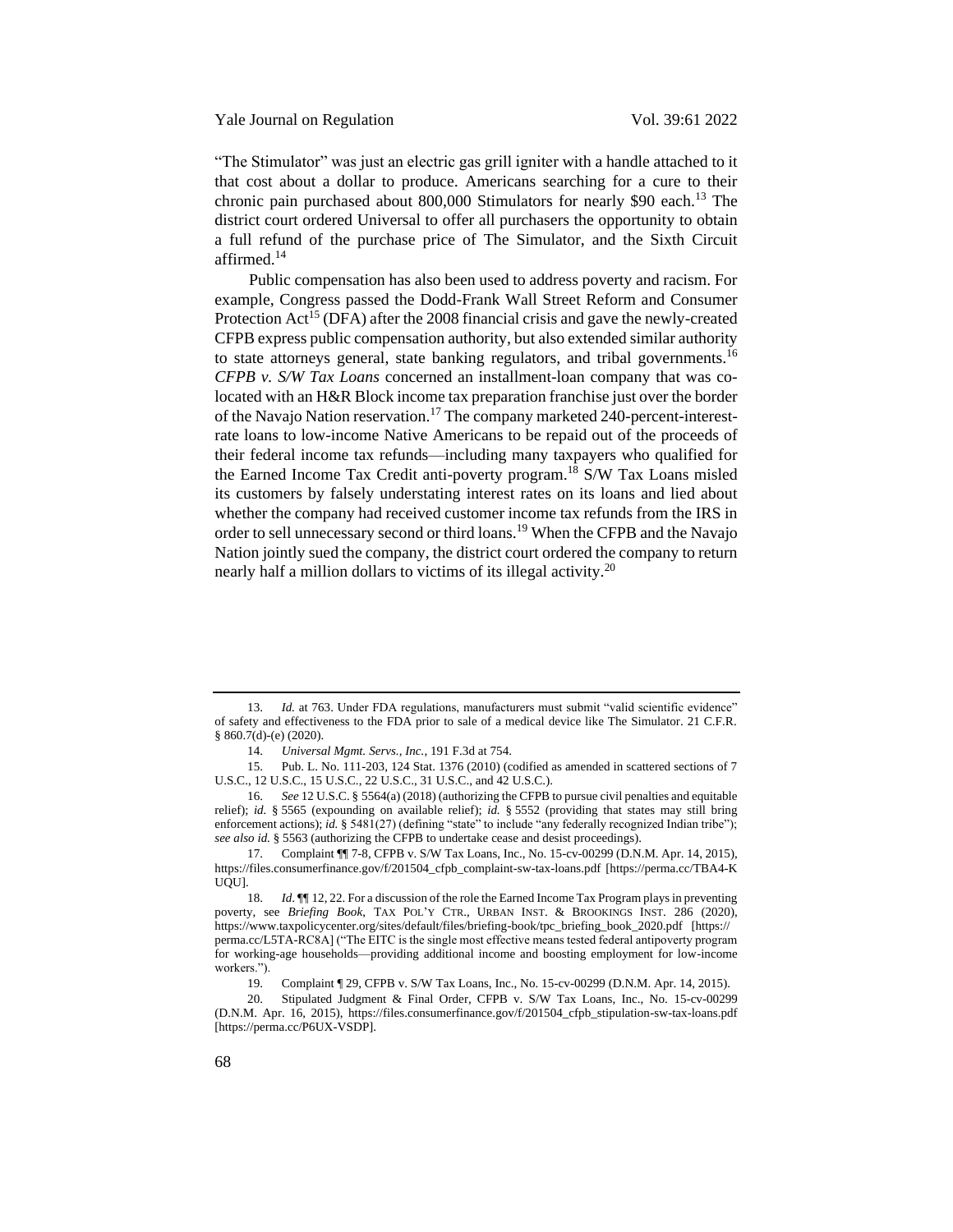"The Stimulator" was just an electric gas grill igniter with a handle attached to it that cost about a dollar to produce. Americans searching for a cure to their chronic pain purchased about 800,000 Stimulators for nearly $90 each.[13] The district court ordered Universal to offer all purchasers the opportunity to obtain a full refund of the purchase price of The Simulator, and the Sixth Circuit affirmed.[14]

Public compensation has also been used to address poverty and racism. For example, Congress passed the Dodd-Frank Wall Street Reform and Consumer Protection Act[15] (DFA) after the 2008 financial crisis and gave the newly-created CFPB express public compensation authority, but also extended similar authority to state attorneys general, state banking regulators, and tribal governments.[16] *CFPB v. S/W Tax Loans* concerned an installment-loan company that was co-located with an H&R Block income tax preparation franchise just over the border of the Navajo Nation reservation.[17] The company marketed 240-percent-interest-rate loans to low-income Native Americans to be repaid out of the proceeds of their federal income tax refunds—including many taxpayers who qualified for the Earned Income Tax Credit anti-poverty program.[18] S/W Tax Loans misled its customers by falsely understating interest rates on its loans and lied about whether the company had received customer income tax refunds from the IRS in order to sell unnecessary second or third loans.[19] When the CFPB and the Navajo Nation jointly sued the company, the district court ordered the company to return nearly half a million dollars to victims of its illegal activity.[20]

---

13. *Id.* at 763. Under FDA regulations, manufacturers must submit "valid scientific evidence" of safety and effectiveness to the FDA prior to sale of a medical device like The Simulator. 21 C.F.R. § 860.7(d)-(e) (2020).

14. *Universal Mgmt. Servs., Inc.*, 191 F.3d at 754.

15. Pub. L. No. 111-203, 124 Stat. 1376 (2010) (codified as amended in scattered sections of 7 U.S.C., 12 U.S.C., 15 U.S.C., 22 U.S.C., 31 U.S.C., and 42 U.S.C.).

16. *See* 12 U.S.C. § 5564(a) (2018) (authorizing the CFPB to pursue civil penalties and equitable relief); *id.* § 5565 (expounding on available relief); *id.* § 5552 (providing that states may still bring enforcement actions); *id.* § 5481(27) (defining "state" to include "any federally recognized Indian tribe"); *see also id.* § 5563 (authorizing the CFPB to undertake cease and desist proceedings).

17. Complaint ¶¶ 7-8, CFPB v. S/W Tax Loans, Inc., No. 15-cv-00299 (D.N.M. Apr. 14, 2015), https://files.consumerfinance.gov/f/201504_cfpb_complaint-sw-tax-loans.pdf [https://perma.cc/TBA4-KUQU].

18. *Id.* ¶¶ 12, 22. For a discussion of the role the Earned Income Tax Program plays in preventing poverty, see *Briefing Book*, TAX POL'Y CTR., URBAN INST. & BROOKINGS INST. 286 (2020), https://www.taxpolicycenter.org/sites/default/files/briefing-book/tpc_briefing_book_2020.pdf [https://perma.cc/L5TA-RC8A] ("The EITC is the single most effective means tested federal antipoverty program for working-age households—providing additional income and boosting employment for low-income workers.").

19. Complaint ¶ 29, CFPB v. S/W Tax Loans, Inc., No. 15-cv-00299 (D.N.M. Apr. 14, 2015).

20. Stipulated Judgment & Final Order, CFPB v. S/W Tax Loans, Inc., No. 15-cv-00299 (D.N.M. Apr. 16, 2015), https://files.consumerfinance.gov/f/201504_cfpb_stipulation-sw-tax-loans.pdf [https://perma.cc/P6UX-VSDP].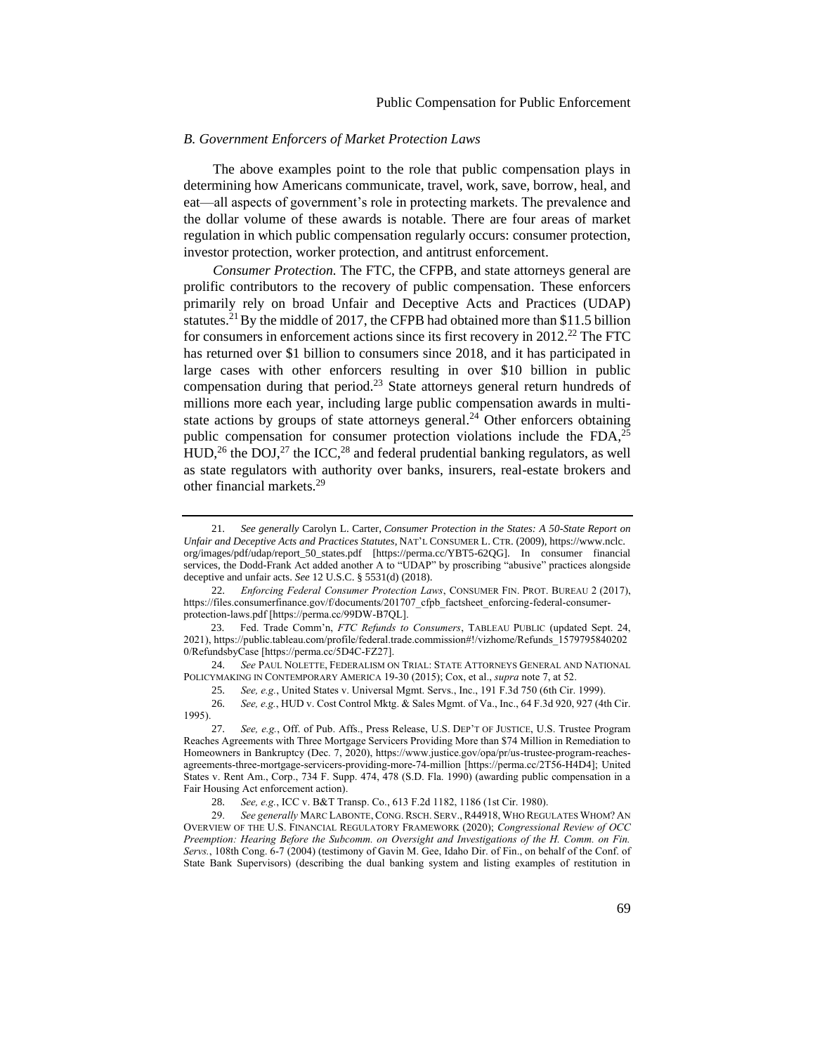### *B. Government Enforcers of Market Protection Laws*

The above examples point to the role that public compensation plays in determining how Americans communicate, travel, work, save, borrow, heal, and eat—all aspects of government's role in protecting markets. The prevalence and the dollar volume of these awards is notable. There are four areas of market regulation in which public compensation regularly occurs: consumer protection, investor protection, worker protection, and antitrust enforcement.

*Consumer Protection.* The FTC, the CFPB, and state attorneys general are prolific contributors to the recovery of public compensation. These enforcers primarily rely on broad Unfair and Deceptive Acts and Practices (UDAP) statutes.[21] By the middle of 2017, the CFPB had obtained more than $11.5 billion for consumers in enforcement actions since its first recovery in 2012.[22] The FTC has returned over $1 billion to consumers since 2018, and it has participated in large cases with other enforcers resulting in over $10 billion in public compensation during that period.[23] State attorneys general return hundreds of millions more each year, including large public compensation awards in multi-state actions by groups of state attorneys general.[24] Other enforcers obtaining public compensation for consumer protection violations include the FDA,[25] HUD,[26] the DOJ,[27] the ICC,[28] and federal prudential banking regulators, as well as state regulators with authority over banks, insurers, real-estate brokers and other financial markets.[29]

---

21. *See generally* Carolyn L. Carter, *Consumer Protection in the States: A 50-State Report on Unfair and Deceptive Acts and Practices Statutes*, NAT'L CONSUMER L. CTR. (2009), https://www.nclc.org/images/pdf/udap/report_50_states.pdf [https://perma.cc/YBT5-62QG]. In consumer financial services, the Dodd-Frank Act added another A to "UDAP" by proscribing "abusive" practices alongside deceptive and unfair acts. *See* 12 U.S.C. § 5531(d) (2018).

22. *Enforcing Federal Consumer Protection Laws*, CONSUMER FIN. PROT. BUREAU 2 (2017), https://files.consumerfinance.gov/f/documents/201707_cfpb_factsheet_enforcing-federal-consumer-protection-laws.pdf [https://perma.cc/99DW-B7QL].

23. Fed. Trade Comm'n, *FTC Refunds to Consumers*, TABLEAU PUBLIC (updated Sept. 24, 2021), https://public.tableau.com/profile/federal.trade.commission#!/vizhome/Refunds_15797958402020/RefundsbyCase [https://perma.cc/5D4C-FZ27].

24. *See* PAUL NOLETTE, FEDERALISM ON TRIAL: STATE ATTORNEYS GENERAL AND NATIONAL POLICYMAKING IN CONTEMPORARY AMERICA 19-30 (2015); Cox, et al., *supra* note 7, at 52.

25. *See, e.g.*, United States v. Universal Mgmt. Servs., Inc., 191 F.3d 750 (6th Cir. 1999).

26. *See, e.g.*, HUD v. Cost Control Mktg. & Sales Mgmt. of Va., Inc., 64 F.3d 920, 927 (4th Cir. 1995).

27. *See, e.g.*, Off. of Pub. Affs., Press Release, U.S. DEP'T OF JUSTICE, U.S. Trustee Program Reaches Agreements with Three Mortgage Servicers Providing More than $74 Million in Remediation to Homeowners in Bankruptcy (Dec. 7, 2020), https://www.justice.gov/opa/pr/us-trustee-program-reaches-agreements-three-mortgage-servicers-providing-more-74-million [https://perma.cc/2T56-H4D4]; United States v. Rent Am., Corp., 734 F. Supp. 474, 478 (S.D. Fla. 1990) (awarding public compensation in a Fair Housing Act enforcement action).

28. *See, e.g.*, ICC v. B&T Transp. Co., 613 F.2d 1182, 1186 (1st Cir. 1980).

29. *See generally* MARC LABONTE, CONG. RSCH. SERV., R44918, WHO REGULATES WHOM? AN OVERVIEW OF THE U.S. FINANCIAL REGULATORY FRAMEWORK (2020); *Congressional Review of OCC Preemption: Hearing Before the Subcomm. on Oversight and Investigations of the H. Comm. on Fin. Servs.*, 108th Cong. 6-7 (2004) (testimony of Gavin M. Gee, Idaho Dir. of Fin., on behalf of the Conf. of State Bank Supervisors) (describing the dual banking system and listing examples of restitution in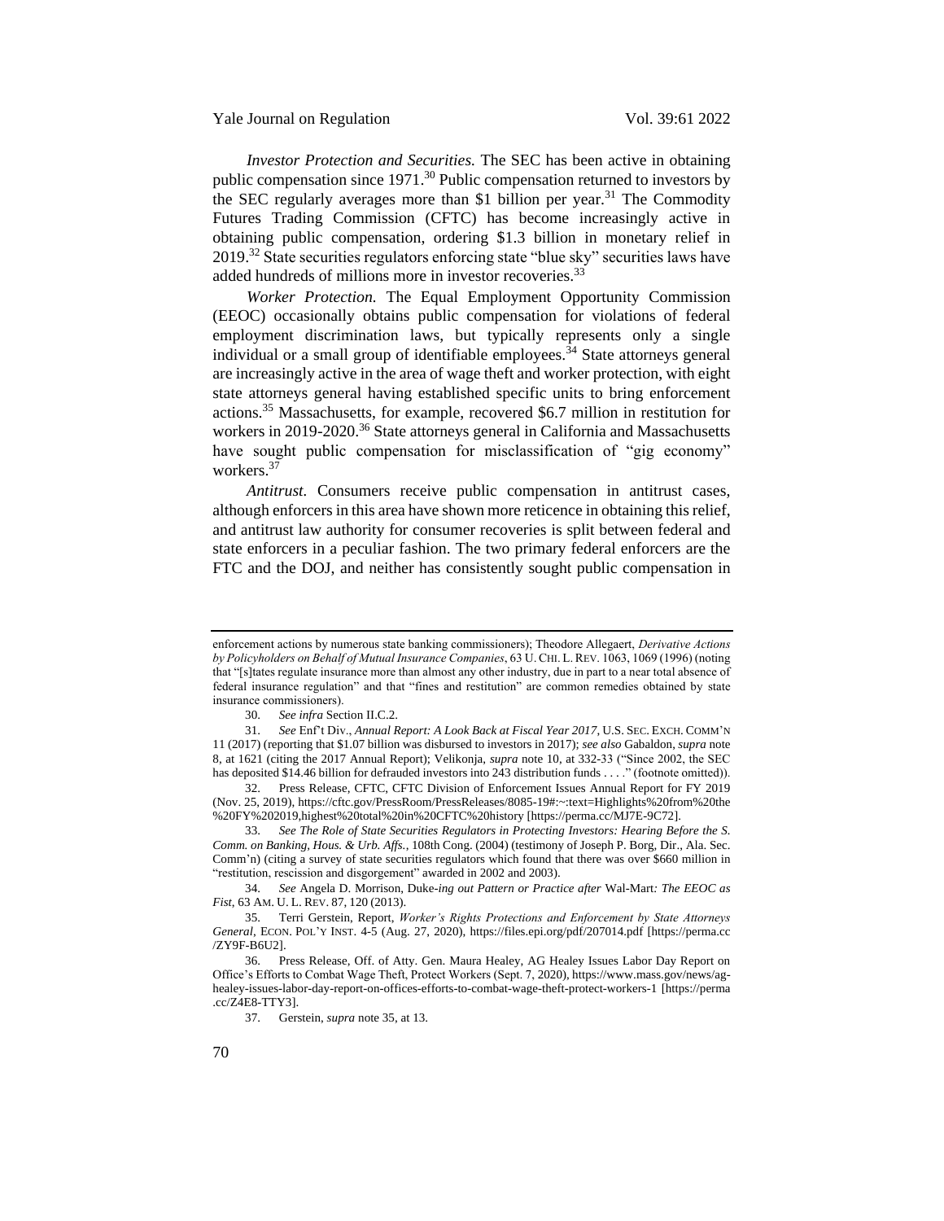*Investor Protection and Securities.* The SEC has been active in obtaining public compensation since 1971.[30] Public compensation returned to investors by the SEC regularly averages more than $1 billion per year.[31] The Commodity Futures Trading Commission (CFTC) has become increasingly active in obtaining public compensation, ordering $1.3 billion in monetary relief in 2019.[32] State securities regulators enforcing state "blue sky" securities laws have added hundreds of millions more in investor recoveries.[33]

*Worker Protection.* The Equal Employment Opportunity Commission (EEOC) occasionally obtains public compensation for violations of federal employment discrimination laws, but typically represents only a single individual or a small group of identifiable employees.[34] State attorneys general are increasingly active in the area of wage theft and worker protection, with eight state attorneys general having established specific units to bring enforcement actions.[35] Massachusetts, for example, recovered $6.7 million in restitution for workers in 2019-2020.[36] State attorneys general in California and Massachusetts have sought public compensation for misclassification of "gig economy" workers.[37]

*Antitrust.* Consumers receive public compensation in antitrust cases, although enforcers in this area have shown more reticence in obtaining this relief, and antitrust law authority for consumer recoveries is split between federal and state enforcers in a peculiar fashion. The two primary federal enforcers are the FTC and the DOJ, and neither has consistently sought public compensation in

---

enforcement actions by numerous state banking commissioners); Theodore Allegaert, *Derivative Actions by Policyholders on Behalf of Mutual Insurance Companies*, 63 U. CHI. L. REV. 1063, 1069 (1996) (noting that "[s]tates regulate insurance more than almost any other industry, due in part to a near total absence of federal insurance regulation" and that "fines and restitution" are common remedies obtained by state insurance commissioners).

30. *See infra* Section II.C.2.

31. *See* Enf't Div., *Annual Report: A Look Back at Fiscal Year 2017*, U.S. SEC. EXCH. COMM'N 11 (2017) (reporting that $1.07 billion was disbursed to investors in 2017); *see also* Gabaldon, *supra* note 8, at 1621 (citing the 2017 Annual Report); Velikonja, *supra* note 10, at 332-33 ("Since 2002, the SEC has deposited $14.46 billion for defrauded investors into 243 distribution funds . . . ." (footnote omitted)).

32. Press Release, CFTC, CFTC Division of Enforcement Issues Annual Report for FY 2019 (Nov. 25, 2019), https://cftc.gov/PressRoom/PressReleases/8085-19#:~:text=Highlights%20from%20the%20FY%202019,highest%20total%20in%20CFTC%20history [https://perma.cc/MJ7E-9C72].

33. *See The Role of State Securities Regulators in Protecting Investors: Hearing Before the S. Comm. on Banking, Hous. & Urb. Affs.*, 108th Cong. (2004) (testimony of Joseph P. Borg, Dir., Ala. Sec. Comm'n) (citing a survey of state securities regulators which found that there was over $660 million in "restitution, rescission and disgorgement" awarded in 2002 and 2003).

34. *See* Angela D. Morrison, Duke*-ing out Pattern or Practice after* Wal-Mart*: The EEOC as Fist*, 63 AM. U. L. REV. 87, 120 (2013).

35. Terri Gerstein, Report, *Worker's Rights Protections and Enforcement by State Attorneys General*, ECON. POL'Y INST. 4-5 (Aug. 27, 2020), https://files.epi.org/pdf/207014.pdf [https://perma.cc/ZY9F-B6U2].

36. Press Release, Off. of Atty. Gen. Maura Healey, AG Healey Issues Labor Day Report on Office's Efforts to Combat Wage Theft, Protect Workers (Sept. 7, 2020), https://www.mass.gov/news/ag-healey-issues-labor-day-report-on-offices-efforts-to-combat-wage-theft-protect-workers-1 [https://perma.cc/Z4E8-TTY3].

37. Gerstein, *supra* note 35, at 13.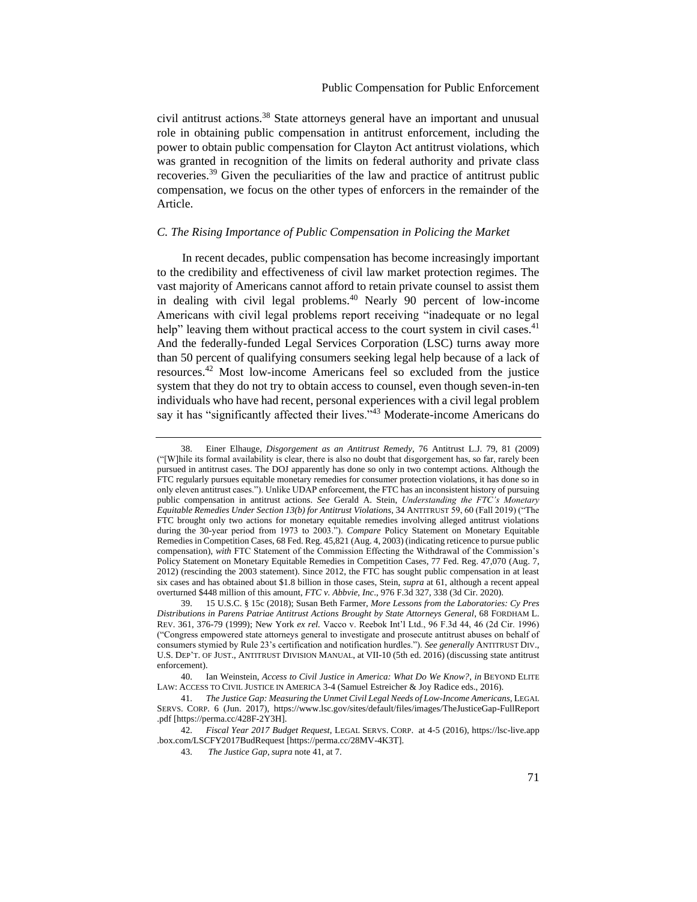civil antitrust actions.[38] State attorneys general have an important and unusual role in obtaining public compensation in antitrust enforcement, including the power to obtain public compensation for Clayton Act antitrust violations, which was granted in recognition of the limits on federal authority and private class recoveries.[39] Given the peculiarities of the law and practice of antitrust public compensation, we focus on the other types of enforcers in the remainder of the Article.

### *C. The Rising Importance of Public Compensation in Policing the Market*

In recent decades, public compensation has become increasingly important to the credibility and effectiveness of civil law market protection regimes. The vast majority of Americans cannot afford to retain private counsel to assist them in dealing with civil legal problems.[40] Nearly 90 percent of low-income Americans with civil legal problems report receiving "inadequate or no legal help" leaving them without practical access to the court system in civil cases.[41] And the federally-funded Legal Services Corporation (LSC) turns away more than 50 percent of qualifying consumers seeking legal help because of a lack of resources.[42] Most low-income Americans feel so excluded from the justice system that they do not try to obtain access to counsel, even though seven-in-ten individuals who have had recent, personal experiences with a civil legal problem say it has "significantly affected their lives."[43] Moderate-income Americans do

---

38. Einer Elhauge, *Disgorgement as an Antitrust Remedy*, 76 Antitrust L.J. 79, 81 (2009) ("[W]hile its formal availability is clear, there is also no doubt that disgorgement has, so far, rarely been pursued in antitrust cases. The DOJ apparently has done so only in two contempt actions. Although the FTC regularly pursues equitable monetary remedies for consumer protection violations, it has done so in only eleven antitrust cases."). Unlike UDAP enforcement, the FTC has an inconsistent history of pursuing public compensation in antitrust actions. *See* Gerald A. Stein, *Understanding the FTC's Monetary Equitable Remedies Under Section 13(b) for Antitrust Violations*, 34 ANTITRUST 59, 60 (Fall 2019) ("The FTC brought only two actions for monetary equitable remedies involving alleged antitrust violations during the 30-year period from 1973 to 2003."). *Compare* Policy Statement on Monetary Equitable Remedies in Competition Cases, 68 Fed. Reg. 45,821 (Aug. 4, 2003) (indicating reticence to pursue public compensation), *with* FTC Statement of the Commission Effecting the Withdrawal of the Commission's Policy Statement on Monetary Equitable Remedies in Competition Cases, 77 Fed. Reg. 47,070 (Aug. 7, 2012) (rescinding the 2003 statement). Since 2012, the FTC has sought public compensation in at least six cases and has obtained about $1.8 billion in those cases, Stein, *supra* at 61, although a recent appeal overturned $448 million of this amount, *FTC v. Abbvie, Inc*., 976 F.3d 327, 338 (3d Cir. 2020).

39. 15 U.S.C. § 15c (2018); Susan Beth Farmer, *More Lessons from the Laboratories: Cy Pres Distributions in Parens Patriae Antitrust Actions Brought by State Attorneys General*, 68 FORDHAM L. REV. 361, 376-79 (1999); New York *ex rel.* Vacco v. Reebok Int'l Ltd., 96 F.3d 44, 46 (2d Cir. 1996) ("Congress empowered state attorneys general to investigate and prosecute antitrust abuses on behalf of consumers stymied by Rule 23's certification and notification hurdles."). *See generally* ANTITRUST DIV., U.S. DEP'T. OF JUST., ANTITRUST DIVISION MANUAL, at VII-10 (5th ed. 2016) (discussing state antitrust enforcement).

40. Ian Weinstein, *Access to Civil Justice in America: What Do We Know?*, *in* BEYOND ELITE LAW: ACCESS TO CIVIL JUSTICE IN AMERICA 3-4 (Samuel Estreicher & Joy Radice eds., 2016).

41. *The Justice Gap: Measuring the Unmet Civil Legal Needs of Low-Income Americans*, LEGAL SERVS. CORP. 6 (Jun. 2017), https://www.lsc.gov/sites/default/files/images/TheJusticeGap-FullReport.pdf [https://perma.cc/428F-2Y3H].

42. *Fiscal Year 2017 Budget Request*, LEGAL SERVS. CORP. at 4-5 (2016), https://lsc-live.app.box.com/LSCFY2017BudRequest [https://perma.cc/28MV-4K3T].

43. *The Justice Gap*, *supra* note 41, at 7.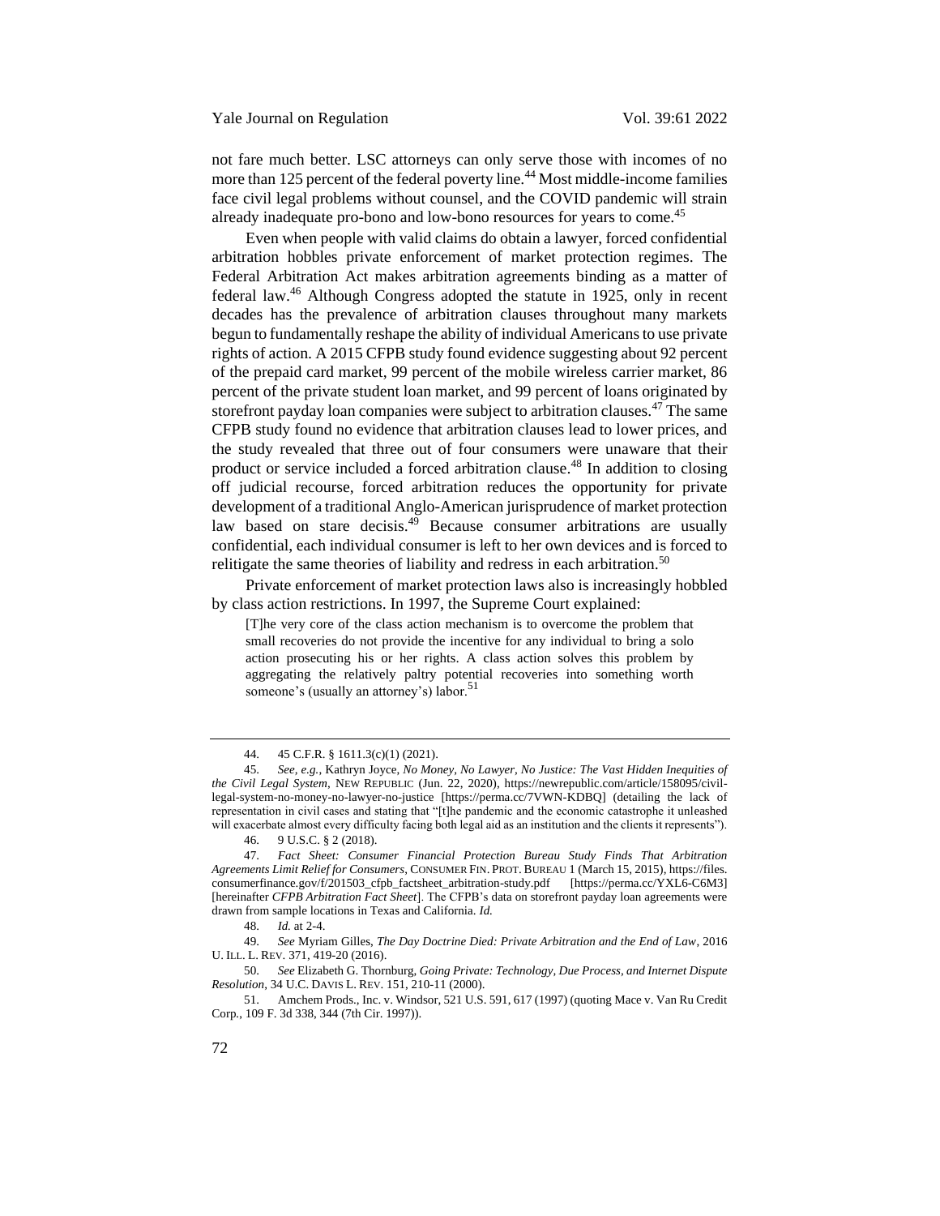not fare much better. LSC attorneys can only serve those with incomes of no more than 125 percent of the federal poverty line.[44] Most middle-income families face civil legal problems without counsel, and the COVID pandemic will strain already inadequate pro-bono and low-bono resources for years to come.[45]

Even when people with valid claims do obtain a lawyer, forced confidential arbitration hobbles private enforcement of market protection regimes. The Federal Arbitration Act makes arbitration agreements binding as a matter of federal law.[46] Although Congress adopted the statute in 1925, only in recent decades has the prevalence of arbitration clauses throughout many markets begun to fundamentally reshape the ability of individual Americans to use private rights of action. A 2015 CFPB study found evidence suggesting about 92 percent of the prepaid card market, 99 percent of the mobile wireless carrier market, 86 percent of the private student loan market, and 99 percent of loans originated by storefront payday loan companies were subject to arbitration clauses.[47] The same CFPB study found no evidence that arbitration clauses lead to lower prices, and the study revealed that three out of four consumers were unaware that their product or service included a forced arbitration clause.[48] In addition to closing off judicial recourse, forced arbitration reduces the opportunity for private development of a traditional Anglo-American jurisprudence of market protection law based on stare decisis.[49] Because consumer arbitrations are usually confidential, each individual consumer is left to her own devices and is forced to relitigate the same theories of liability and redress in each arbitration.[50]

Private enforcement of market protection laws also is increasingly hobbled by class action restrictions. In 1997, the Supreme Court explained:

> [T]he very core of the class action mechanism is to overcome the problem that small recoveries do not provide the incentive for any individual to bring a solo action prosecuting his or her rights. A class action solves this problem by aggregating the relatively paltry potential recoveries into something worth someone's (usually an attorney's) labor.[51]

---

44. 45 C.F.R. § 1611.3(c)(1) (2021).

45. *See, e.g.*, Kathryn Joyce, *No Money, No Lawyer, No Justice: The Vast Hidden Inequities of the Civil Legal System*, NEW REPUBLIC (Jun. 22, 2020), https://newrepublic.com/article/158095/civil-legal-system-no-money-no-lawyer-no-justice [https://perma.cc/7VWN-KDBQ] (detailing the lack of representation in civil cases and stating that "[t]he pandemic and the economic catastrophe it unleashed will exacerbate almost every difficulty facing both legal aid as an institution and the clients it represents").

46. 9 U.S.C. § 2 (2018).

47. *Fact Sheet: Consumer Financial Protection Bureau Study Finds That Arbitration Agreements Limit Relief for Consumers*, CONSUMER FIN. PROT. BUREAU 1 (March 15, 2015), https://files.consumerfinance.gov/f/201503_cfpb_factsheet_arbitration-study.pdf [https://perma.cc/YXL6-C6M3] [hereinafter *CFPB Arbitration Fact Sheet*]. The CFPB's data on storefront payday loan agreements were drawn from sample locations in Texas and California. *Id.*

48. *Id.* at 2-4.

49. *See* Myriam Gilles, *The Day Doctrine Died: Private Arbitration and the End of Law*, 2016 U. ILL. L. REV. 371, 419-20 (2016).

50. *See* Elizabeth G. Thornburg, *Going Private: Technology, Due Process, and Internet Dispute Resolution*, 34 U.C. DAVIS L. REV. 151, 210-11 (2000).

51. Amchem Prods., Inc. v. Windsor, 521 U.S. 591, 617 (1997) (quoting Mace v. Van Ru Credit Corp., 109 F. 3d 338, 344 (7th Cir. 1997)).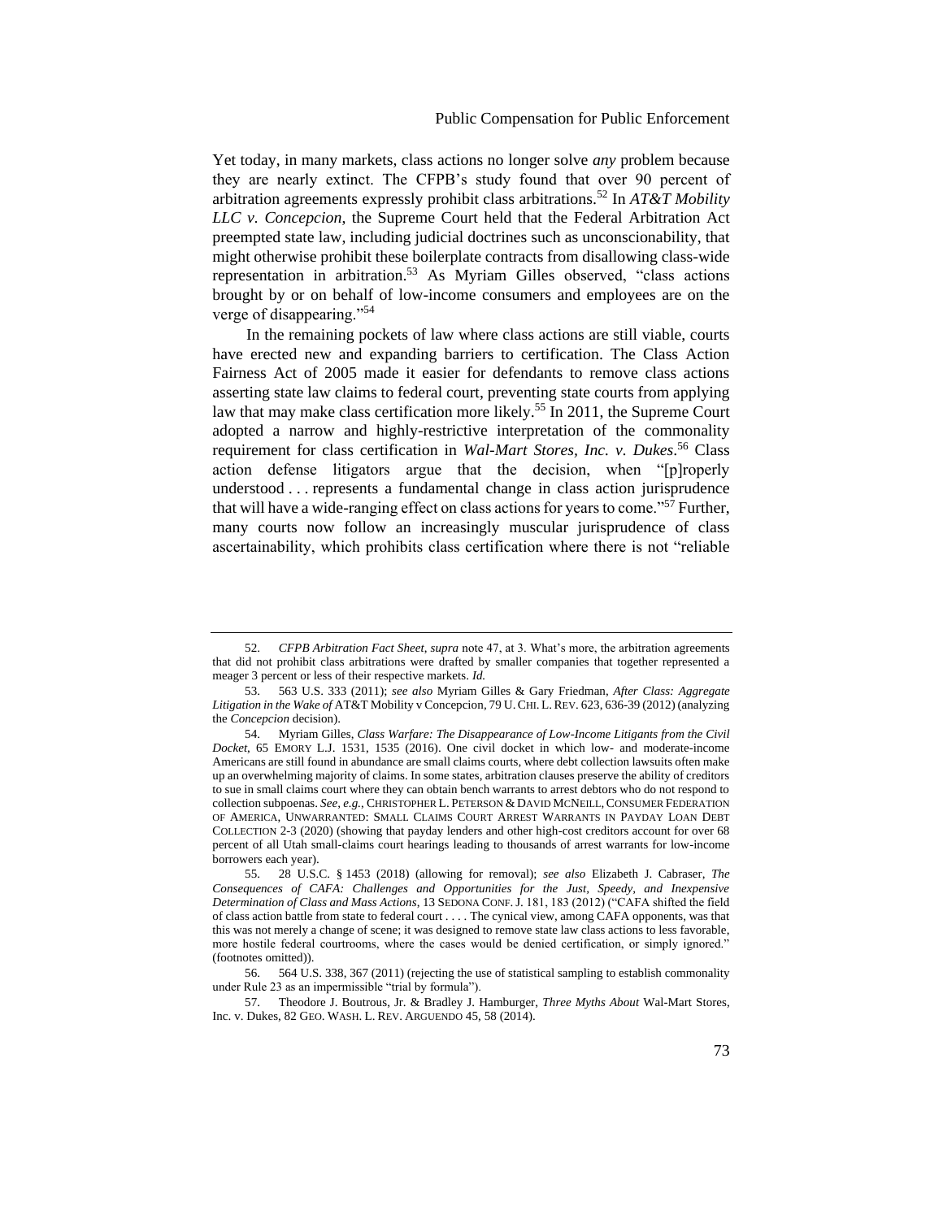Yet today, in many markets, class actions no longer solve *any* problem because they are nearly extinct. The CFPB's study found that over 90 percent of arbitration agreements expressly prohibit class arbitrations.[52] In *AT&T Mobility LLC v. Concepcion*, the Supreme Court held that the Federal Arbitration Act preempted state law, including judicial doctrines such as unconscionability, that might otherwise prohibit these boilerplate contracts from disallowing class-wide representation in arbitration.[53] As Myriam Gilles observed, "class actions brought by or on behalf of low-income consumers and employees are on the verge of disappearing."[54]

In the remaining pockets of law where class actions are still viable, courts have erected new and expanding barriers to certification. The Class Action Fairness Act of 2005 made it easier for defendants to remove class actions asserting state law claims to federal court, preventing state courts from applying law that may make class certification more likely.[55] In 2011, the Supreme Court adopted a narrow and highly-restrictive interpretation of the commonality requirement for class certification in *Wal-Mart Stores, Inc. v. Dukes*.[56] Class action defense litigators argue that the decision, when "[p]roperly understood . . . represents a fundamental change in class action jurisprudence that will have a wide-ranging effect on class actions for years to come."[57] Further, many courts now follow an increasingly muscular jurisprudence of class ascertainability, which prohibits class certification where there is not "reliable

---

52. *CFPB Arbitration Fact Sheet*, *supra* note 47, at 3. What's more, the arbitration agreements that did not prohibit class arbitrations were drafted by smaller companies that together represented a meager 3 percent or less of their respective markets. *Id.*

53. 563 U.S. 333 (2011); *see also* Myriam Gilles & Gary Friedman, *After Class: Aggregate Litigation in the Wake of* AT&T Mobility v Concepcion, 79 U. CHI. L. REV. 623, 636-39 (2012) (analyzing the *Concepcion* decision).

54. Myriam Gilles, *Class Warfare: The Disappearance of Low-Income Litigants from the Civil Docket*, 65 EMORY L.J. 1531, 1535 (2016). One civil docket in which low- and moderate-income Americans are still found in abundance are small claims courts, where debt collection lawsuits often make up an overwhelming majority of claims. In some states, arbitration clauses preserve the ability of creditors to sue in small claims court where they can obtain bench warrants to arrest debtors who do not respond to collection subpoenas. *See, e.g.*, CHRISTOPHER L. PETERSON & DAVID MCNEILL, CONSUMER FEDERATION OF AMERICA, UNWARRANTED: SMALL CLAIMS COURT ARREST WARRANTS IN PAYDAY LOAN DEBT COLLECTION 2-3 (2020) (showing that payday lenders and other high-cost creditors account for over 68 percent of all Utah small-claims court hearings leading to thousands of arrest warrants for low-income borrowers each year).

55. 28 U.S.C. § 1453 (2018) (allowing for removal); *see also* Elizabeth J. Cabraser, *The Consequences of CAFA: Challenges and Opportunities for the Just, Speedy, and Inexpensive Determination of Class and Mass Actions*, 13 SEDONA CONF. J. 181, 183 (2012) ("CAFA shifted the field of class action battle from state to federal court . . . . The cynical view, among CAFA opponents, was that this was not merely a change of scene; it was designed to remove state law class actions to less favorable, more hostile federal courtrooms, where the cases would be denied certification, or simply ignored." (footnotes omitted)).

56. 564 U.S. 338, 367 (2011) (rejecting the use of statistical sampling to establish commonality under Rule 23 as an impermissible "trial by formula").

57. Theodore J. Boutrous, Jr. & Bradley J. Hamburger, *Three Myths About* Wal-Mart Stores, Inc. v. Dukes, 82 GEO. WASH. L. REV. ARGUENDO 45, 58 (2014).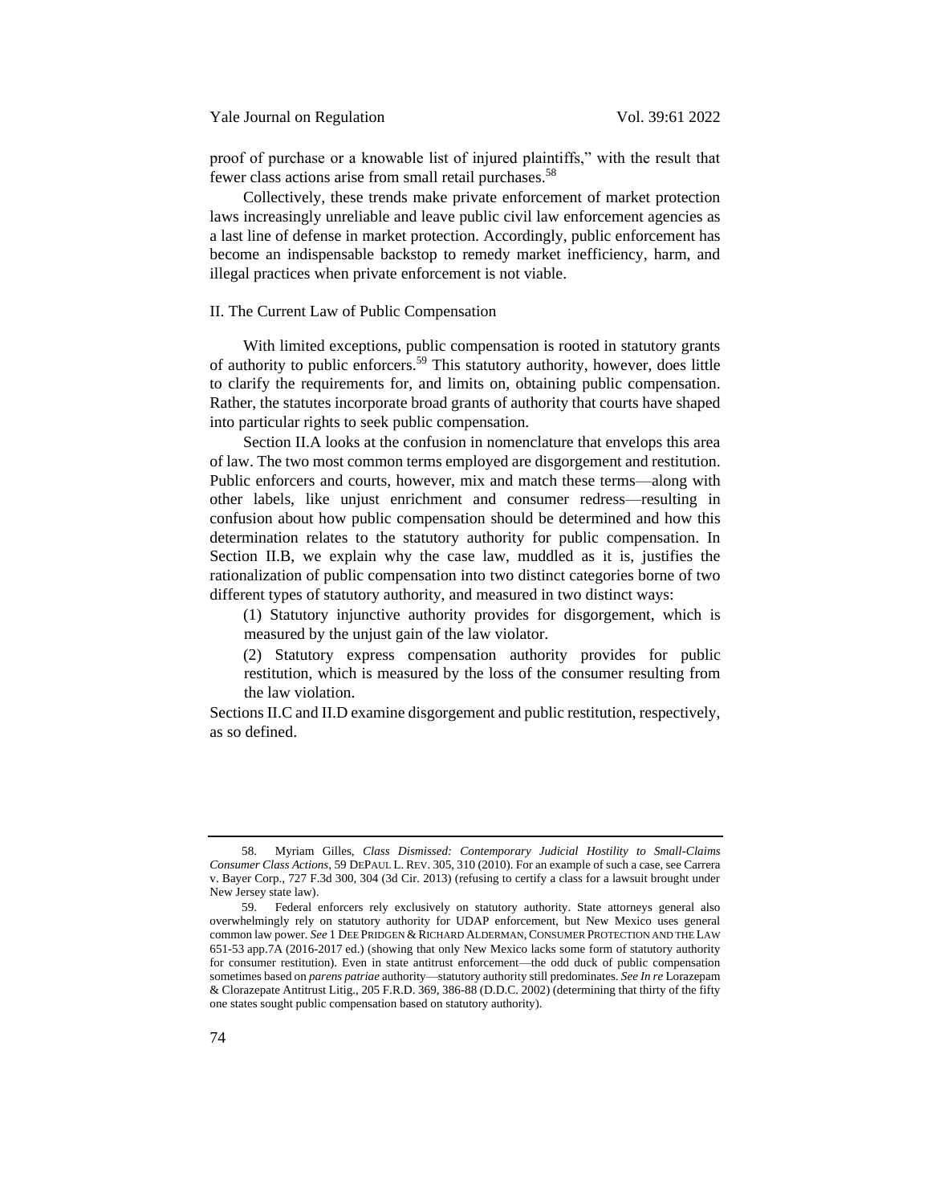proof of purchase or a knowable list of injured plaintiffs," with the result that fewer class actions arise from small retail purchases.[58]

Collectively, these trends make private enforcement of market protection laws increasingly unreliable and leave public civil law enforcement agencies as a last line of defense in market protection. Accordingly, public enforcement has become an indispensable backstop to remedy market inefficiency, harm, and illegal practices when private enforcement is not viable.

## II. The Current Law of Public Compensation

With limited exceptions, public compensation is rooted in statutory grants of authority to public enforcers.[59] This statutory authority, however, does little to clarify the requirements for, and limits on, obtaining public compensation. Rather, the statutes incorporate broad grants of authority that courts have shaped into particular rights to seek public compensation.

Section II.A looks at the confusion in nomenclature that envelops this area of law. The two most common terms employed are disgorgement and restitution. Public enforcers and courts, however, mix and match these terms—along with other labels, like unjust enrichment and consumer redress—resulting in confusion about how public compensation should be determined and how this determination relates to the statutory authority for public compensation. In Section II.B, we explain why the case law, muddled as it is, justifies the rationalization of public compensation into two distinct categories borne of two different types of statutory authority, and measured in two distinct ways:

(1) Statutory injunctive authority provides for disgorgement, which is measured by the unjust gain of the law violator.

(2) Statutory express compensation authority provides for public restitution, which is measured by the loss of the consumer resulting from the law violation.

Sections II.C and II.D examine disgorgement and public restitution, respectively, as so defined.

---

58. Myriam Gilles, *Class Dismissed: Contemporary Judicial Hostility to Small-Claims Consumer Class Actions*, 59 DEPAUL L. REV. 305, 310 (2010). For an example of such a case, see Carrera v. Bayer Corp., 727 F.3d 300, 304 (3d Cir. 2013) (refusing to certify a class for a lawsuit brought under New Jersey state law).

59. Federal enforcers rely exclusively on statutory authority. State attorneys general also overwhelmingly rely on statutory authority for UDAP enforcement, but New Mexico uses general common law power. *See* 1 DEE PRIDGEN & RICHARD ALDERMAN, CONSUMER PROTECTION AND THE LAW 651-53 app.7A (2016-2017 ed.) (showing that only New Mexico lacks some form of statutory authority for consumer restitution). Even in state antitrust enforcement—the odd duck of public compensation sometimes based on *parens patriae* authority—statutory authority still predominates. *See In re* Lorazepam & Clorazepate Antitrust Litig., 205 F.R.D. 369, 386-88 (D.D.C. 2002) (determining that thirty of the fifty one states sought public compensation based on statutory authority).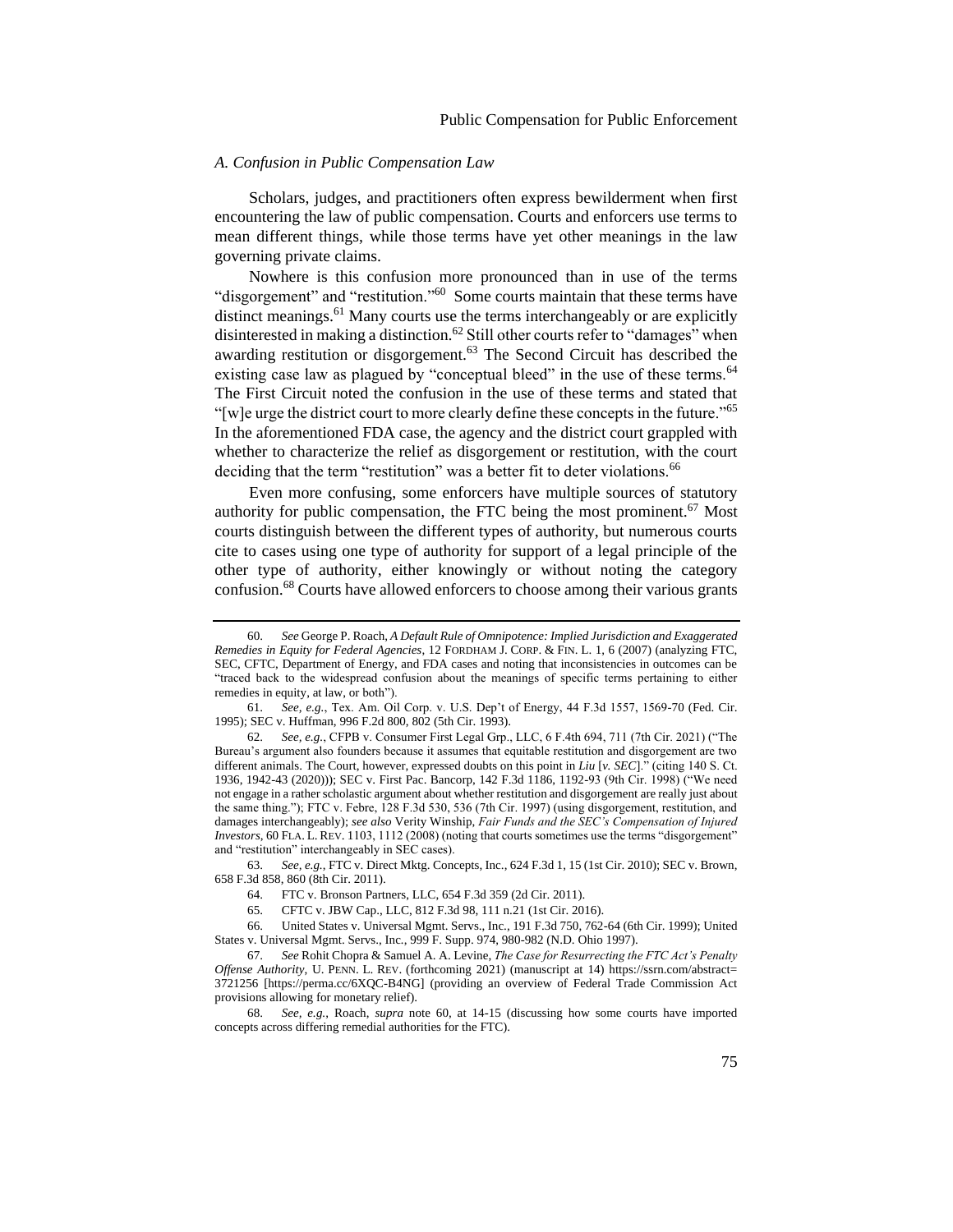### *A. Confusion in Public Compensation Law*

Scholars, judges, and practitioners often express bewilderment when first encountering the law of public compensation. Courts and enforcers use terms to mean different things, while those terms have yet other meanings in the law governing private claims.

Nowhere is this confusion more pronounced than in use of the terms "disgorgement" and "restitution."[60] Some courts maintain that these terms have distinct meanings.[61] Many courts use the terms interchangeably or are explicitly disinterested in making a distinction.[62] Still other courts refer to "damages" when awarding restitution or disgorgement.[63] The Second Circuit has described the existing case law as plagued by "conceptual bleed" in the use of these terms.[64] The First Circuit noted the confusion in the use of these terms and stated that "[w]e urge the district court to more clearly define these concepts in the future."[65] In the aforementioned FDA case, the agency and the district court grappled with whether to characterize the relief as disgorgement or restitution, with the court deciding that the term "restitution" was a better fit to deter violations.[66]

Even more confusing, some enforcers have multiple sources of statutory authority for public compensation, the FTC being the most prominent.[67] Most courts distinguish between the different types of authority, but numerous courts cite to cases using one type of authority for support of a legal principle of the other type of authority, either knowingly or without noting the category confusion.[68] Courts have allowed enforcers to choose among their various grants

---

60. *See* George P. Roach, *A Default Rule of Omnipotence: Implied Jurisdiction and Exaggerated Remedies in Equity for Federal Agencies*, 12 FORDHAM J. CORP. & FIN. L. 1, 6 (2007) (analyzing FTC, SEC, CFTC, Department of Energy, and FDA cases and noting that inconsistencies in outcomes can be "traced back to the widespread confusion about the meanings of specific terms pertaining to either remedies in equity, at law, or both").

61. *See, e.g.*, Tex. Am. Oil Corp. v. U.S. Dep't of Energy, 44 F.3d 1557, 1569-70 (Fed. Cir. 1995); SEC v. Huffman, 996 F.2d 800, 802 (5th Cir. 1993).

62. *See, e.g.*, CFPB v. Consumer First Legal Grp., LLC, 6 F.4th 694, 711 (7th Cir. 2021) ("The Bureau's argument also founders because it assumes that equitable restitution and disgorgement are two different animals. The Court, however, expressed doubts on this point in *Liu* [*v. SEC*]." (citing 140 S. Ct. 1936, 1942-43 (2020))); SEC v. First Pac. Bancorp, 142 F.3d 1186, 1192-93 (9th Cir. 1998) ("We need not engage in a rather scholastic argument about whether restitution and disgorgement are really just about the same thing."); FTC v. Febre, 128 F.3d 530, 536 (7th Cir. 1997) (using disgorgement, restitution, and damages interchangeably); *see also* Verity Winship, *Fair Funds and the SEC's Compensation of Injured Investors*, 60 FLA. L. REV. 1103, 1112 (2008) (noting that courts sometimes use the terms "disgorgement" and "restitution" interchangeably in SEC cases).

63. *See, e.g.*, FTC v. Direct Mktg. Concepts, Inc., 624 F.3d 1, 15 (1st Cir. 2010); SEC v. Brown, 658 F.3d 858, 860 (8th Cir. 2011).

64. FTC v. Bronson Partners, LLC, 654 F.3d 359 (2d Cir. 2011).

65. CFTC v. JBW Cap., LLC, 812 F.3d 98, 111 n.21 (1st Cir. 2016).

66. United States v. Universal Mgmt. Servs., Inc., 191 F.3d 750, 762-64 (6th Cir. 1999); United States v. Universal Mgmt. Servs., Inc., 999 F. Supp. 974, 980-982 (N.D. Ohio 1997).

67. *See* Rohit Chopra & Samuel A. A. Levine, *The Case for Resurrecting the FTC Act's Penalty Offense Authority*, U. PENN. L. REV. (forthcoming 2021) (manuscript at 14) https://ssrn.com/abstract=3721256 [https://perma.cc/6XQC-B4NG] (providing an overview of Federal Trade Commission Act provisions allowing for monetary relief).

68. *See, e.g.*, Roach, *supra* note 60, at 14-15 (discussing how some courts have imported concepts across differing remedial authorities for the FTC).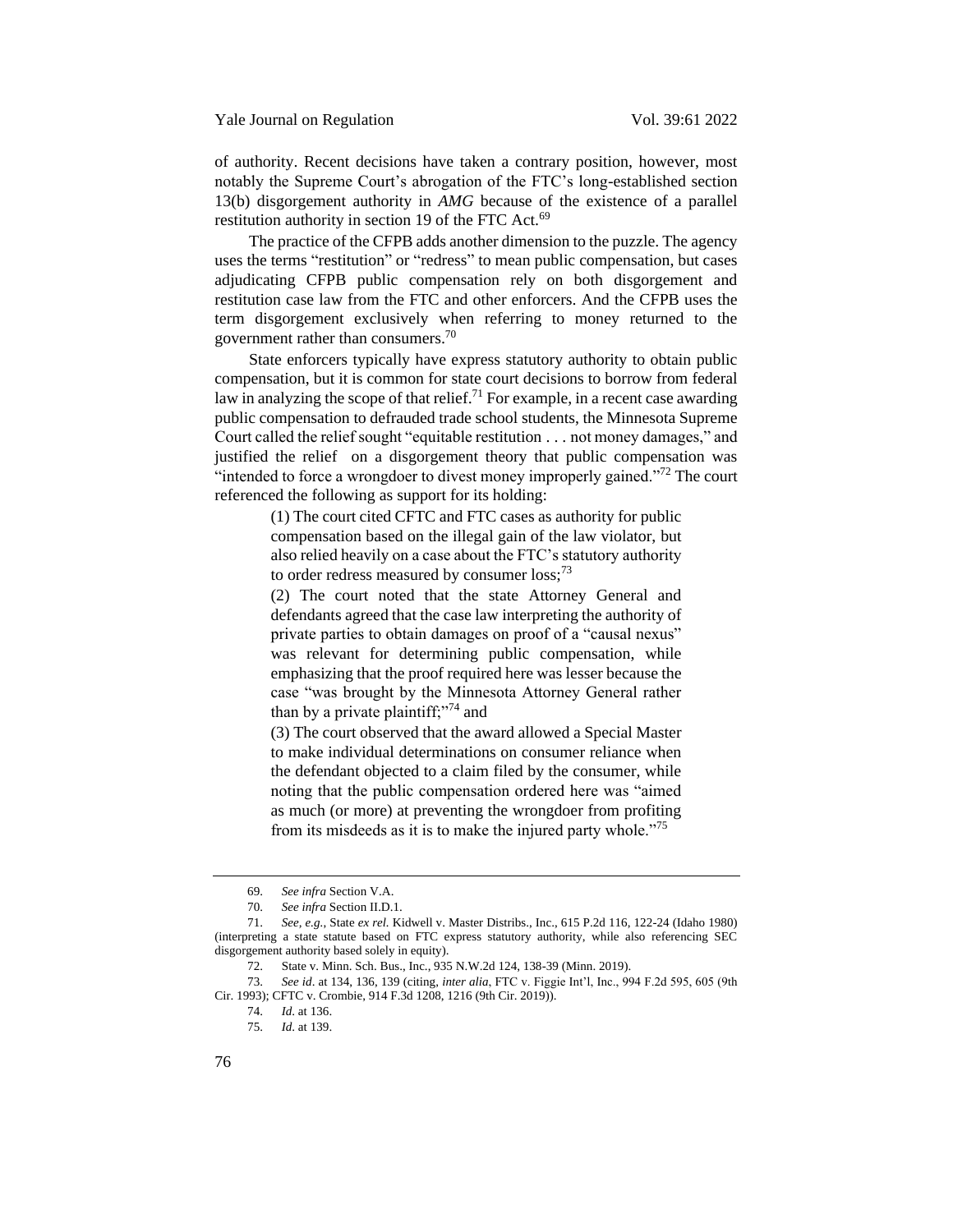of authority. Recent decisions have taken a contrary position, however, most notably the Supreme Court's abrogation of the FTC's long-established section 13(b) disgorgement authority in *AMG* because of the existence of a parallel restitution authority in section 19 of the FTC Act.[69]

The practice of the CFPB adds another dimension to the puzzle. The agency uses the terms "restitution" or "redress" to mean public compensation, but cases adjudicating CFPB public compensation rely on both disgorgement and restitution case law from the FTC and other enforcers. And the CFPB uses the term disgorgement exclusively when referring to money returned to the government rather than consumers.[70]

State enforcers typically have express statutory authority to obtain public compensation, but it is common for state court decisions to borrow from federal law in analyzing the scope of that relief.[71] For example, in a recent case awarding public compensation to defrauded trade school students, the Minnesota Supreme Court called the relief sought "equitable restitution . . . not money damages," and justified the relief on a disgorgement theory that public compensation was "intended to force a wrongdoer to divest money improperly gained."[72] The court referenced the following as support for its holding:

> (1) The court cited CFTC and FTC cases as authority for public compensation based on the illegal gain of the law violator, but also relied heavily on a case about the FTC's statutory authority to order redress measured by consumer loss;[73]
>
> (2) The court noted that the state Attorney General and defendants agreed that the case law interpreting the authority of private parties to obtain damages on proof of a "causal nexus" was relevant for determining public compensation, while emphasizing that the proof required here was lesser because the case "was brought by the Minnesota Attorney General rather than by a private plaintiff;"[74] and
>
> (3) The court observed that the award allowed a Special Master to make individual determinations on consumer reliance when the defendant objected to a claim filed by the consumer, while noting that the public compensation ordered here was "aimed as much (or more) at preventing the wrongdoer from profiting from its misdeeds as it is to make the injured party whole."[75]

---

69. *See infra* Section V.A.

70. *See infra* Section II.D.1.

71. *See, e.g.*, State *ex rel.* Kidwell v. Master Distribs., Inc., 615 P.2d 116, 122-24 (Idaho 1980) (interpreting a state statute based on FTC express statutory authority, while also referencing SEC disgorgement authority based solely in equity).

72. State v. Minn. Sch. Bus., Inc., 935 N.W.2d 124, 138-39 (Minn. 2019).

73. *See id*. at 134, 136, 139 (citing, *inter alia*, FTC v. Figgie Int'l, Inc., 994 F.2d 595, 605 (9th Cir. 1993); CFTC v. Crombie, 914 F.3d 1208, 1216 (9th Cir. 2019)).

74. *Id*. at 136.

75. *Id*. at 139.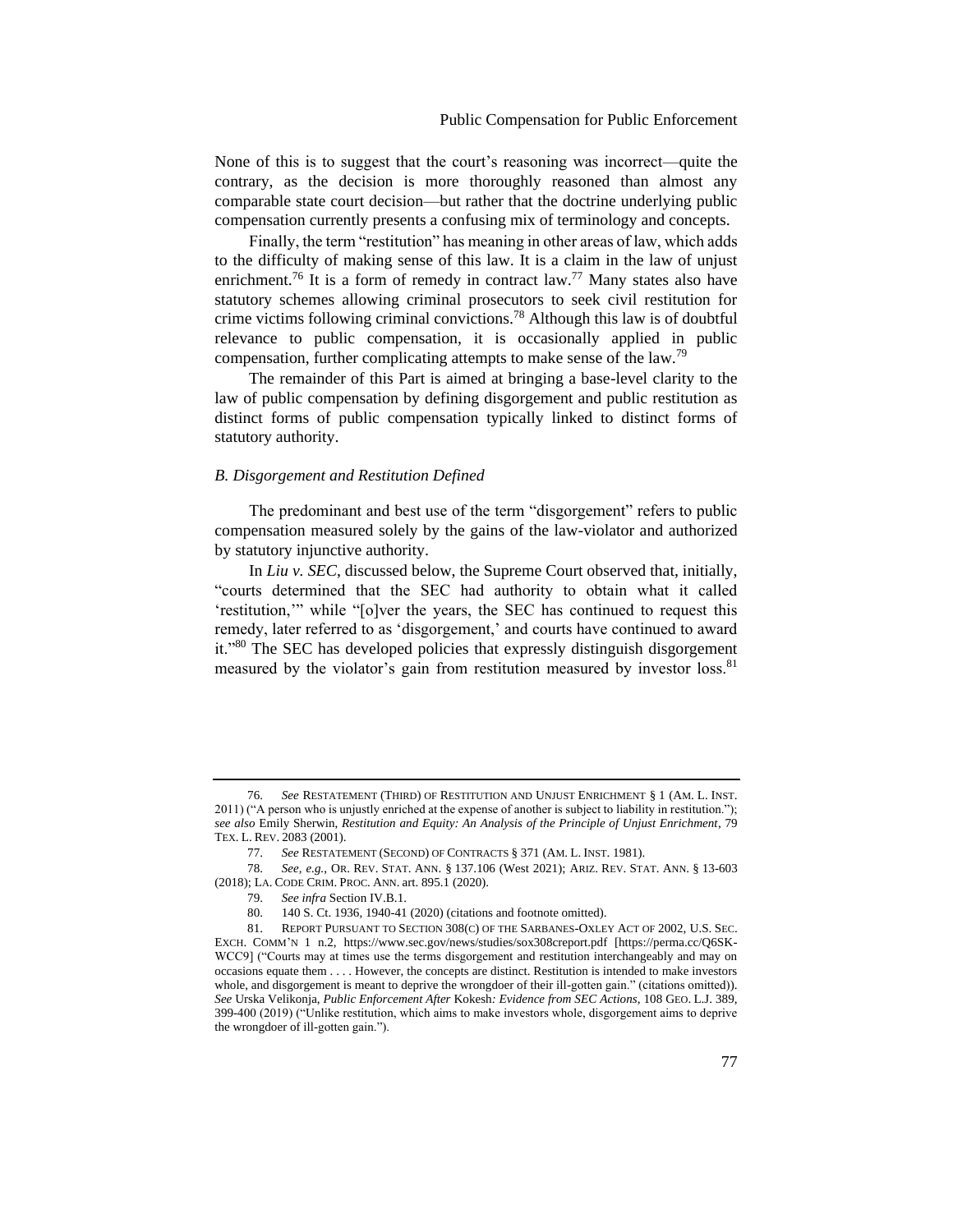None of this is to suggest that the court's reasoning was incorrect—quite the contrary, as the decision is more thoroughly reasoned than almost any comparable state court decision—but rather that the doctrine underlying public compensation currently presents a confusing mix of terminology and concepts.

Finally, the term "restitution" has meaning in other areas of law, which adds to the difficulty of making sense of this law. It is a claim in the law of unjust enrichment.[76] It is a form of remedy in contract law.[77] Many states also have statutory schemes allowing criminal prosecutors to seek civil restitution for crime victims following criminal convictions.[78] Although this law is of doubtful relevance to public compensation, it is occasionally applied in public compensation, further complicating attempts to make sense of the law.[79]

The remainder of this Part is aimed at bringing a base-level clarity to the law of public compensation by defining disgorgement and public restitution as distinct forms of public compensation typically linked to distinct forms of statutory authority.

### *B. Disgorgement and Restitution Defined*

The predominant and best use of the term "disgorgement" refers to public compensation measured solely by the gains of the law-violator and authorized by statutory injunctive authority.

In *Liu v. SEC*, discussed below, the Supreme Court observed that, initially, "courts determined that the SEC had authority to obtain what it called 'restitution,'" while "[o]ver the years, the SEC has continued to request this remedy, later referred to as 'disgorgement,' and courts have continued to award it."[80] The SEC has developed policies that expressly distinguish disgorgement measured by the violator's gain from restitution measured by investor loss.[81]

---

76. *See* RESTATEMENT (THIRD) OF RESTITUTION AND UNJUST ENRICHMENT § 1 (AM. L. INST. 2011) ("A person who is unjustly enriched at the expense of another is subject to liability in restitution."); *see also* Emily Sherwin, *Restitution and Equity: An Analysis of the Principle of Unjust Enrichment*, 79 TEX. L. REV. 2083 (2001).

77. *See* RESTATEMENT (SECOND) OF CONTRACTS § 371 (AM. L. INST. 1981).

78. *See, e.g.*, OR. REV. STAT. ANN. § 137.106 (West 2021); ARIZ. REV. STAT. ANN. § 13-603 (2018); LA. CODE CRIM. PROC. ANN. art. 895.1 (2020).

79. *See infra* Section IV.B.1.

80. 140 S. Ct. 1936, 1940-41 (2020) (citations and footnote omitted).

81. REPORT PURSUANT TO SECTION 308(C) OF THE SARBANES-OXLEY ACT OF 2002, U.S. SEC. EXCH. COMM'N 1 n.2, https://www.sec.gov/news/studies/sox308creport.pdf [https://perma.cc/Q6SK-WCC9] ("Courts may at times use the terms disgorgement and restitution interchangeably and may on occasions equate them . . . . However, the concepts are distinct. Restitution is intended to make investors whole, and disgorgement is meant to deprive the wrongdoer of their ill-gotten gain." (citations omitted)). *See* Urska Velikonja, *Public Enforcement After* Kokesh*: Evidence from SEC Actions*, 108 GEO. L.J. 389, 399-400 (2019) ("Unlike restitution, which aims to make investors whole, disgorgement aims to deprive the wrongdoer of ill-gotten gain.").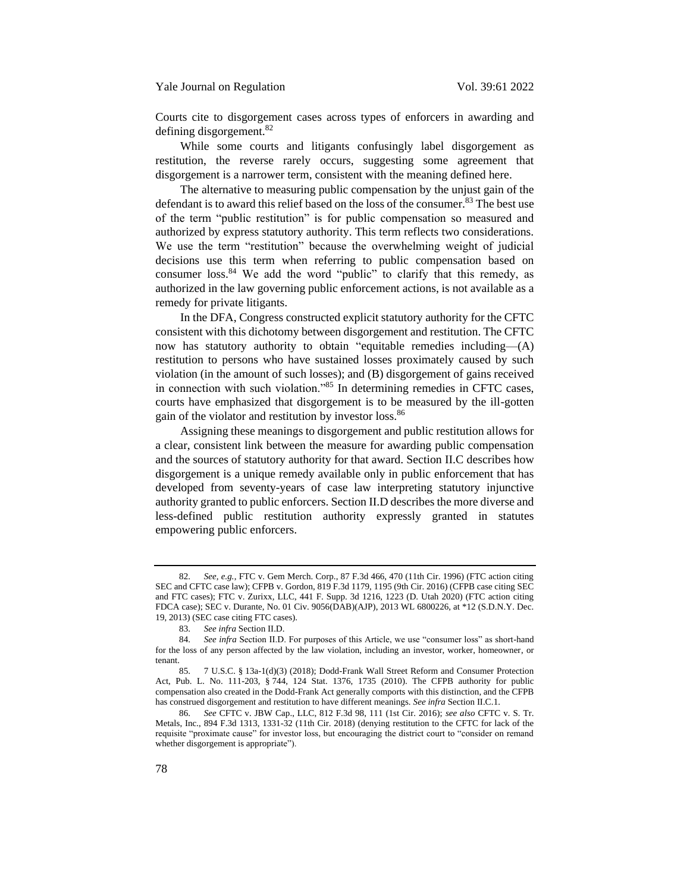Courts cite to disgorgement cases across types of enforcers in awarding and defining disgorgement.[82]

While some courts and litigants confusingly label disgorgement as restitution, the reverse rarely occurs, suggesting some agreement that disgorgement is a narrower term, consistent with the meaning defined here.

The alternative to measuring public compensation by the unjust gain of the defendant is to award this relief based on the loss of the consumer.[83] The best use of the term "public restitution" is for public compensation so measured and authorized by express statutory authority. This term reflects two considerations. We use the term "restitution" because the overwhelming weight of judicial decisions use this term when referring to public compensation based on consumer loss.[84] We add the word "public" to clarify that this remedy, as authorized in the law governing public enforcement actions, is not available as a remedy for private litigants.

In the DFA, Congress constructed explicit statutory authority for the CFTC consistent with this dichotomy between disgorgement and restitution. The CFTC now has statutory authority to obtain "equitable remedies including—(A) restitution to persons who have sustained losses proximately caused by such violation (in the amount of such losses); and (B) disgorgement of gains received in connection with such violation."[85] In determining remedies in CFTC cases, courts have emphasized that disgorgement is to be measured by the ill-gotten gain of the violator and restitution by investor loss.[86]

Assigning these meanings to disgorgement and public restitution allows for a clear, consistent link between the measure for awarding public compensation and the sources of statutory authority for that award. Section II.C describes how disgorgement is a unique remedy available only in public enforcement that has developed from seventy-years of case law interpreting statutory injunctive authority granted to public enforcers. Section II.D describes the more diverse and less-defined public restitution authority expressly granted in statutes empowering public enforcers.

---

82. *See, e.g.*, FTC v. Gem Merch. Corp., 87 F.3d 466, 470 (11th Cir. 1996) (FTC action citing SEC and CFTC case law); CFPB v. Gordon, 819 F.3d 1179, 1195 (9th Cir. 2016) (CFPB case citing SEC and FTC cases); FTC v. Zurixx, LLC, 441 F. Supp. 3d 1216, 1223 (D. Utah 2020) (FTC action citing FDCA case); SEC v. Durante, No. 01 Civ. 9056(DAB)(AJP), 2013 WL 6800226, at *12 (S.D.N.Y. Dec. 19, 2013) (SEC case citing FTC cases).

83. *See infra* Section II.D.

84. *See infra* Section II.D. For purposes of this Article, we use "consumer loss" as short-hand for the loss of any person affected by the law violation, including an investor, worker, homeowner, or tenant.

85. 7 U.S.C. § 13a-1(d)(3) (2018); Dodd-Frank Wall Street Reform and Consumer Protection Act, Pub. L. No. 111-203, § 744, 124 Stat. 1376, 1735 (2010). The CFPB authority for public compensation also created in the Dodd-Frank Act generally comports with this distinction, and the CFPB has construed disgorgement and restitution to have different meanings. *See infra* Section II.C.1.

86. *See* CFTC v. JBW Cap., LLC, 812 F.3d 98, 111 (1st Cir. 2016); *see also* CFTC v. S. Tr. Metals, Inc., 894 F.3d 1313, 1331-32 (11th Cir. 2018) (denying restitution to the CFTC for lack of the requisite "proximate cause" for investor loss, but encouraging the district court to "consider on remand whether disgorgement is appropriate").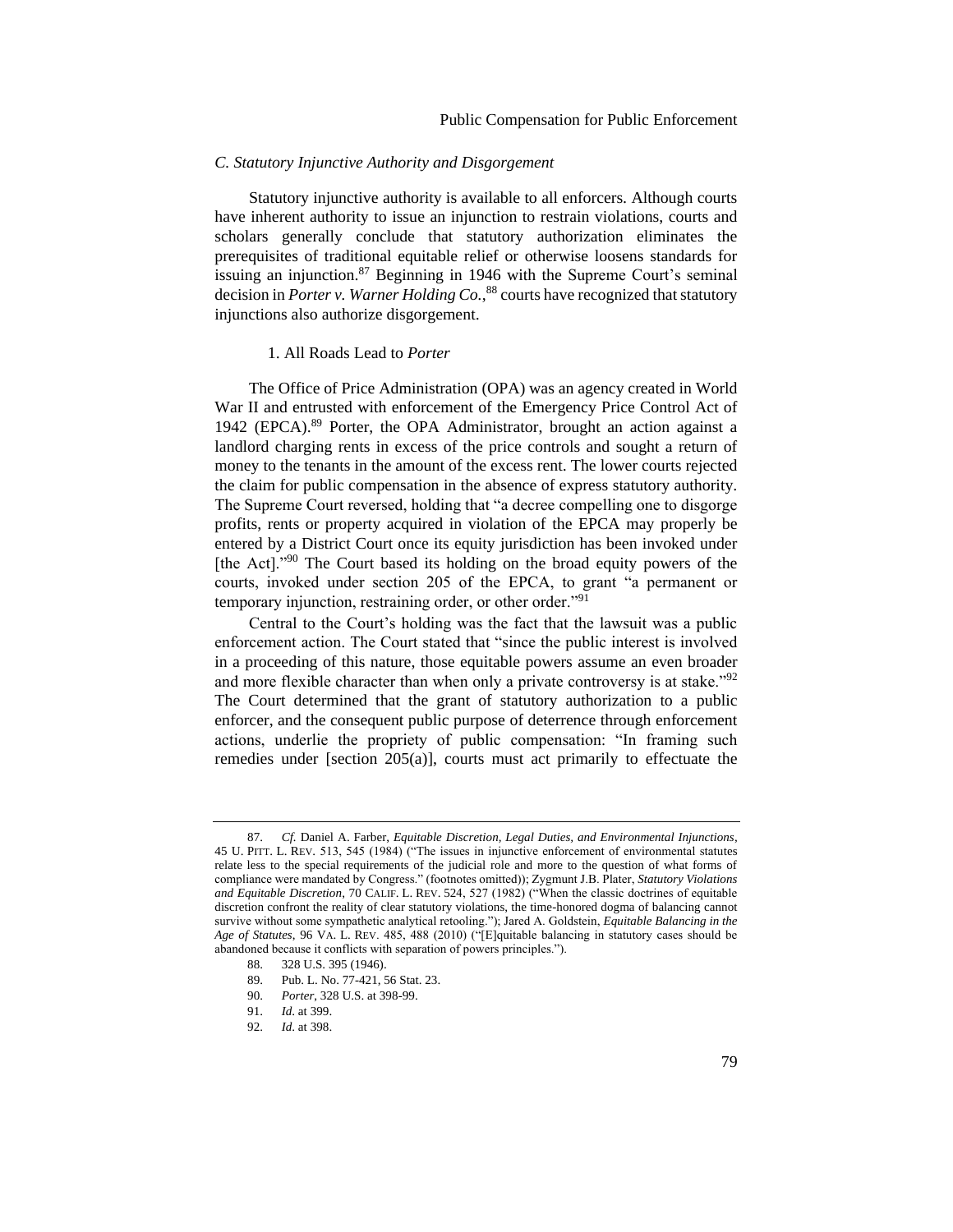### C. Statutory Injunctive Authority and Disgorgement

Statutory injunctive authority is available to all enforcers. Although courts have inherent authority to issue an injunction to restrain violations, courts and scholars generally conclude that statutory authorization eliminates the prerequisites of traditional equitable relief or otherwise loosens standards for issuing an injunction.[87] Beginning in 1946 with the Supreme Court's seminal decision in *Porter v. Warner Holding Co.*,[88] courts have recognized that statutory injunctions also authorize disgorgement.

#### 1. All Roads Lead to *Porter*

The Office of Price Administration (OPA) was an agency created in World War II and entrusted with enforcement of the Emergency Price Control Act of 1942 (EPCA).[89] Porter, the OPA Administrator, brought an action against a landlord charging rents in excess of the price controls and sought a return of money to the tenants in the amount of the excess rent. The lower courts rejected the claim for public compensation in the absence of express statutory authority. The Supreme Court reversed, holding that "a decree compelling one to disgorge profits, rents or property acquired in violation of the EPCA may properly be entered by a District Court once its equity jurisdiction has been invoked under [the Act]."[90] The Court based its holding on the broad equity powers of the courts, invoked under section 205 of the EPCA, to grant "a permanent or temporary injunction, restraining order, or other order."[91]

Central to the Court's holding was the fact that the lawsuit was a public enforcement action. The Court stated that "since the public interest is involved in a proceeding of this nature, those equitable powers assume an even broader and more flexible character than when only a private controversy is at stake."[92] The Court determined that the grant of statutory authorization to a public enforcer, and the consequent public purpose of deterrence through enforcement actions, underlie the propriety of public compensation: "In framing such remedies under [section 205(a)], courts must act primarily to effectuate the

---

87. *Cf.* Daniel A. Farber, *Equitable Discretion, Legal Duties, and Environmental Injunctions*, 45 U. PITT. L. REV. 513, 545 (1984) ("The issues in injunctive enforcement of environmental statutes relate less to the special requirements of the judicial role and more to the question of what forms of compliance were mandated by Congress." (footnotes omitted)); Zygmunt J.B. Plater, *Statutory Violations and Equitable Discretion*, 70 CALIF. L. REV. 524, 527 (1982) ("When the classic doctrines of equitable discretion confront the reality of clear statutory violations, the time-honored dogma of balancing cannot survive without some sympathetic analytical retooling."); Jared A. Goldstein, *Equitable Balancing in the Age of Statutes*, 96 VA. L. REV. 485, 488 (2010) ("[E]quitable balancing in statutory cases should be abandoned because it conflicts with separation of powers principles.").

88. 328 U.S. 395 (1946).

89. Pub. L. No. 77-421, 56 Stat. 23.

90. *Porter*, 328 U.S. at 398-99.

91. *Id.* at 399.

92. *Id.* at 398.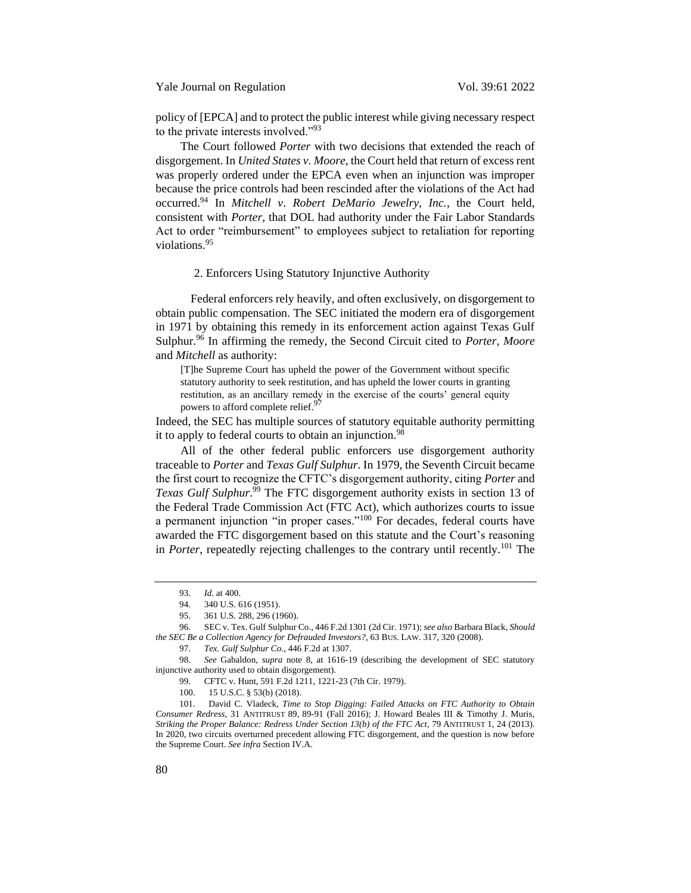policy of [EPCA] and to protect the public interest while giving necessary respect to the private interests involved."[93]

The Court followed *Porter* with two decisions that extended the reach of disgorgement. In *United States v. Moore*, the Court held that return of excess rent was properly ordered under the EPCA even when an injunction was improper because the price controls had been rescinded after the violations of the Act had occurred.[94] In *Mitchell v. Robert DeMario Jewelry, Inc.*, the Court held, consistent with *Porter*, that DOL had authority under the Fair Labor Standards Act to order "reimbursement" to employees subject to retaliation for reporting violations.[95]

### 2. Enforcers Using Statutory Injunctive Authority

Federal enforcers rely heavily, and often exclusively, on disgorgement to obtain public compensation. The SEC initiated the modern era of disgorgement in 1971 by obtaining this remedy in its enforcement action against Texas Gulf Sulphur.[96] In affirming the remedy, the Second Circuit cited to *Porter, Moore* and *Mitchell* as authority:

> [T]he Supreme Court has upheld the power of the Government without specific statutory authority to seek restitution, and has upheld the lower courts in granting restitution, as an ancillary remedy in the exercise of the courts' general equity powers to afford complete relief.[97]

Indeed, the SEC has multiple sources of statutory equitable authority permitting it to apply to federal courts to obtain an injunction.[98]

All of the other federal public enforcers use disgorgement authority traceable to *Porter* and *Texas Gulf Sulphur*. In 1979, the Seventh Circuit became the first court to recognize the CFTC's disgorgement authority, citing *Porter* and *Texas Gulf Sulphur*.[99] The FTC disgorgement authority exists in section 13 of the Federal Trade Commission Act (FTC Act), which authorizes courts to issue a permanent injunction "in proper cases."[100] For decades, federal courts have awarded the FTC disgorgement based on this statute and the Court's reasoning in *Porter*, repeatedly rejecting challenges to the contrary until recently.[101] The

---

93. *Id*. at 400.

94. 340 U.S. 616 (1951).

95. 361 U.S. 288, 296 (1960).

96. SEC v. Tex. Gulf Sulphur Co., 446 F.2d 1301 (2d Cir. 1971); *see also* Barbara Black, *Should the SEC Be a Collection Agency for Defrauded Investors?*, 63 BUS. LAW. 317, 320 (2008).

97. *Tex. Gulf Sulphur Co.*, 446 F.2d at 1307.

98. *See* Gabaldon, *supra* note 8, at 1616-19 (describing the development of SEC statutory injunctive authority used to obtain disgorgement).

99. CFTC v. Hunt, 591 F.2d 1211, 1221-23 (7th Cir. 1979).

100. 15 U.S.C. § 53(b) (2018).

101. David C. Vladeck, *Time to Stop Digging: Failed Attacks on FTC Authority to Obtain Consumer Redress*, 31 ANTITRUST 89, 89-91 (Fall 2016); J. Howard Beales III & Timothy J. Muris, *Striking the Proper Balance: Redress Under Section 13(b) of the FTC Act*, 79 ANTITRUST 1, 24 (2013). In 2020, two circuits overturned precedent allowing FTC disgorgement, and the question is now before the Supreme Court. *See infra* Section IV.A.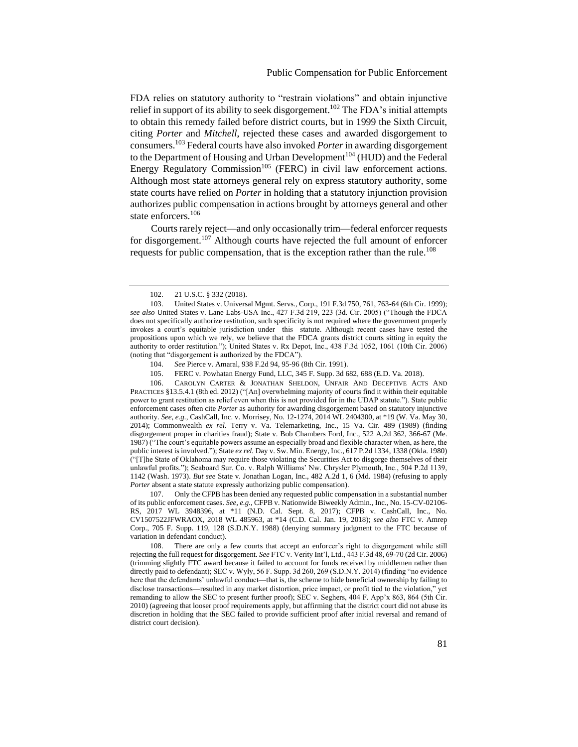FDA relies on statutory authority to "restrain violations" and obtain injunctive relief in support of its ability to seek disgorgement.[102] The FDA's initial attempts to obtain this remedy failed before district courts, but in 1999 the Sixth Circuit, citing *Porter* and *Mitchell*, rejected these cases and awarded disgorgement to consumers.[103] Federal courts have also invoked *Porter* in awarding disgorgement to the Department of Housing and Urban Development[104] (HUD) and the Federal Energy Regulatory Commission[105] (FERC) in civil law enforcement actions. Although most state attorneys general rely on express statutory authority, some state courts have relied on *Porter* in holding that a statutory injunction provision authorizes public compensation in actions brought by attorneys general and other state enforcers.[106]

Courts rarely reject—and only occasionally trim—federal enforcer requests for disgorgement.[107] Although courts have rejected the full amount of enforcer requests for public compensation, that is the exception rather than the rule.[108]

---

102. 21 U.S.C. § 332 (2018).

103. United States v. Universal Mgmt. Servs., Corp., 191 F.3d 750, 761, 763-64 (6th Cir. 1999); *see also* United States v. Lane Labs-USA Inc., 427 F.3d 219, 223 (3d. Cir. 2005) ("Though the FDCA does not specifically authorize restitution, such specificity is not required where the government properly invokes a court's equitable jurisdiction under this statute. Although recent cases have tested the propositions upon which we rely, we believe that the FDCA grants district courts sitting in equity the authority to order restitution."); United States v. Rx Depot, Inc., 438 F.3d 1052, 1061 (10th Cir. 2006) (noting that "disgorgement is authorized by the FDCA").

104. *See* Pierce v. Amaral, 938 F.2d 94, 95-96 (8th Cir. 1991).

105. FERC v. Powhatan Energy Fund, LLC, 345 F. Supp. 3d 682, 688 (E.D. Va. 2018).

106. CAROLYN CARTER & JONATHAN SHELDON, UNFAIR AND DECEPTIVE ACTS AND PRACTICES §13.5.4.1 (8th ed. 2012) ("[An] overwhelming majority of courts find it within their equitable power to grant restitution as relief even when this is not provided for in the UDAP statute."). State public enforcement cases often cite *Porter* as authority for awarding disgorgement based on statutory injunctive authority. *See, e.g.*, CashCall, Inc. v. Morrisey, No. 12-1274, 2014 WL 2404300, at *19 (W. Va. May 30, 2014); Commonwealth *ex rel.* Terry v. Va. Telemarketing, Inc., 15 Va. Cir. 489 (1989) (finding disgorgement proper in charities fraud); State v. Bob Chambers Ford, Inc., 522 A.2d 362, 366-67 (Me. 1987) ("The court's equitable powers assume an especially broad and flexible character when, as here, the public interest is involved."); State *ex rel.* Day v. Sw. Min. Energy, Inc., 617 P.2d 1334, 1338 (Okla. 1980) ("[T]he State of Oklahoma may require those violating the Securities Act to disgorge themselves of their unlawful profits."); Seaboard Sur. Co. v. Ralph Williams' Nw. Chrysler Plymouth, Inc., 504 P.2d 1139, 1142 (Wash. 1973). *But see* State v. Jonathan Logan, Inc., 482 A.2d 1, 6 (Md. 1984) (refusing to apply *Porter* absent a state statute expressly authorizing public compensation).

107. Only the CFPB has been denied any requested public compensation in a substantial number of its public enforcement cases. *See, e.g.*, CFPB v. Nationwide Biweekly Admin., Inc., No. 15-CV-02106-RS, 2017 WL 3948396, at *11 (N.D. Cal. Sept. 8, 2017); CFPB v. CashCall, Inc., No. CV1507522JFWRAOX, 2018 WL 485963, at *14 (C.D. Cal. Jan. 19, 2018); *see also* FTC v. Amrep Corp., 705 F. Supp. 119, 128 (S.D.N.Y. 1988) (denying summary judgment to the FTC because of variation in defendant conduct).

108. There are only a few courts that accept an enforcer's right to disgorgement while still rejecting the full request for disgorgement. *See* FTC v. Verity Int'l, Ltd., 443 F.3d 48, 69-70 (2d Cir. 2006) (trimming slightly FTC award because it failed to account for funds received by middlemen rather than directly paid to defendant); SEC v. Wyly, 56 F. Supp. 3d 260, 269 (S.D.N.Y. 2014) (finding "no evidence here that the defendants' unlawful conduct—that is, the scheme to hide beneficial ownership by failing to disclose transactions—resulted in any market distortion, price impact, or profit tied to the violation," yet remanding to allow the SEC to present further proof); SEC v. Seghers, 404 F. App'x 863, 864 (5th Cir. 2010) (agreeing that looser proof requirements apply, but affirming that the district court did not abuse its discretion in holding that the SEC failed to provide sufficient proof after initial reversal and remand of district court decision).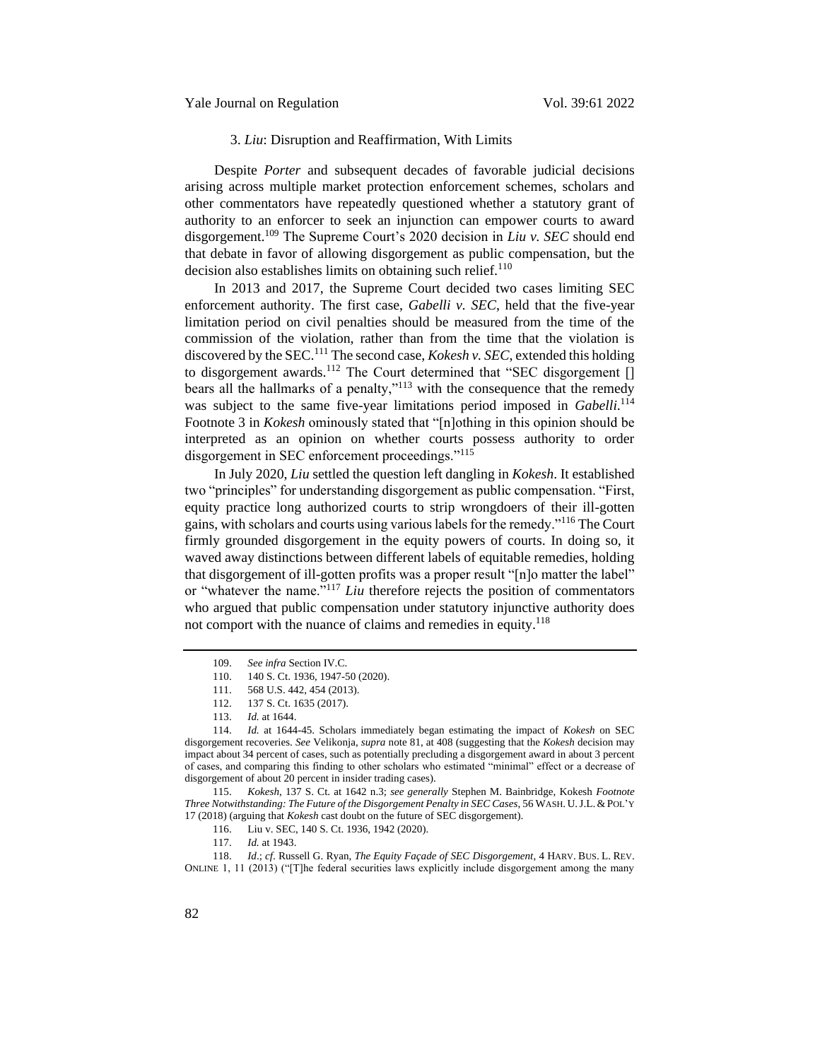### 3. *Liu*: Disruption and Reaffirmation, With Limits

Despite *Porter* and subsequent decades of favorable judicial decisions arising across multiple market protection enforcement schemes, scholars and other commentators have repeatedly questioned whether a statutory grant of authority to an enforcer to seek an injunction can empower courts to award disgorgement.[109] The Supreme Court's 2020 decision in *Liu v. SEC* should end that debate in favor of allowing disgorgement as public compensation, but the decision also establishes limits on obtaining such relief.[110]

In 2013 and 2017, the Supreme Court decided two cases limiting SEC enforcement authority. The first case, *Gabelli v. SEC*, held that the five-year limitation period on civil penalties should be measured from the time of the commission of the violation, rather than from the time that the violation is discovered by the SEC.[111] The second case, *Kokesh v. SEC*, extended this holding to disgorgement awards.[112] The Court determined that "SEC disgorgement [] bears all the hallmarks of a penalty,"[113] with the consequence that the remedy was subject to the same five-year limitations period imposed in *Gabelli*.[114] Footnote 3 in *Kokesh* ominously stated that "[n]othing in this opinion should be interpreted as an opinion on whether courts possess authority to order disgorgement in SEC enforcement proceedings."[115]

In July 2020, *Liu* settled the question left dangling in *Kokesh*. It established two "principles" for understanding disgorgement as public compensation. "First, equity practice long authorized courts to strip wrongdoers of their ill-gotten gains, with scholars and courts using various labels for the remedy."[116] The Court firmly grounded disgorgement in the equity powers of courts. In doing so, it waved away distinctions between different labels of equitable remedies, holding that disgorgement of ill-gotten profits was a proper result "[n]o matter the label" or "whatever the name."[117] *Liu* therefore rejects the position of commentators who argued that public compensation under statutory injunctive authority does not comport with the nuance of claims and remedies in equity.[118]

---

109. *See infra* Section IV.C.

110. 140 S. Ct. 1936, 1947-50 (2020).

111. 568 U.S. 442, 454 (2013).

112. 137 S. Ct. 1635 (2017).

113. *Id.* at 1644.

114. *Id.* at 1644-45. Scholars immediately began estimating the impact of *Kokesh* on SEC disgorgement recoveries. *See* Velikonja, *supra* note 81, at 408 (suggesting that the *Kokesh* decision may impact about 34 percent of cases, such as potentially precluding a disgorgement award in about 3 percent of cases, and comparing this finding to other scholars who estimated "minimal" effect or a decrease of disgorgement of about 20 percent in insider trading cases).

115. *Kokesh*, 137 S. Ct. at 1642 n.3; *see generally* Stephen M. Bainbridge, Kokesh *Footnote Three Notwithstanding: The Future of the Disgorgement Penalty in SEC Cases*, 56 WASH. U. J.L. & POL'Y 17 (2018) (arguing that *Kokesh* cast doubt on the future of SEC disgorgement).

116. Liu v. SEC, 140 S. Ct. 1936, 1942 (2020).

117. *Id.* at 1943.

118. *Id.*; *cf.* Russell G. Ryan, *The Equity Façade of SEC Disgorgement*, 4 HARV. BUS. L. REV. ONLINE 1, 11 (2013) ("[T]he federal securities laws explicitly include disgorgement among the many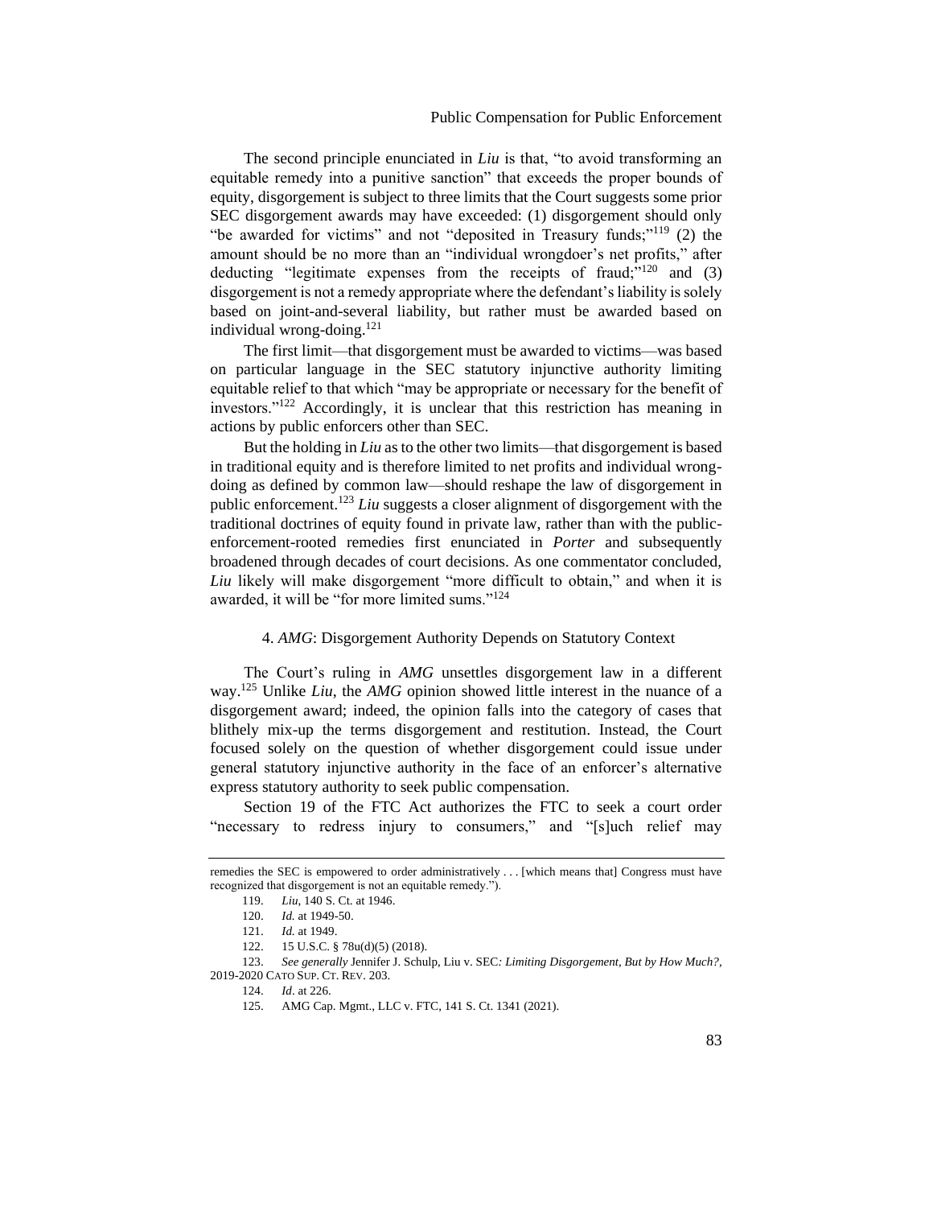The second principle enunciated in *Liu* is that, "to avoid transforming an equitable remedy into a punitive sanction" that exceeds the proper bounds of equity, disgorgement is subject to three limits that the Court suggests some prior SEC disgorgement awards may have exceeded: (1) disgorgement should only "be awarded for victims" and not "deposited in Treasury funds;"[119] (2) the amount should be no more than an "individual wrongdoer's net profits," after deducting "legitimate expenses from the receipts of fraud;"[120] and (3) disgorgement is not a remedy appropriate where the defendant's liability is solely based on joint-and-several liability, but rather must be awarded based on individual wrong-doing.[121]

The first limit—that disgorgement must be awarded to victims—was based on particular language in the SEC statutory injunctive authority limiting equitable relief to that which "may be appropriate or necessary for the benefit of investors."[122] Accordingly, it is unclear that this restriction has meaning in actions by public enforcers other than SEC.

But the holding in *Liu* as to the other two limits—that disgorgement is based in traditional equity and is therefore limited to net profits and individual wrong-doing as defined by common law—should reshape the law of disgorgement in public enforcement.[123] *Liu* suggests a closer alignment of disgorgement with the traditional doctrines of equity found in private law, rather than with the public-enforcement-rooted remedies first enunciated in *Porter* and subsequently broadened through decades of court decisions. As one commentator concluded, *Liu* likely will make disgorgement "more difficult to obtain," and when it is awarded, it will be "for more limited sums."[124]

#### 4. *AMG*: Disgorgement Authority Depends on Statutory Context

The Court's ruling in *AMG* unsettles disgorgement law in a different way.[125] Unlike *Liu*, the *AMG* opinion showed little interest in the nuance of a disgorgement award; indeed, the opinion falls into the category of cases that blithely mix-up the terms disgorgement and restitution. Instead, the Court focused solely on the question of whether disgorgement could issue under general statutory injunctive authority in the face of an enforcer's alternative express statutory authority to seek public compensation.

Section 19 of the FTC Act authorizes the FTC to seek a court order "necessary to redress injury to consumers," and "[s]uch relief may

---

remedies the SEC is empowered to order administratively . . . [which means that] Congress must have recognized that disgorgement is not an equitable remedy.").

119. *Liu*, 140 S. Ct. at 1946.

120. *Id.* at 1949-50.

121. *Id.* at 1949.

122. 15 U.S.C. § 78u(d)(5) (2018).

123. *See generally* Jennifer J. Schulp, Liu v. SEC*: Limiting Disgorgement, But by How Much?*, 2019-2020 CATO SUP. CT. REV. 203.

124. *Id*. at 226.

125. AMG Cap. Mgmt., LLC v. FTC, 141 S. Ct. 1341 (2021).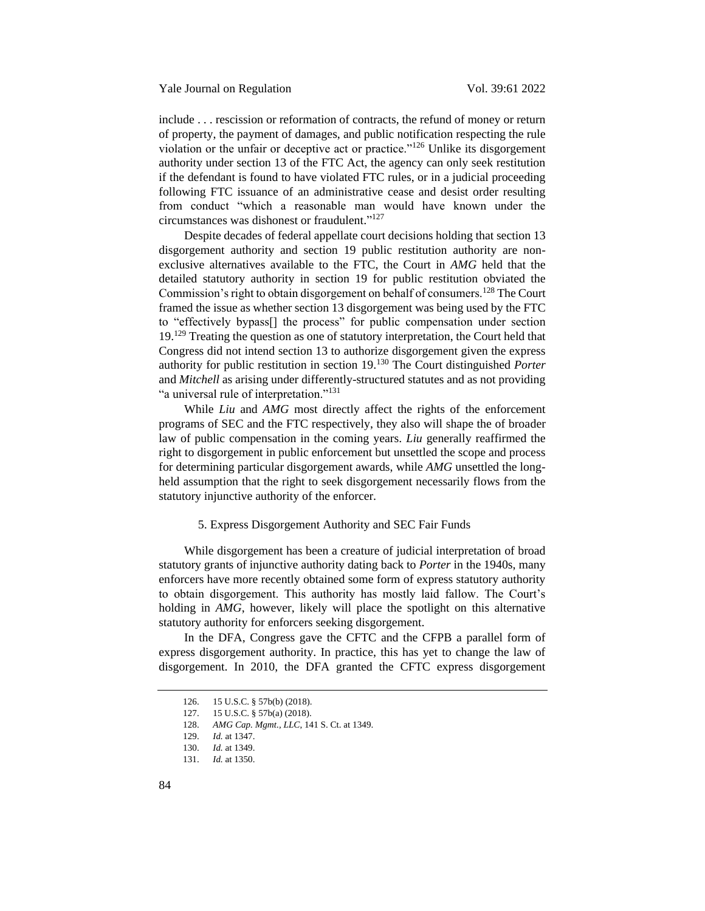include . . . rescission or reformation of contracts, the refund of money or return of property, the payment of damages, and public notification respecting the rule violation or the unfair or deceptive act or practice."[126] Unlike its disgorgement authority under section 13 of the FTC Act, the agency can only seek restitution if the defendant is found to have violated FTC rules, or in a judicial proceeding following FTC issuance of an administrative cease and desist order resulting from conduct "which a reasonable man would have known under the circumstances was dishonest or fraudulent."[127]

Despite decades of federal appellate court decisions holding that section 13 disgorgement authority and section 19 public restitution authority are non-exclusive alternatives available to the FTC, the Court in *AMG* held that the detailed statutory authority in section 19 for public restitution obviated the Commission's right to obtain disgorgement on behalf of consumers.[128] The Court framed the issue as whether section 13 disgorgement was being used by the FTC to "effectively bypass[] the process" for public compensation under section 19.[129] Treating the question as one of statutory interpretation, the Court held that Congress did not intend section 13 to authorize disgorgement given the express authority for public restitution in section 19.[130] The Court distinguished *Porter* and *Mitchell* as arising under differently-structured statutes and as not providing "a universal rule of interpretation."[131]

While *Liu* and *AMG* most directly affect the rights of the enforcement programs of SEC and the FTC respectively, they also will shape the of broader law of public compensation in the coming years. *Liu* generally reaffirmed the right to disgorgement in public enforcement but unsettled the scope and process for determining particular disgorgement awards, while *AMG* unsettled the long-held assumption that the right to seek disgorgement necessarily flows from the statutory injunctive authority of the enforcer.

#### 5. Express Disgorgement Authority and SEC Fair Funds

While disgorgement has been a creature of judicial interpretation of broad statutory grants of injunctive authority dating back to *Porter* in the 1940s, many enforcers have more recently obtained some form of express statutory authority to obtain disgorgement. This authority has mostly laid fallow. The Court's holding in *AMG*, however, likely will place the spotlight on this alternative statutory authority for enforcers seeking disgorgement.

In the DFA, Congress gave the CFTC and the CFPB a parallel form of express disgorgement authority. In practice, this has yet to change the law of disgorgement. In 2010, the DFA granted the CFTC express disgorgement

---

126. 15 U.S.C. § 57b(b) (2018).

127. 15 U.S.C. § 57b(a) (2018).

128. *AMG Cap. Mgmt., LLC*, 141 S. Ct. at 1349.

129. *Id.* at 1347.

130. *Id.* at 1349.

131. *Id.* at 1350.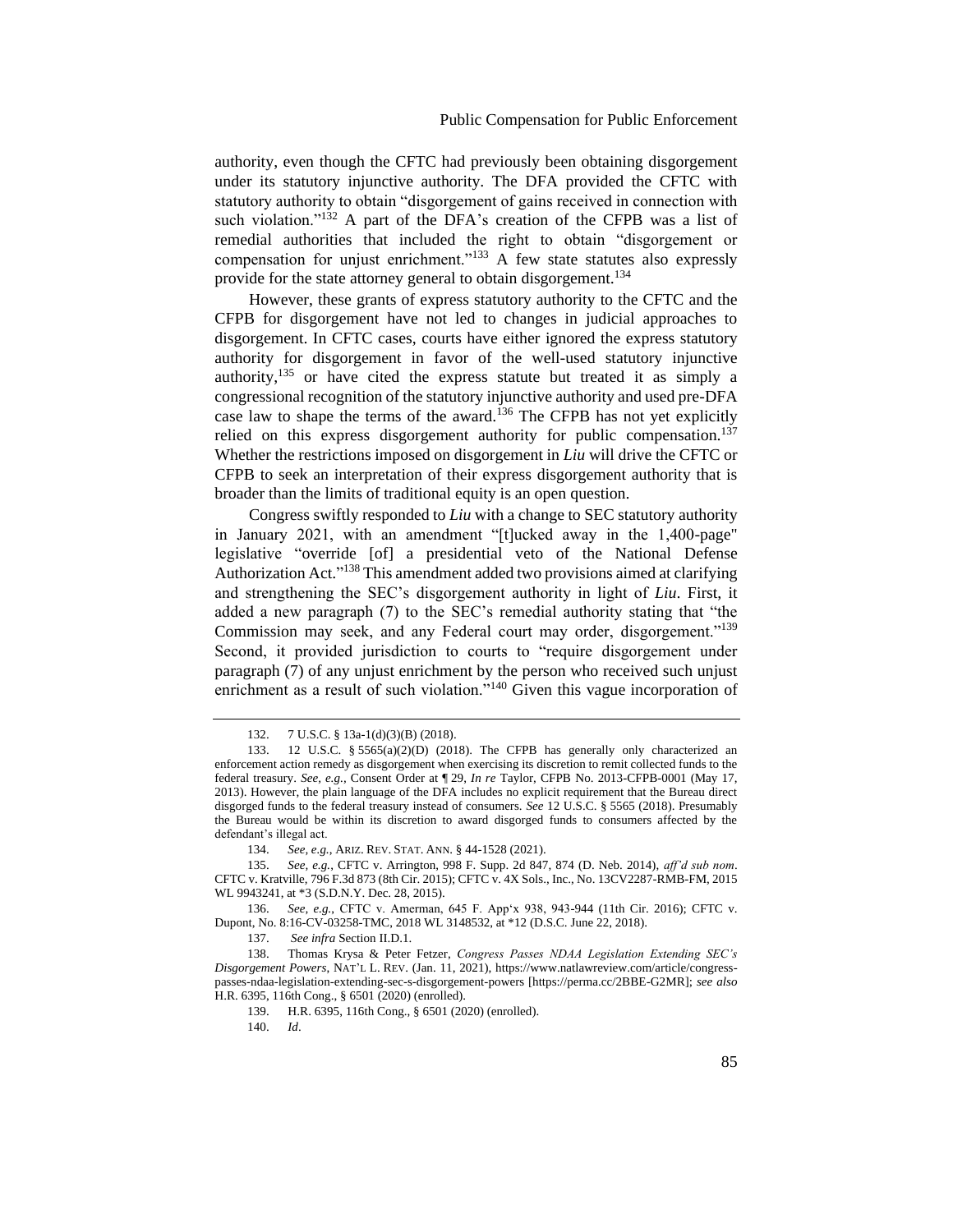authority, even though the CFTC had previously been obtaining disgorgement under its statutory injunctive authority. The DFA provided the CFTC with statutory authority to obtain "disgorgement of gains received in connection with such violation."[132] A part of the DFA's creation of the CFPB was a list of remedial authorities that included the right to obtain "disgorgement or compensation for unjust enrichment."[133] A few state statutes also expressly provide for the state attorney general to obtain disgorgement.[134]

However, these grants of express statutory authority to the CFTC and the CFPB for disgorgement have not led to changes in judicial approaches to disgorgement. In CFTC cases, courts have either ignored the express statutory authority for disgorgement in favor of the well-used statutory injunctive authority,[135] or have cited the express statute but treated it as simply a congressional recognition of the statutory injunctive authority and used pre-DFA case law to shape the terms of the award.[136] The CFPB has not yet explicitly relied on this express disgorgement authority for public compensation.[137] Whether the restrictions imposed on disgorgement in *Liu* will drive the CFTC or CFPB to seek an interpretation of their express disgorgement authority that is broader than the limits of traditional equity is an open question.

Congress swiftly responded to *Liu* with a change to SEC statutory authority in January 2021, with an amendment "[t]ucked away in the 1,400-page" legislative "override [of] a presidential veto of the National Defense Authorization Act."[138] This amendment added two provisions aimed at clarifying and strengthening the SEC's disgorgement authority in light of *Liu*. First, it added a new paragraph (7) to the SEC's remedial authority stating that "the Commission may seek, and any Federal court may order, disgorgement."[139] Second, it provided jurisdiction to courts to "require disgorgement under paragraph (7) of any unjust enrichment by the person who received such unjust enrichment as a result of such violation."[140] Given this vague incorporation of

---

132. 7 U.S.C. § 13a-1(d)(3)(B) (2018).

133. 12 U.S.C. § 5565(a)(2)(D) (2018). The CFPB has generally only characterized an enforcement action remedy as disgorgement when exercising its discretion to remit collected funds to the federal treasury. *See, e.g.*, Consent Order at ¶ 29, *In re* Taylor, CFPB No. 2013-CFPB-0001 (May 17, 2013). However, the plain language of the DFA includes no explicit requirement that the Bureau direct disgorged funds to the federal treasury instead of consumers. *See* 12 U.S.C. § 5565 (2018). Presumably the Bureau would be within its discretion to award disgorged funds to consumers affected by the defendant's illegal act.

134. *See, e.g.*, ARIZ. REV. STAT. ANN. § 44-1528 (2021).

135. *See, e.g.*, CFTC v. Arrington, 998 F. Supp. 2d 847, 874 (D. Neb. 2014), *aff'd sub nom*. CFTC v. Kratville, 796 F.3d 873 (8th Cir. 2015); CFTC v. 4X Sols., Inc., No. 13CV2287-RMB-FM, 2015 WL 9943241, at *3 (S.D.N.Y. Dec. 28, 2015).

136. *See, e.g.*, CFTC v. Amerman, 645 F. App'x 938, 943-944 (11th Cir. 2016); CFTC v. Dupont, No. 8:16-CV-03258-TMC, 2018 WL 3148532, at *12 (D.S.C. June 22, 2018).

137. *See infra* Section II.D.1.

138. Thomas Krysa & Peter Fetzer, *Congress Passes NDAA Legislation Extending SEC's Disgorgement Powers*, NAT'L L. REV. (Jan. 11, 2021), https://www.natlawreview.com/article/congress-passes-ndaa-legislation-extending-sec-s-disgorgement-powers [https://perma.cc/2BBE-G2MR]; *see also* H.R. 6395, 116th Cong., § 6501 (2020) (enrolled).

139. H.R. 6395, 116th Cong., § 6501 (2020) (enrolled).

140. *Id*.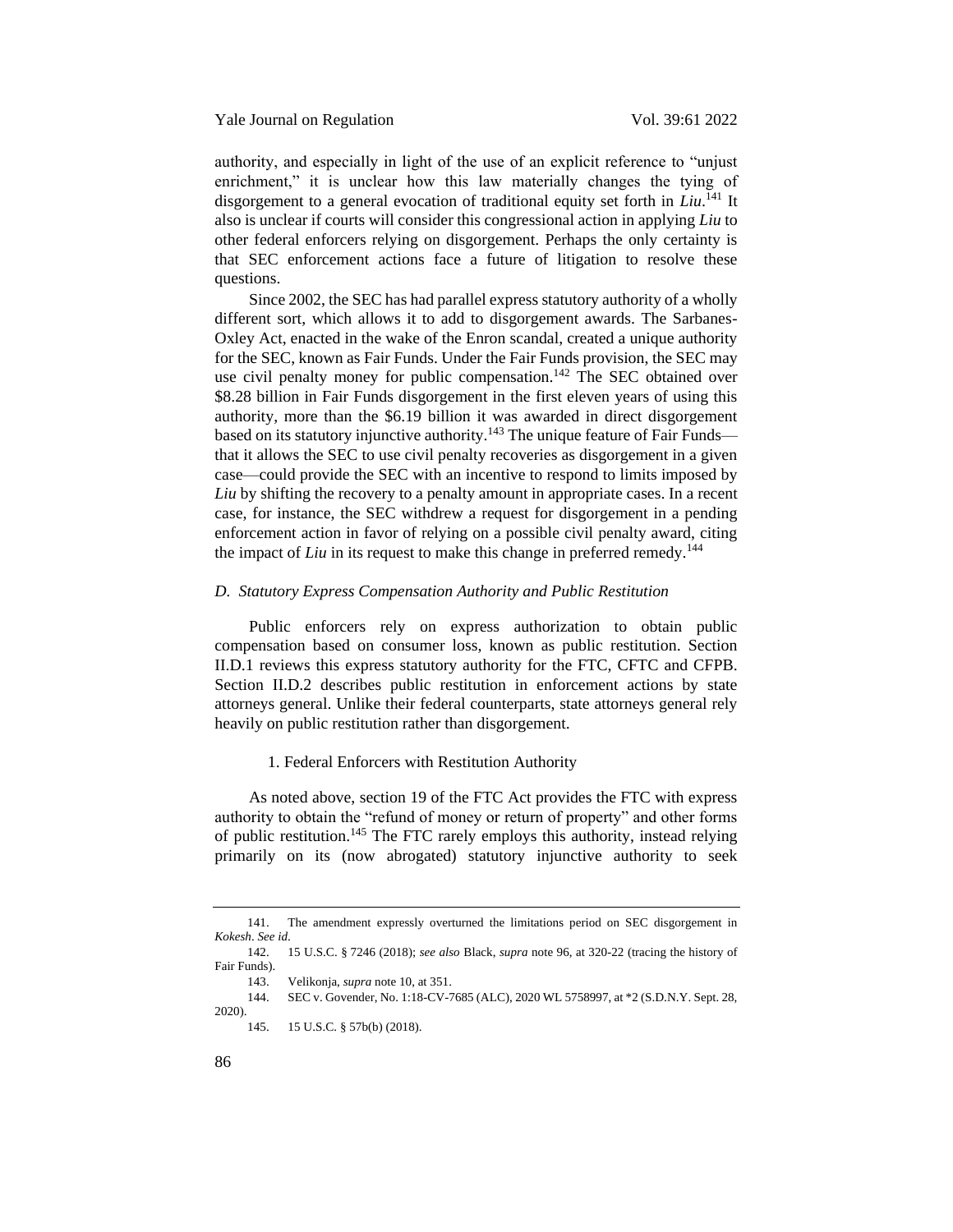authority, and especially in light of the use of an explicit reference to "unjust enrichment," it is unclear how this law materially changes the tying of disgorgement to a general evocation of traditional equity set forth in *Liu*.[141] It also is unclear if courts will consider this congressional action in applying *Liu* to other federal enforcers relying on disgorgement. Perhaps the only certainty is that SEC enforcement actions face a future of litigation to resolve these questions.

Since 2002, the SEC has had parallel express statutory authority of a wholly different sort, which allows it to add to disgorgement awards. The Sarbanes-Oxley Act, enacted in the wake of the Enron scandal, created a unique authority for the SEC, known as Fair Funds. Under the Fair Funds provision, the SEC may use civil penalty money for public compensation.[142] The SEC obtained over $8.28 billion in Fair Funds disgorgement in the first eleven years of using this authority, more than the $6.19 billion it was awarded in direct disgorgement based on its statutory injunctive authority.[143] The unique feature of Fair Funds—that it allows the SEC to use civil penalty recoveries as disgorgement in a given case—could provide the SEC with an incentive to respond to limits imposed by *Liu* by shifting the recovery to a penalty amount in appropriate cases. In a recent case, for instance, the SEC withdrew a request for disgorgement in a pending enforcement action in favor of relying on a possible civil penalty award, citing the impact of *Liu* in its request to make this change in preferred remedy.[144]

### *D. Statutory Express Compensation Authority and Public Restitution*

Public enforcers rely on express authorization to obtain public compensation based on consumer loss, known as public restitution. Section II.D.1 reviews this express statutory authority for the FTC, CFTC and CFPB. Section II.D.2 describes public restitution in enforcement actions by state attorneys general. Unlike their federal counterparts, state attorneys general rely heavily on public restitution rather than disgorgement.

#### 1. Federal Enforcers with Restitution Authority

As noted above, section 19 of the FTC Act provides the FTC with express authority to obtain the "refund of money or return of property" and other forms of public restitution.[145] The FTC rarely employs this authority, instead relying primarily on its (now abrogated) statutory injunctive authority to seek

---

141. The amendment expressly overturned the limitations period on SEC disgorgement in *Kokesh*. *See id.*

142. 15 U.S.C. § 7246 (2018); *see also* Black, *supra* note 96, at 320-22 (tracing the history of Fair Funds).

143. Velikonja, *supra* note 10, at 351.

144. SEC v. Govender, No. 1:18-CV-7685 (ALC), 2020 WL 5758997, at *2 (S.D.N.Y. Sept. 28, 2020).

145. 15 U.S.C. § 57b(b) (2018).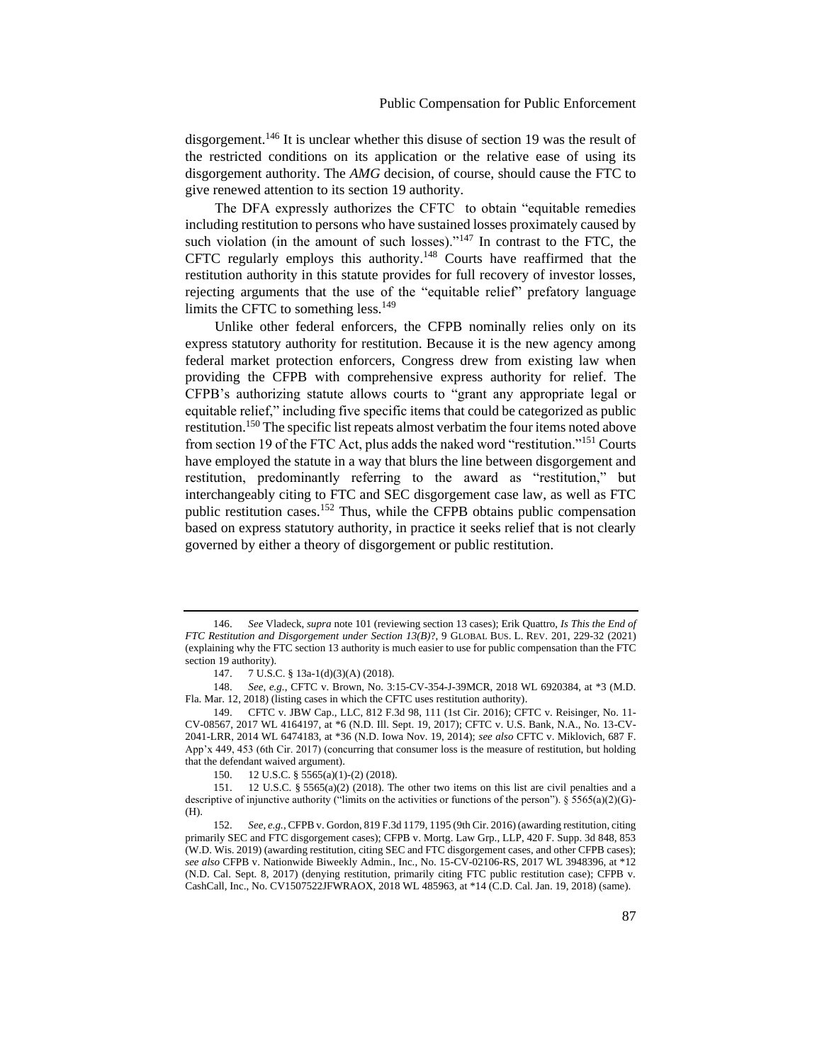disgorgement.[146] It is unclear whether this disuse of section 19 was the result of the restricted conditions on its application or the relative ease of using its disgorgement authority. The *AMG* decision, of course, should cause the FTC to give renewed attention to its section 19 authority.

The DFA expressly authorizes the CFTC to obtain "equitable remedies including restitution to persons who have sustained losses proximately caused by such violation (in the amount of such losses)."[147] In contrast to the FTC, the CFTC regularly employs this authority.[148] Courts have reaffirmed that the restitution authority in this statute provides for full recovery of investor losses, rejecting arguments that the use of the "equitable relief" prefatory language limits the CFTC to something less.[149]

Unlike other federal enforcers, the CFPB nominally relies only on its express statutory authority for restitution. Because it is the new agency among federal market protection enforcers, Congress drew from existing law when providing the CFPB with comprehensive express authority for relief. The CFPB's authorizing statute allows courts to "grant any appropriate legal or equitable relief," including five specific items that could be categorized as public restitution.[150] The specific list repeats almost verbatim the four items noted above from section 19 of the FTC Act, plus adds the naked word "restitution."[151] Courts have employed the statute in a way that blurs the line between disgorgement and restitution, predominantly referring to the award as "restitution," but interchangeably citing to FTC and SEC disgorgement case law, as well as FTC public restitution cases.[152] Thus, while the CFPB obtains public compensation based on express statutory authority, in practice it seeks relief that is not clearly governed by either a theory of disgorgement or public restitution.

---

146. *See* Vladeck, *supra* note 101 (reviewing section 13 cases); Erik Quattro, *Is This the End of FTC Restitution and Disgorgement under Section 13(B)*?, 9 GLOBAL BUS. L. REV. 201, 229-32 (2021) (explaining why the FTC section 13 authority is much easier to use for public compensation than the FTC section 19 authority).

147. 7 U.S.C. § 13a-1(d)(3)(A) (2018).

148. *See, e.g.*, CFTC v. Brown, No. 3:15-CV-354-J-39MCR, 2018 WL 6920384, at *3 (M.D. Fla. Mar. 12, 2018) (listing cases in which the CFTC uses restitution authority).

149. CFTC v. JBW Cap., LLC, 812 F.3d 98, 111 (1st Cir. 2016); CFTC v. Reisinger, No. 11-CV-08567, 2017 WL 4164197, at *6 (N.D. Ill. Sept. 19, 2017); CFTC v. U.S. Bank, N.A., No. 13-CV-2041-LRR, 2014 WL 6474183, at *36 (N.D. Iowa Nov. 19, 2014); *see also* CFTC v. Miklovich, 687 F. App'x 449, 453 (6th Cir. 2017) (concurring that consumer loss is the measure of restitution, but holding that the defendant waived argument).

150. 12 U.S.C. § 5565(a)(1)-(2) (2018).

151. 12 U.S.C. § 5565(a)(2) (2018). The other two items on this list are civil penalties and a descriptive of injunctive authority ("limits on the activities or functions of the person"). § 5565(a)(2)(G)-(H).

152. *See, e.g.*, CFPB v. Gordon, 819 F.3d 1179, 1195 (9th Cir. 2016) (awarding restitution, citing primarily SEC and FTC disgorgement cases); CFPB v. Mortg. Law Grp., LLP, 420 F. Supp. 3d 848, 853 (W.D. Wis. 2019) (awarding restitution, citing SEC and FTC disgorgement cases, and other CFPB cases); *see also* CFPB v. Nationwide Biweekly Admin., Inc., No. 15-CV-02106-RS, 2017 WL 3948396, at *12 (N.D. Cal. Sept. 8, 2017) (denying restitution, primarily citing FTC public restitution case); CFPB v. CashCall, Inc., No. CV1507522JFWRAOX, 2018 WL 485963, at *14 (C.D. Cal. Jan. 19, 2018) (same).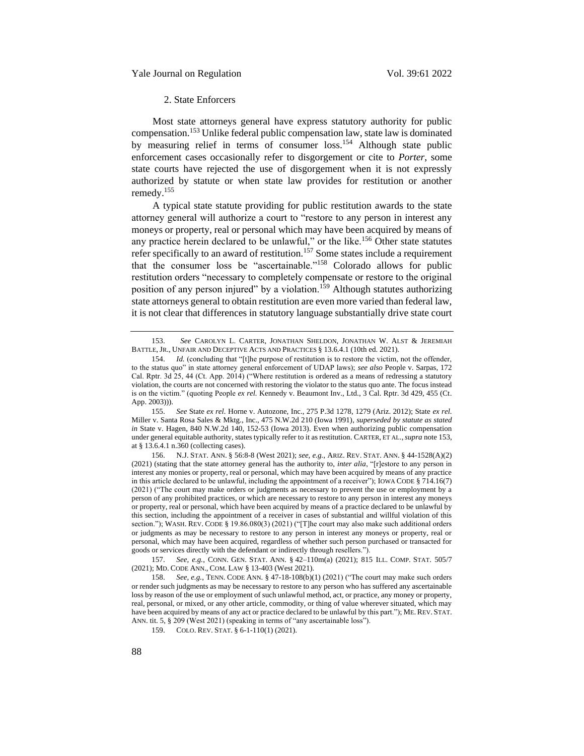### 2. State Enforcers

Most state attorneys general have express statutory authority for public compensation.[153] Unlike federal public compensation law, state law is dominated by measuring relief in terms of consumer loss.[154] Although state public enforcement cases occasionally refer to disgorgement or cite to *Porter*, some state courts have rejected the use of disgorgement when it is not expressly authorized by statute or when state law provides for restitution or another remedy.[155]

A typical state statute providing for public restitution awards to the state attorney general will authorize a court to "restore to any person in interest any moneys or property, real or personal which may have been acquired by means of any practice herein declared to be unlawful," or the like.[156] Other state statutes refer specifically to an award of restitution.[157] Some states include a requirement that the consumer loss be "ascertainable."[158] Colorado allows for public restitution orders "necessary to completely compensate or restore to the original position of any person injured" by a violation.[159] Although statutes authorizing state attorneys general to obtain restitution are even more varied than federal law, it is not clear that differences in statutory language substantially drive state court

---

153. *See* CAROLYN L. CARTER, JONATHAN SHELDON, JONATHAN W. ALST & JEREMIAH BATTLE, JR., UNFAIR AND DECEPTIVE ACTS AND PRACTICES § 13.6.4.1 (10th ed. 2021).

154. *Id.* (concluding that "[t]he purpose of restitution is to restore the victim, not the offender, to the status quo" in state attorney general enforcement of UDAP laws); *see also* People v. Sarpas, 172 Cal. Rptr. 3d 25, 44 (Ct. App. 2014) ("Where restitution is ordered as a means of redressing a statutory violation, the courts are not concerned with restoring the violator to the status quo ante. The focus instead is on the victim." (quoting People *ex rel.* Kennedy v. Beaumont Inv., Ltd., 3 Cal. Rptr. 3d 429, 455 (Ct. App. 2003))).

155. *See* State *ex rel.* Horne v. Autozone, Inc., 275 P.3d 1278, 1279 (Ariz. 2012); State *ex rel.* Miller v. Santa Rosa Sales & Mktg., Inc., 475 N.W.2d 210 (Iowa 1991), *superseded by statute as stated in* State v. Hagen, 840 N.W.2d 140, 152-53 (Iowa 2013). Even when authorizing public compensation under general equitable authority, states typically refer to it as restitution. CARTER, ET AL., *supra* note 153, at § 13.6.4.1 n.360 (collecting cases).

156. N.J. STAT. ANN. § 56:8-8 (West 2021); *see, e.g.*, ARIZ. REV. STAT. ANN. § 44-1528(A)(2) (2021) (stating that the state attorney general has the authority to, *inter alia*, "[r]estore to any person in interest any monies or property, real or personal, which may have been acquired by means of any practice in this article declared to be unlawful, including the appointment of a receiver"); IOWA CODE § 714.16(7) (2021) ("The court may make orders or judgments as necessary to prevent the use or employment by a person of any prohibited practices, or which are necessary to restore to any person in interest any moneys or property, real or personal, which have been acquired by means of a practice declared to be unlawful by this section, including the appointment of a receiver in cases of substantial and willful violation of this section."); WASH. REV. CODE § 19.86.080(3) (2021) ("[T]he court may also make such additional orders or judgments as may be necessary to restore to any person in interest any moneys or property, real or personal, which may have been acquired, regardless of whether such person purchased or transacted for goods or services directly with the defendant or indirectly through resellers.").

157. *See, e.g.*, CONN. GEN. STAT. ANN. § 42–110m(a) (2021); 815 ILL. COMP. STAT. 505/7 (2021); MD. CODE ANN., COM. LAW § 13-403 (West 2021).

158. *See, e.g.*, TENN. CODE ANN. § 47-18-108(b)(1) (2021) ("The court may make such orders or render such judgments as may be necessary to restore to any person who has suffered any ascertainable loss by reason of the use or employment of such unlawful method, act, or practice, any money or property, real, personal, or mixed, or any other article, commodity, or thing of value wherever situated, which may have been acquired by means of any act or practice declared to be unlawful by this part."); ME. REV. STAT. ANN. tit. 5, § 209 (West 2021) (speaking in terms of "any ascertainable loss").

159. COLO. REV. STAT. § 6-1-110(1) (2021).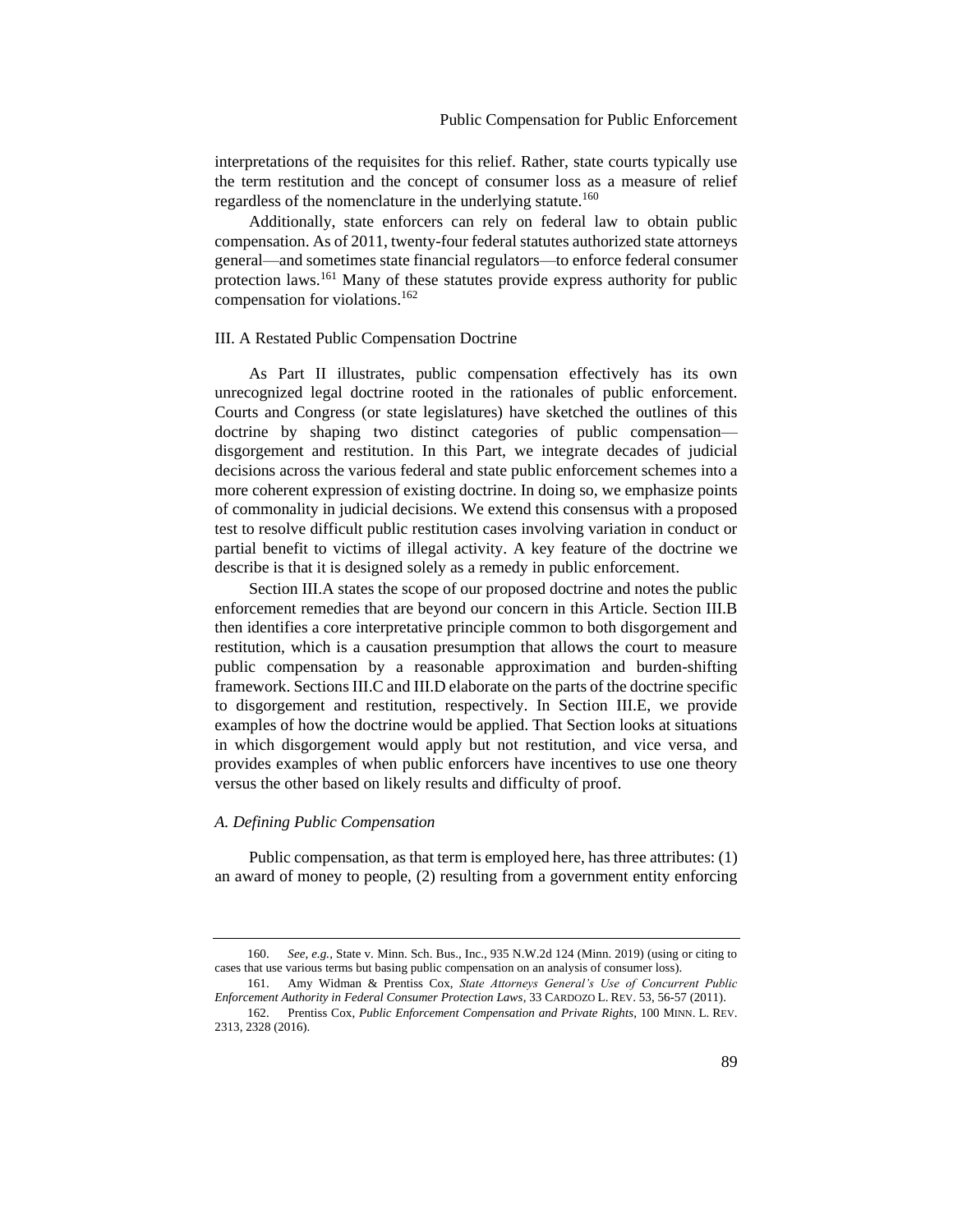interpretations of the requisites for this relief. Rather, state courts typically use the term restitution and the concept of consumer loss as a measure of relief regardless of the nomenclature in the underlying statute.[160]

Additionally, state enforcers can rely on federal law to obtain public compensation. As of 2011, twenty-four federal statutes authorized state attorneys general—and sometimes state financial regulators—to enforce federal consumer protection laws.[161] Many of these statutes provide express authority for public compensation for violations.[162]

## III. A Restated Public Compensation Doctrine

As Part II illustrates, public compensation effectively has its own unrecognized legal doctrine rooted in the rationales of public enforcement. Courts and Congress (or state legislatures) have sketched the outlines of this doctrine by shaping two distinct categories of public compensation—disgorgement and restitution. In this Part, we integrate decades of judicial decisions across the various federal and state public enforcement schemes into a more coherent expression of existing doctrine. In doing so, we emphasize points of commonality in judicial decisions. We extend this consensus with a proposed test to resolve difficult public restitution cases involving variation in conduct or partial benefit to victims of illegal activity. A key feature of the doctrine we describe is that it is designed solely as a remedy in public enforcement.

Section III.A states the scope of our proposed doctrine and notes the public enforcement remedies that are beyond our concern in this Article. Section III.B then identifies a core interpretative principle common to both disgorgement and restitution, which is a causation presumption that allows the court to measure public compensation by a reasonable approximation and burden-shifting framework. Sections III.C and III.D elaborate on the parts of the doctrine specific to disgorgement and restitution, respectively. In Section III.E, we provide examples of how the doctrine would be applied. That Section looks at situations in which disgorgement would apply but not restitution, and vice versa, and provides examples of when public enforcers have incentives to use one theory versus the other based on likely results and difficulty of proof.

### *A. Defining Public Compensation*

Public compensation, as that term is employed here, has three attributes: (1) an award of money to people, (2) resulting from a government entity enforcing

---

160. *See, e.g.*, State v. Minn. Sch. Bus., Inc., 935 N.W.2d 124 (Minn. 2019) (using or citing to cases that use various terms but basing public compensation on an analysis of consumer loss).

161. Amy Widman & Prentiss Cox, *State Attorneys General's Use of Concurrent Public Enforcement Authority in Federal Consumer Protection Laws*, 33 CARDOZO L. REV. 53, 56-57 (2011).

162. Prentiss Cox, *Public Enforcement Compensation and Private Rights*, 100 MINN. L. REV. 2313, 2328 (2016).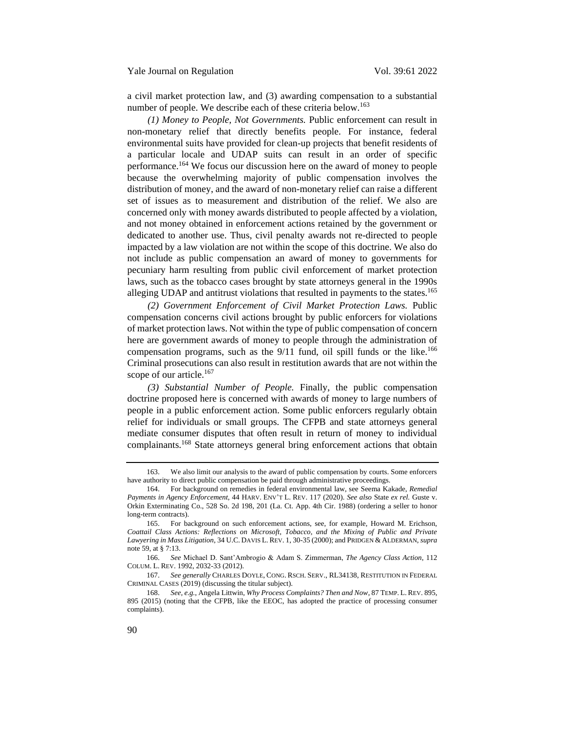a civil market protection law, and (3) awarding compensation to a substantial number of people. We describe each of these criteria below.[163]

*(1) Money to People, Not Governments.* Public enforcement can result in non-monetary relief that directly benefits people. For instance, federal environmental suits have provided for clean-up projects that benefit residents of a particular locale and UDAP suits can result in an order of specific performance.[164] We focus our discussion here on the award of money to people because the overwhelming majority of public compensation involves the distribution of money, and the award of non-monetary relief can raise a different set of issues as to measurement and distribution of the relief. We also are concerned only with money awards distributed to people affected by a violation, and not money obtained in enforcement actions retained by the government or dedicated to another use. Thus, civil penalty awards not re-directed to people impacted by a law violation are not within the scope of this doctrine. We also do not include as public compensation an award of money to governments for pecuniary harm resulting from public civil enforcement of market protection laws, such as the tobacco cases brought by state attorneys general in the 1990s alleging UDAP and antitrust violations that resulted in payments to the states.[165]

*(2) Government Enforcement of Civil Market Protection Laws.* Public compensation concerns civil actions brought by public enforcers for violations of market protection laws. Not within the type of public compensation of concern here are government awards of money to people through the administration of compensation programs, such as the 9/11 fund, oil spill funds or the like.[166] Criminal prosecutions can also result in restitution awards that are not within the scope of our article.[167]

*(3) Substantial Number of People.* Finally, the public compensation doctrine proposed here is concerned with awards of money to large numbers of people in a public enforcement action. Some public enforcers regularly obtain relief for individuals or small groups. The CFPB and state attorneys general mediate consumer disputes that often result in return of money to individual complainants.[168] State attorneys general bring enforcement actions that obtain

---

163. We also limit our analysis to the award of public compensation by courts. Some enforcers have authority to direct public compensation be paid through administrative proceedings.

164. For background on remedies in federal environmental law, see Seema Kakade, *Remedial Payments in Agency Enforcement*, 44 HARV. ENV'T L. REV. 117 (2020). *See also* State *ex rel.* Guste v. Orkin Exterminating Co., 528 So. 2d 198, 201 (La. Ct. App. 4th Cir. 1988) (ordering a seller to honor long-term contracts).

165. For background on such enforcement actions, see, for example, Howard M. Erichson, *Coattail Class Actions: Reflections on Microsoft, Tobacco, and the Mixing of Public and Private Lawyering in Mass Litigation*, 34 U.C. DAVIS L. REV. 1, 30-35 (2000); and PRIDGEN & ALDERMAN, *supra* note 59, at § 7:13.

166. *See* Michael D. Sant'Ambrogio & Adam S. Zimmerman, *The Agency Class Action*, 112 COLUM. L. REV. 1992, 2032-33 (2012).

167. *See generally* CHARLES DOYLE, CONG. RSCH. SERV., RL34138, RESTITUTION IN FEDERAL CRIMINAL CASES (2019) (discussing the titular subject).

168. *See, e.g.*, Angela Littwin, *Why Process Complaints? Then and Now*, 87 TEMP. L. REV. 895, 895 (2015) (noting that the CFPB, like the EEOC, has adopted the practice of processing consumer complaints).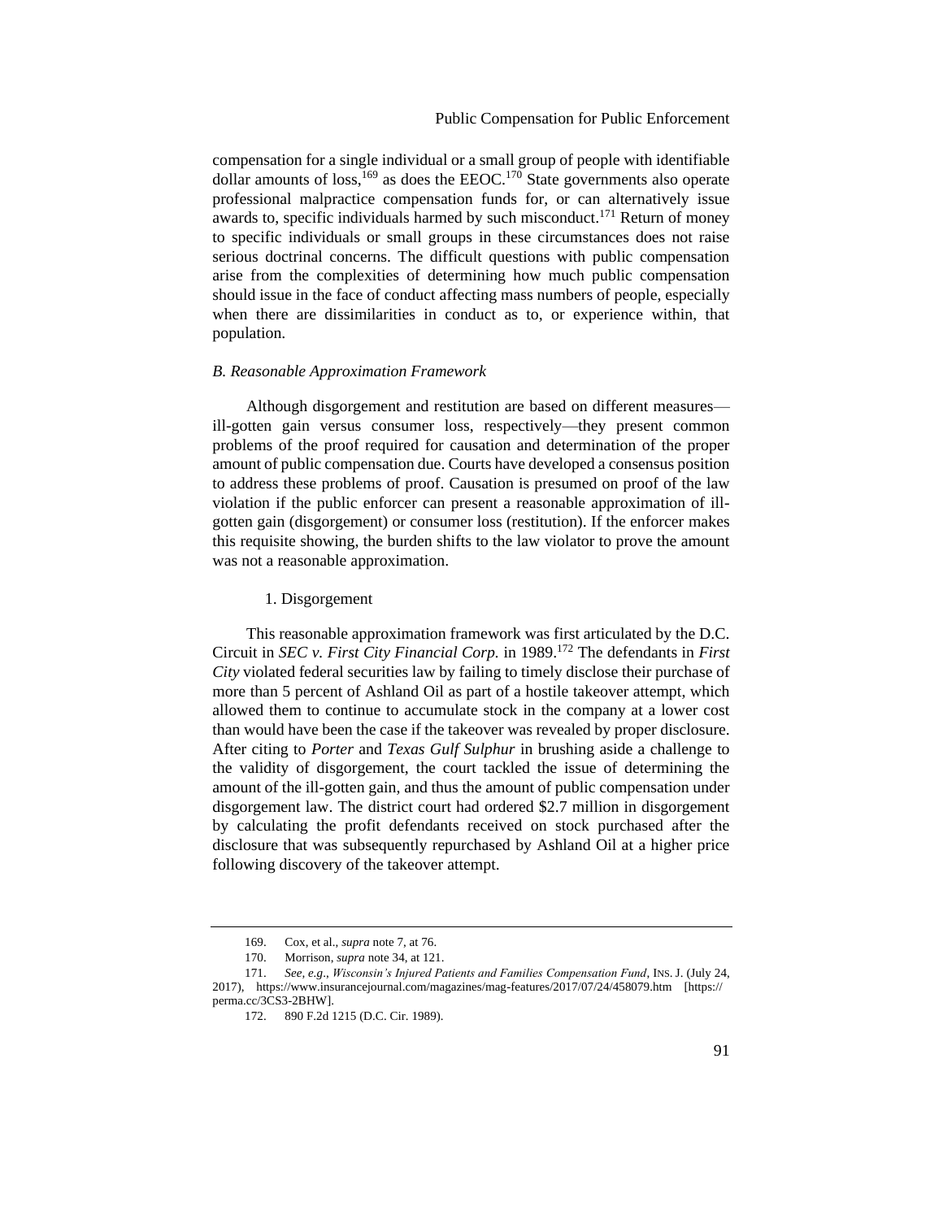compensation for a single individual or a small group of people with identifiable dollar amounts of loss,[169] as does the EEOC.[170] State governments also operate professional malpractice compensation funds for, or can alternatively issue awards to, specific individuals harmed by such misconduct.[171] Return of money to specific individuals or small groups in these circumstances does not raise serious doctrinal concerns. The difficult questions with public compensation arise from the complexities of determining how much public compensation should issue in the face of conduct affecting mass numbers of people, especially when there are dissimilarities in conduct as to, or experience within, that population.

### *B. Reasonable Approximation Framework*

Although disgorgement and restitution are based on different measures—ill-gotten gain versus consumer loss, respectively—they present common problems of the proof required for causation and determination of the proper amount of public compensation due. Courts have developed a consensus position to address these problems of proof. Causation is presumed on proof of the law violation if the public enforcer can present a reasonable approximation of ill-gotten gain (disgorgement) or consumer loss (restitution). If the enforcer makes this requisite showing, the burden shifts to the law violator to prove the amount was not a reasonable approximation.

#### 1. Disgorgement

This reasonable approximation framework was first articulated by the D.C. Circuit in *SEC v. First City Financial Corp.* in 1989.[172] The defendants in *First City* violated federal securities law by failing to timely disclose their purchase of more than 5 percent of Ashland Oil as part of a hostile takeover attempt, which allowed them to continue to accumulate stock in the company at a lower cost than would have been the case if the takeover was revealed by proper disclosure. After citing to *Porter* and *Texas Gulf Sulphur* in brushing aside a challenge to the validity of disgorgement, the court tackled the issue of determining the amount of the ill-gotten gain, and thus the amount of public compensation under disgorgement law. The district court had ordered $2.7 million in disgorgement by calculating the profit defendants received on stock purchased after the disclosure that was subsequently repurchased by Ashland Oil at a higher price following discovery of the takeover attempt.

---

169. Cox, et al., *supra* note 7, at 76.

170. Morrison, *supra* note 34, at 121.

171. *See, e.g.*, *Wisconsin's Injured Patients and Families Compensation Fund*, INS. J. (July 24, 2017), https://www.insurancejournal.com/magazines/mag-features/2017/07/24/458079.htm [https://perma.cc/3CS3-2BHW].

172. 890 F.2d 1215 (D.C. Cir. 1989).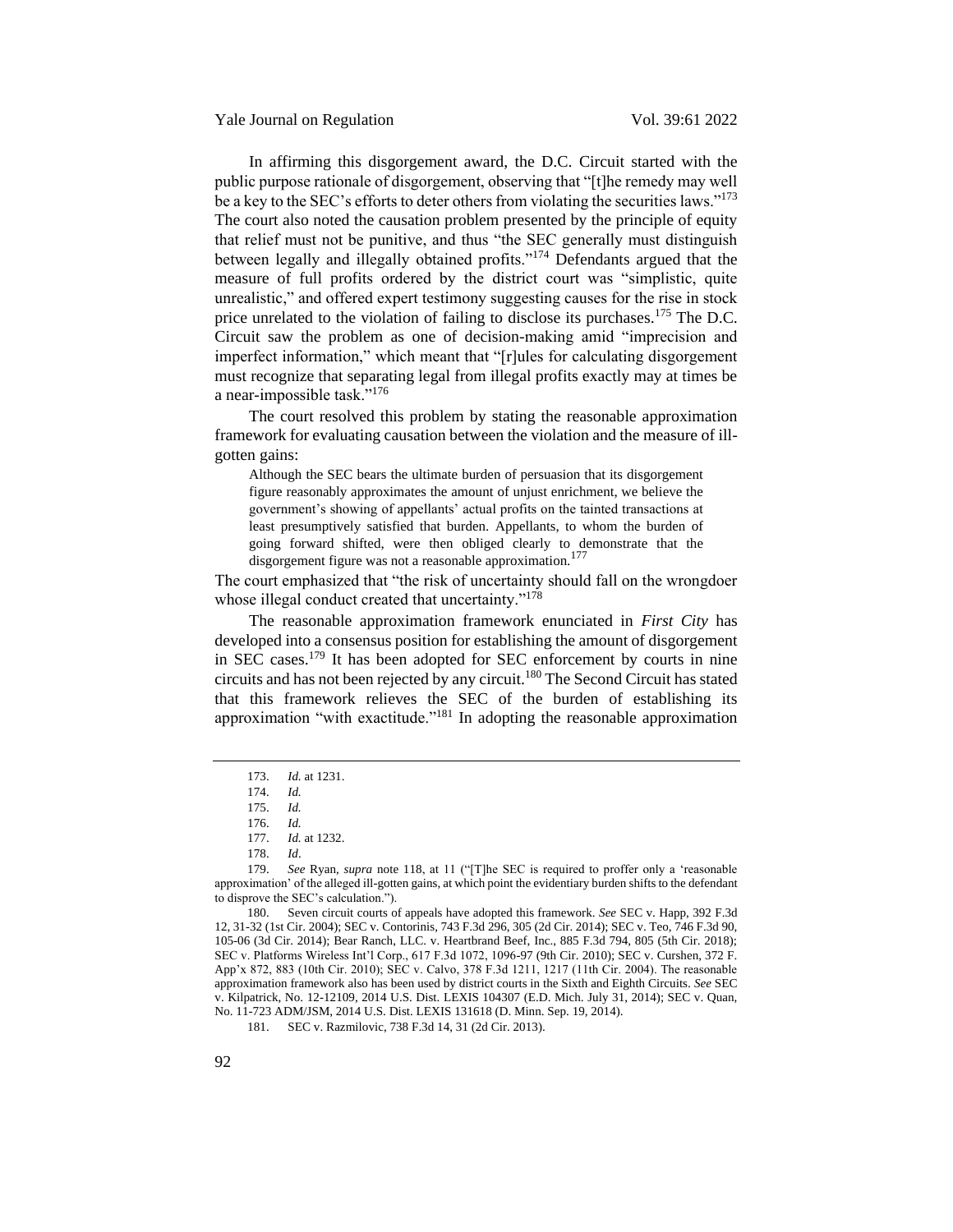In affirming this disgorgement award, the D.C. Circuit started with the public purpose rationale of disgorgement, observing that "[t]he remedy may well be a key to the SEC's efforts to deter others from violating the securities laws."[173] The court also noted the causation problem presented by the principle of equity that relief must not be punitive, and thus "the SEC generally must distinguish between legally and illegally obtained profits."[174] Defendants argued that the measure of full profits ordered by the district court was "simplistic, quite unrealistic," and offered expert testimony suggesting causes for the rise in stock price unrelated to the violation of failing to disclose its purchases.[175] The D.C. Circuit saw the problem as one of decision-making amid "imprecision and imperfect information," which meant that "[r]ules for calculating disgorgement must recognize that separating legal from illegal profits exactly may at times be a near-impossible task."[176]

The court resolved this problem by stating the reasonable approximation framework for evaluating causation between the violation and the measure of ill-gotten gains:

> Although the SEC bears the ultimate burden of persuasion that its disgorgement figure reasonably approximates the amount of unjust enrichment, we believe the government's showing of appellants' actual profits on the tainted transactions at least presumptively satisfied that burden. Appellants, to whom the burden of going forward shifted, were then obliged clearly to demonstrate that the disgorgement figure was not a reasonable approximation.[177]

The court emphasized that "the risk of uncertainty should fall on the wrongdoer whose illegal conduct created that uncertainty."[178]

The reasonable approximation framework enunciated in *First City* has developed into a consensus position for establishing the amount of disgorgement in SEC cases.[179] It has been adopted for SEC enforcement by courts in nine circuits and has not been rejected by any circuit.[180] The Second Circuit has stated that this framework relieves the SEC of the burden of establishing its approximation "with exactitude."[181] In adopting the reasonable approximation

---

173. *Id.* at 1231.

174. *Id.*

175. *Id.*

176. *Id.*

177. *Id.* at 1232.

178. *Id*.

179. *See* Ryan, *supra* note 118, at 11 ("[T]he SEC is required to proffer only a 'reasonable approximation' of the alleged ill-gotten gains, at which point the evidentiary burden shifts to the defendant to disprove the SEC's calculation.").

180. Seven circuit courts of appeals have adopted this framework. *See* SEC v. Happ, 392 F.3d 12, 31-32 (1st Cir. 2004); SEC v. Contorinis, 743 F.3d 296, 305 (2d Cir. 2014); SEC v. Teo, 746 F.3d 90, 105-06 (3d Cir. 2014); Bear Ranch, LLC. v. Heartbrand Beef, Inc., 885 F.3d 794, 805 (5th Cir. 2018); SEC v. Platforms Wireless Int'l Corp., 617 F.3d 1072, 1096-97 (9th Cir. 2010); SEC v. Curshen, 372 F. App'x 872, 883 (10th Cir. 2010); SEC v. Calvo, 378 F.3d 1211, 1217 (11th Cir. 2004). The reasonable approximation framework also has been used by district courts in the Sixth and Eighth Circuits. *See* SEC v. Kilpatrick, No. 12-12109, 2014 U.S. Dist. LEXIS 104307 (E.D. Mich. July 31, 2014); SEC v. Quan, No. 11-723 ADM/JSM, 2014 U.S. Dist. LEXIS 131618 (D. Minn. Sep. 19, 2014).

181. SEC v. Razmilovic, 738 F.3d 14, 31 (2d Cir. 2013).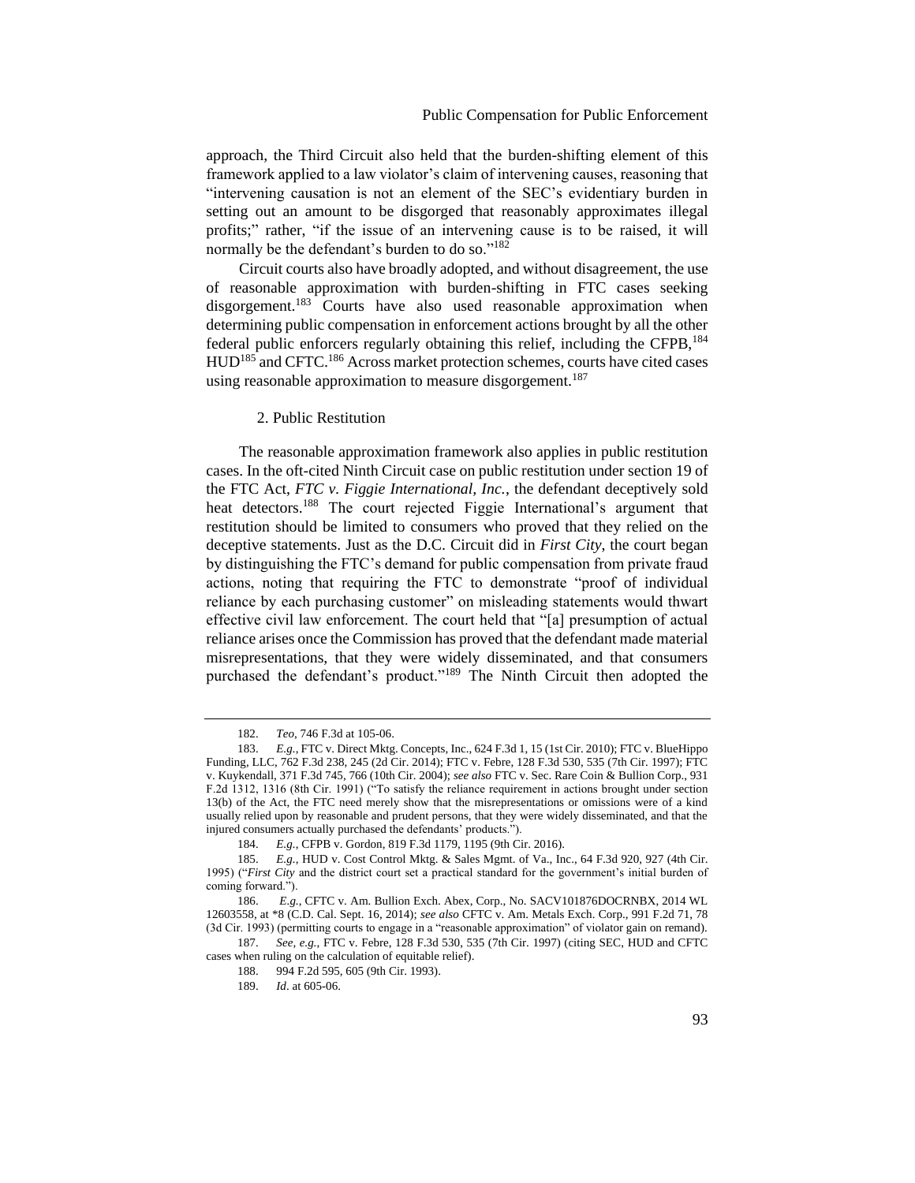approach, the Third Circuit also held that the burden-shifting element of this framework applied to a law violator's claim of intervening causes, reasoning that "intervening causation is not an element of the SEC's evidentiary burden in setting out an amount to be disgorged that reasonably approximates illegal profits;" rather, "if the issue of an intervening cause is to be raised, it will normally be the defendant's burden to do so."[182]

Circuit courts also have broadly adopted, and without disagreement, the use of reasonable approximation with burden-shifting in FTC cases seeking disgorgement.[183] Courts have also used reasonable approximation when determining public compensation in enforcement actions brought by all the other federal public enforcers regularly obtaining this relief, including the CFPB,[184] HUD[185] and CFTC.[186] Across market protection schemes, courts have cited cases using reasonable approximation to measure disgorgement.[187]

### 2. Public Restitution

The reasonable approximation framework also applies in public restitution cases. In the oft-cited Ninth Circuit case on public restitution under section 19 of the FTC Act, *FTC v. Figgie International, Inc.*, the defendant deceptively sold heat detectors.[188] The court rejected Figgie International's argument that restitution should be limited to consumers who proved that they relied on the deceptive statements. Just as the D.C. Circuit did in *First City*, the court began by distinguishing the FTC's demand for public compensation from private fraud actions, noting that requiring the FTC to demonstrate "proof of individual reliance by each purchasing customer" on misleading statements would thwart effective civil law enforcement. The court held that "[a] presumption of actual reliance arises once the Commission has proved that the defendant made material misrepresentations, that they were widely disseminated, and that consumers purchased the defendant's product."[189] The Ninth Circuit then adopted the

---

182. *Teo*, 746 F.3d at 105-06.

183. *E.g.*, FTC v. Direct Mktg. Concepts, Inc., 624 F.3d 1, 15 (1st Cir. 2010); FTC v. BlueHippo Funding, LLC, 762 F.3d 238, 245 (2d Cir. 2014); FTC v. Febre, 128 F.3d 530, 535 (7th Cir. 1997); FTC v. Kuykendall, 371 F.3d 745, 766 (10th Cir. 2004); *see also* FTC v. Sec. Rare Coin & Bullion Corp., 931 F.2d 1312, 1316 (8th Cir. 1991) ("To satisfy the reliance requirement in actions brought under section 13(b) of the Act, the FTC need merely show that the misrepresentations or omissions were of a kind usually relied upon by reasonable and prudent persons, that they were widely disseminated, and that the injured consumers actually purchased the defendants' products.").

184. *E.g.*, CFPB v. Gordon, 819 F.3d 1179, 1195 (9th Cir. 2016).

185. *E.g.*, HUD v. Cost Control Mktg. & Sales Mgmt. of Va., Inc., 64 F.3d 920, 927 (4th Cir. 1995) ("*First City* and the district court set a practical standard for the government's initial burden of coming forward.").

186. *E.g.*, CFTC v. Am. Bullion Exch. Abex, Corp., No. SACV101876DOCRNBX, 2014 WL 12603558, at *8 (C.D. Cal. Sept. 16, 2014); *see also* CFTC v. Am. Metals Exch. Corp., 991 F.2d 71, 78 (3d Cir. 1993) (permitting courts to engage in a "reasonable approximation" of violator gain on remand).

187. *See, e.g.*, FTC v. Febre, 128 F.3d 530, 535 (7th Cir. 1997) (citing SEC, HUD and CFTC cases when ruling on the calculation of equitable relief).

188. 994 F.2d 595, 605 (9th Cir. 1993).

189. *Id*. at 605-06.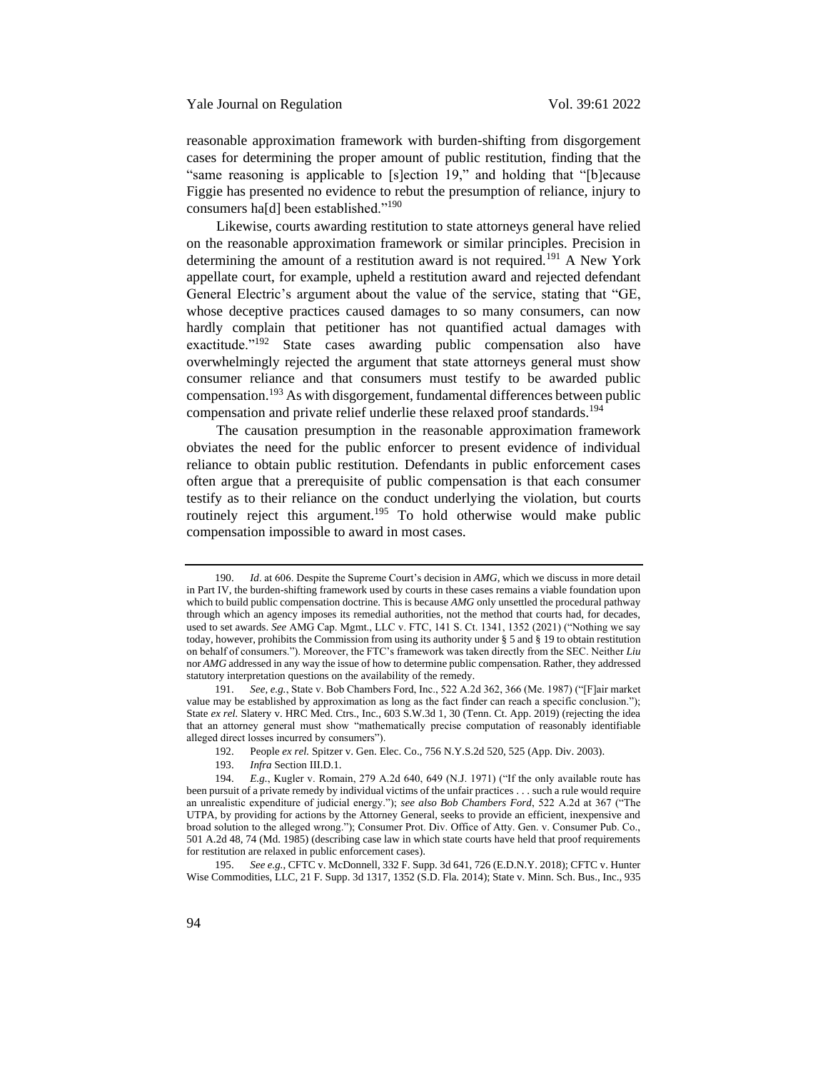reasonable approximation framework with burden-shifting from disgorgement cases for determining the proper amount of public restitution, finding that the "same reasoning is applicable to [s]ection 19," and holding that "[b]ecause Figgie has presented no evidence to rebut the presumption of reliance, injury to consumers ha[d] been established."[190]

Likewise, courts awarding restitution to state attorneys general have relied on the reasonable approximation framework or similar principles. Precision in determining the amount of a restitution award is not required.[191] A New York appellate court, for example, upheld a restitution award and rejected defendant General Electric's argument about the value of the service, stating that "GE, whose deceptive practices caused damages to so many consumers, can now hardly complain that petitioner has not quantified actual damages with exactitude."[192] State cases awarding public compensation also have overwhelmingly rejected the argument that state attorneys general must show consumer reliance and that consumers must testify to be awarded public compensation.[193] As with disgorgement, fundamental differences between public compensation and private relief underlie these relaxed proof standards.[194]

The causation presumption in the reasonable approximation framework obviates the need for the public enforcer to present evidence of individual reliance to obtain public restitution. Defendants in public enforcement cases often argue that a prerequisite of public compensation is that each consumer testify as to their reliance on the conduct underlying the violation, but courts routinely reject this argument.[195] To hold otherwise would make public compensation impossible to award in most cases.

---

190. *Id*. at 606. Despite the Supreme Court's decision in *AMG*, which we discuss in more detail in Part IV, the burden-shifting framework used by courts in these cases remains a viable foundation upon which to build public compensation doctrine. This is because *AMG* only unsettled the procedural pathway through which an agency imposes its remedial authorities, not the method that courts had, for decades, used to set awards. *See* AMG Cap. Mgmt., LLC v. FTC, 141 S. Ct. 1341, 1352 (2021) ("Nothing we say today, however, prohibits the Commission from using its authority under § 5 and § 19 to obtain restitution on behalf of consumers."). Moreover, the FTC's framework was taken directly from the SEC. Neither *Liu* nor *AMG* addressed in any way the issue of how to determine public compensation. Rather, they addressed statutory interpretation questions on the availability of the remedy.

191. *See, e.g.*, State v. Bob Chambers Ford, Inc., 522 A.2d 362, 366 (Me. 1987) ("[F]air market value may be established by approximation as long as the fact finder can reach a specific conclusion."); State *ex rel.* Slatery v. HRC Med. Ctrs., Inc., 603 S.W.3d 1, 30 (Tenn. Ct. App. 2019) (rejecting the idea that an attorney general must show "mathematically precise computation of reasonably identifiable alleged direct losses incurred by consumers").

192. People *ex rel.* Spitzer v. Gen. Elec. Co., 756 N.Y.S.2d 520, 525 (App. Div. 2003).

193. *Infra* Section III.D.1.

194. *E.g.*, Kugler v. Romain, 279 A.2d 640, 649 (N.J. 1971) ("If the only available route has been pursuit of a private remedy by individual victims of the unfair practices . . . such a rule would require an unrealistic expenditure of judicial energy."); *see also Bob Chambers Ford*, 522 A.2d at 367 ("The UTPA, by providing for actions by the Attorney General, seeks to provide an efficient, inexpensive and broad solution to the alleged wrong."); Consumer Prot. Div. Office of Atty. Gen. v. Consumer Pub. Co., 501 A.2d 48, 74 (Md. 1985) (describing case law in which state courts have held that proof requirements for restitution are relaxed in public enforcement cases).

195. *See e.g.*, CFTC v. McDonnell, 332 F. Supp. 3d 641, 726 (E.D.N.Y. 2018); CFTC v. Hunter Wise Commodities, LLC, 21 F. Supp. 3d 1317, 1352 (S.D. Fla. 2014); State v. Minn. Sch. Bus., Inc., 935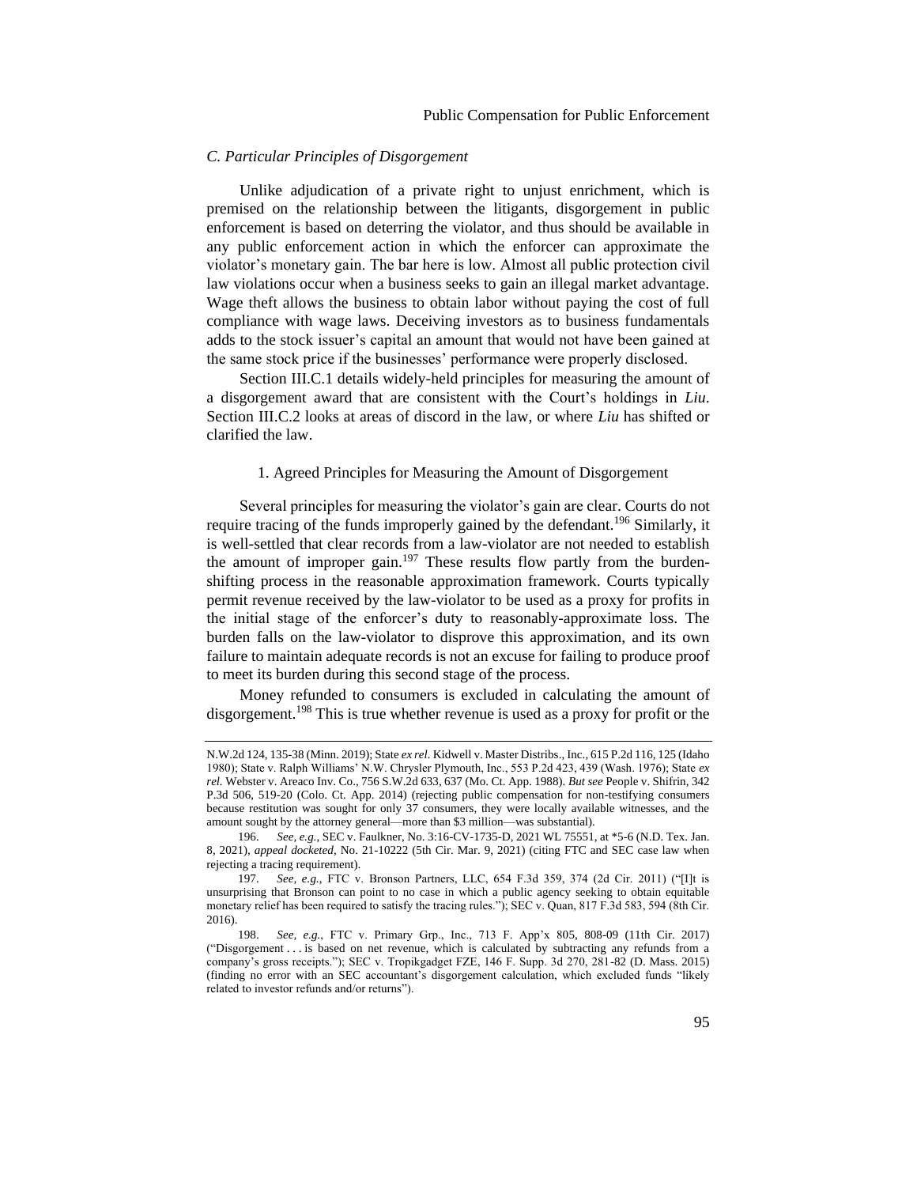### C. Particular Principles of Disgorgement

Unlike adjudication of a private right to unjust enrichment, which is premised on the relationship between the litigants, disgorgement in public enforcement is based on deterring the violator, and thus should be available in any public enforcement action in which the enforcer can approximate the violator's monetary gain. The bar here is low. Almost all public protection civil law violations occur when a business seeks to gain an illegal market advantage. Wage theft allows the business to obtain labor without paying the cost of full compliance with wage laws. Deceiving investors as to business fundamentals adds to the stock issuer's capital an amount that would not have been gained at the same stock price if the businesses' performance were properly disclosed.

Section III.C.1 details widely-held principles for measuring the amount of a disgorgement award that are consistent with the Court's holdings in *Liu*. Section III.C.2 looks at areas of discord in the law, or where *Liu* has shifted or clarified the law.

#### 1. Agreed Principles for Measuring the Amount of Disgorgement

Several principles for measuring the violator's gain are clear. Courts do not require tracing of the funds improperly gained by the defendant.[196] Similarly, it is well-settled that clear records from a law-violator are not needed to establish the amount of improper gain.[197] These results flow partly from the burden-shifting process in the reasonable approximation framework. Courts typically permit revenue received by the law-violator to be used as a proxy for profits in the initial stage of the enforcer's duty to reasonably-approximate loss. The burden falls on the law-violator to disprove this approximation, and its own failure to maintain adequate records is not an excuse for failing to produce proof to meet its burden during this second stage of the process.

Money refunded to consumers is excluded in calculating the amount of disgorgement.[198] This is true whether revenue is used as a proxy for profit or the

---

N.W.2d 124, 135-38 (Minn. 2019); State *ex rel*. Kidwell v. Master Distribs., Inc., 615 P.2d 116, 125 (Idaho 1980); State v. Ralph Williams' N.W. Chrysler Plymouth, Inc., 553 P.2d 423, 439 (Wash. 1976); State *ex rel.* Webster v. Areaco Inv. Co., 756 S.W.2d 633, 637 (Mo. Ct. App. 1988). *But see* People v. Shifrin, 342 P.3d 506, 519-20 (Colo. Ct. App. 2014) (rejecting public compensation for non-testifying consumers because restitution was sought for only 37 consumers, they were locally available witnesses, and the amount sought by the attorney general—more than $3 million—was substantial).

196. *See, e.g.*, SEC v. Faulkner, No. 3:16-CV-1735-D, 2021 WL 75551, at *5-6 (N.D. Tex. Jan. 8, 2021), *appeal docketed*, No. 21-10222 (5th Cir. Mar. 9, 2021) (citing FTC and SEC case law when rejecting a tracing requirement).

197. *See, e.g.*, FTC v. Bronson Partners, LLC, 654 F.3d 359, 374 (2d Cir. 2011) ("[I]t is unsurprising that Bronson can point to no case in which a public agency seeking to obtain equitable monetary relief has been required to satisfy the tracing rules."); SEC v. Quan, 817 F.3d 583, 594 (8th Cir. 2016).

198. *See, e.g.*, FTC v. Primary Grp., Inc., 713 F. App'x 805, 808-09 (11th Cir. 2017) ("Disgorgement . . . is based on net revenue, which is calculated by subtracting any refunds from a company's gross receipts."); SEC v. Tropikgadget FZE, 146 F. Supp. 3d 270, 281-82 (D. Mass. 2015) (finding no error with an SEC accountant's disgorgement calculation, which excluded funds "likely related to investor refunds and/or returns").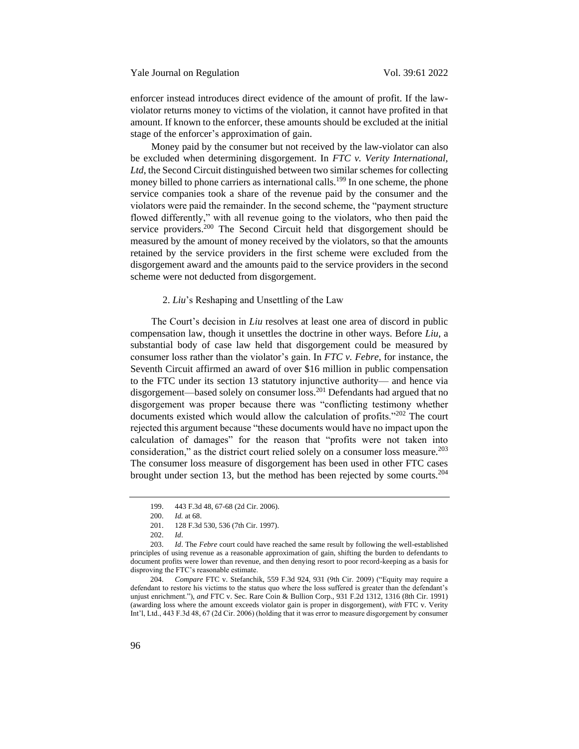enforcer instead introduces direct evidence of the amount of profit. If the law-violator returns money to victims of the violation, it cannot have profited in that amount. If known to the enforcer, these amounts should be excluded at the initial stage of the enforcer's approximation of gain.

Money paid by the consumer but not received by the law-violator can also be excluded when determining disgorgement. In *FTC v. Verity International, Ltd*, the Second Circuit distinguished between two similar schemes for collecting money billed to phone carriers as international calls.[199] In one scheme, the phone service companies took a share of the revenue paid by the consumer and the violators were paid the remainder. In the second scheme, the "payment structure flowed differently," with all revenue going to the violators, who then paid the service providers.[200] The Second Circuit held that disgorgement should be measured by the amount of money received by the violators, so that the amounts retained by the service providers in the first scheme were excluded from the disgorgement award and the amounts paid to the service providers in the second scheme were not deducted from disgorgement.

### 2. *Liu*'s Reshaping and Unsettling of the Law

The Court's decision in *Liu* resolves at least one area of discord in public compensation law, though it unsettles the doctrine in other ways. Before *Liu*, a substantial body of case law held that disgorgement could be measured by consumer loss rather than the violator's gain. In *FTC v. Febre*, for instance, the Seventh Circuit affirmed an award of over $16 million in public compensation to the FTC under its section 13 statutory injunctive authority— and hence via disgorgement—based solely on consumer loss.[201] Defendants had argued that no disgorgement was proper because there was "conflicting testimony whether documents existed which would allow the calculation of profits."[202] The court rejected this argument because "these documents would have no impact upon the calculation of damages" for the reason that "profits were not taken into consideration," as the district court relied solely on a consumer loss measure.[203] The consumer loss measure of disgorgement has been used in other FTC cases brought under section 13, but the method has been rejected by some courts.[204]

---

199. 443 F.3d 48, 67-68 (2d Cir. 2006).

200. *Id.* at 68.

201. 128 F.3d 530, 536 (7th Cir. 1997).

202. *Id*.

203. *Id*. The *Febre* court could have reached the same result by following the well-established principles of using revenue as a reasonable approximation of gain, shifting the burden to defendants to document profits were lower than revenue, and then denying resort to poor record-keeping as a basis for disproving the FTC's reasonable estimate.

204. *Compare* FTC v. Stefanchik, 559 F.3d 924, 931 (9th Cir. 2009) ("Equity may require a defendant to restore his victims to the status quo where the loss suffered is greater than the defendant's unjust enrichment."), *and* FTC v. Sec. Rare Coin & Bullion Corp., 931 F.2d 1312, 1316 (8th Cir. 1991) (awarding loss where the amount exceeds violator gain is proper in disgorgement), *with* FTC v. Verity Int'l, Ltd., 443 F.3d 48, 67 (2d Cir. 2006) (holding that it was error to measure disgorgement by consumer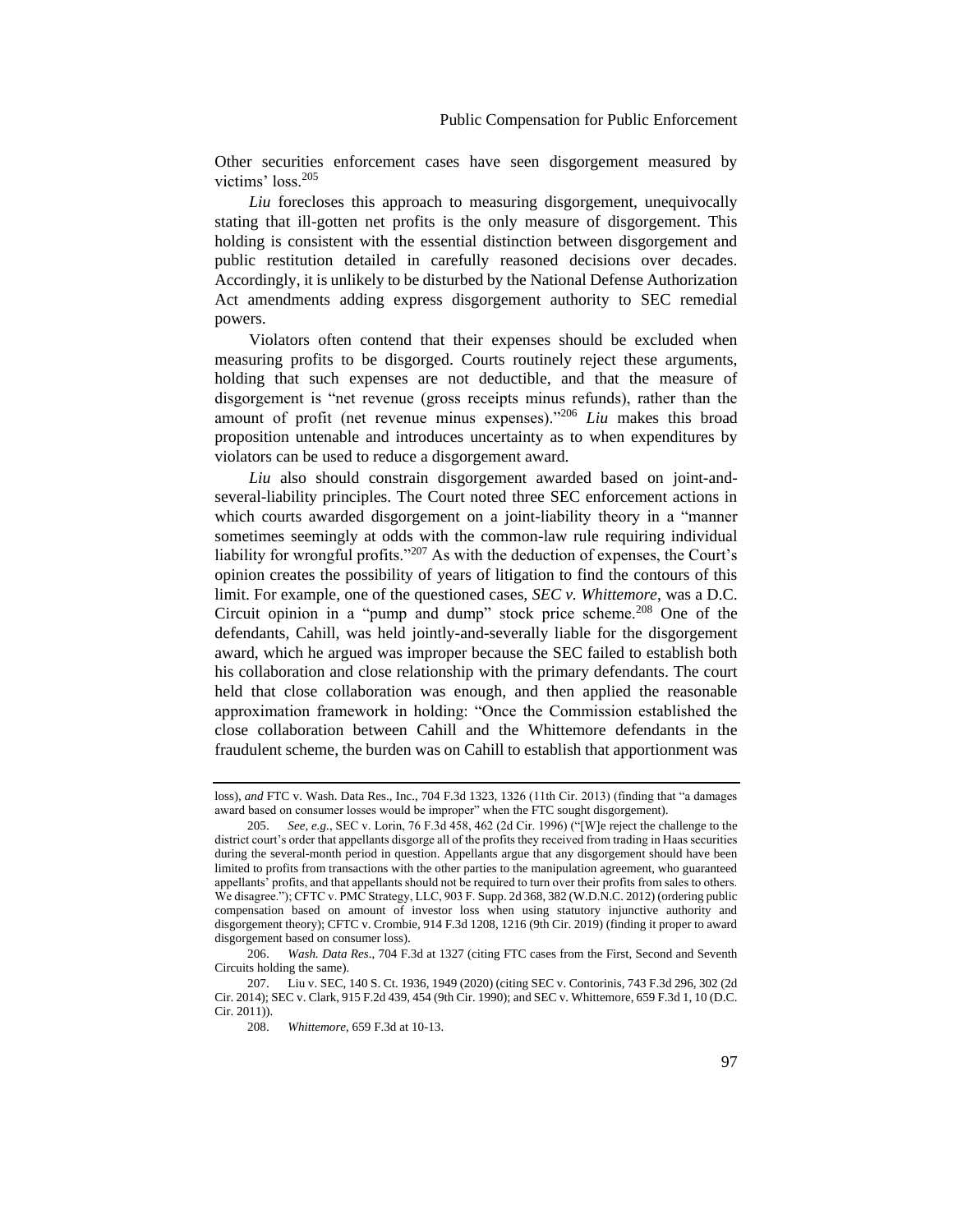Other securities enforcement cases have seen disgorgement measured by victims' loss.[205]

*Liu* forecloses this approach to measuring disgorgement, unequivocally stating that ill-gotten net profits is the only measure of disgorgement. This holding is consistent with the essential distinction between disgorgement and public restitution detailed in carefully reasoned decisions over decades. Accordingly, it is unlikely to be disturbed by the National Defense Authorization Act amendments adding express disgorgement authority to SEC remedial powers.

Violators often contend that their expenses should be excluded when measuring profits to be disgorged. Courts routinely reject these arguments, holding that such expenses are not deductible, and that the measure of disgorgement is "net revenue (gross receipts minus refunds), rather than the amount of profit (net revenue minus expenses)."[206] *Liu* makes this broad proposition untenable and introduces uncertainty as to when expenditures by violators can be used to reduce a disgorgement award.

*Liu* also should constrain disgorgement awarded based on joint-and-several-liability principles. The Court noted three SEC enforcement actions in which courts awarded disgorgement on a joint-liability theory in a "manner sometimes seemingly at odds with the common-law rule requiring individual liability for wrongful profits."[207] As with the deduction of expenses, the Court's opinion creates the possibility of years of litigation to find the contours of this limit. For example, one of the questioned cases, *SEC v. Whittemore*, was a D.C. Circuit opinion in a "pump and dump" stock price scheme.[208] One of the defendants, Cahill, was held jointly-and-severally liable for the disgorgement award, which he argued was improper because the SEC failed to establish both his collaboration and close relationship with the primary defendants. The court held that close collaboration was enough, and then applied the reasonable approximation framework in holding: "Once the Commission established the close collaboration between Cahill and the Whittemore defendants in the fraudulent scheme, the burden was on Cahill to establish that apportionment was

---

loss), *and* FTC v. Wash. Data Res., Inc., 704 F.3d 1323, 1326 (11th Cir. 2013) (finding that "a damages award based on consumer losses would be improper" when the FTC sought disgorgement).

205. *See, e.g.*, SEC v. Lorin, 76 F.3d 458, 462 (2d Cir. 1996) ("[W]e reject the challenge to the district court's order that appellants disgorge all of the profits they received from trading in Haas securities during the several-month period in question. Appellants argue that any disgorgement should have been limited to profits from transactions with the other parties to the manipulation agreement, who guaranteed appellants' profits, and that appellants should not be required to turn over their profits from sales to others. We disagree."); CFTC v. PMC Strategy, LLC, 903 F. Supp. 2d 368, 382 (W.D.N.C. 2012) (ordering public compensation based on amount of investor loss when using statutory injunctive authority and disgorgement theory); CFTC v. Crombie, 914 F.3d 1208, 1216 (9th Cir. 2019) (finding it proper to award disgorgement based on consumer loss).

206. *Wash. Data Res*., 704 F.3d at 1327 (citing FTC cases from the First, Second and Seventh Circuits holding the same).

207. Liu v. SEC, 140 S. Ct. 1936, 1949 (2020) (citing SEC v. Contorinis, 743 F.3d 296, 302 (2d Cir. 2014); SEC v. Clark, 915 F.2d 439, 454 (9th Cir. 1990); and SEC v. Whittemore, 659 F.3d 1, 10 (D.C. Cir. 2011)).

208. *Whittemore*, 659 F.3d at 10-13.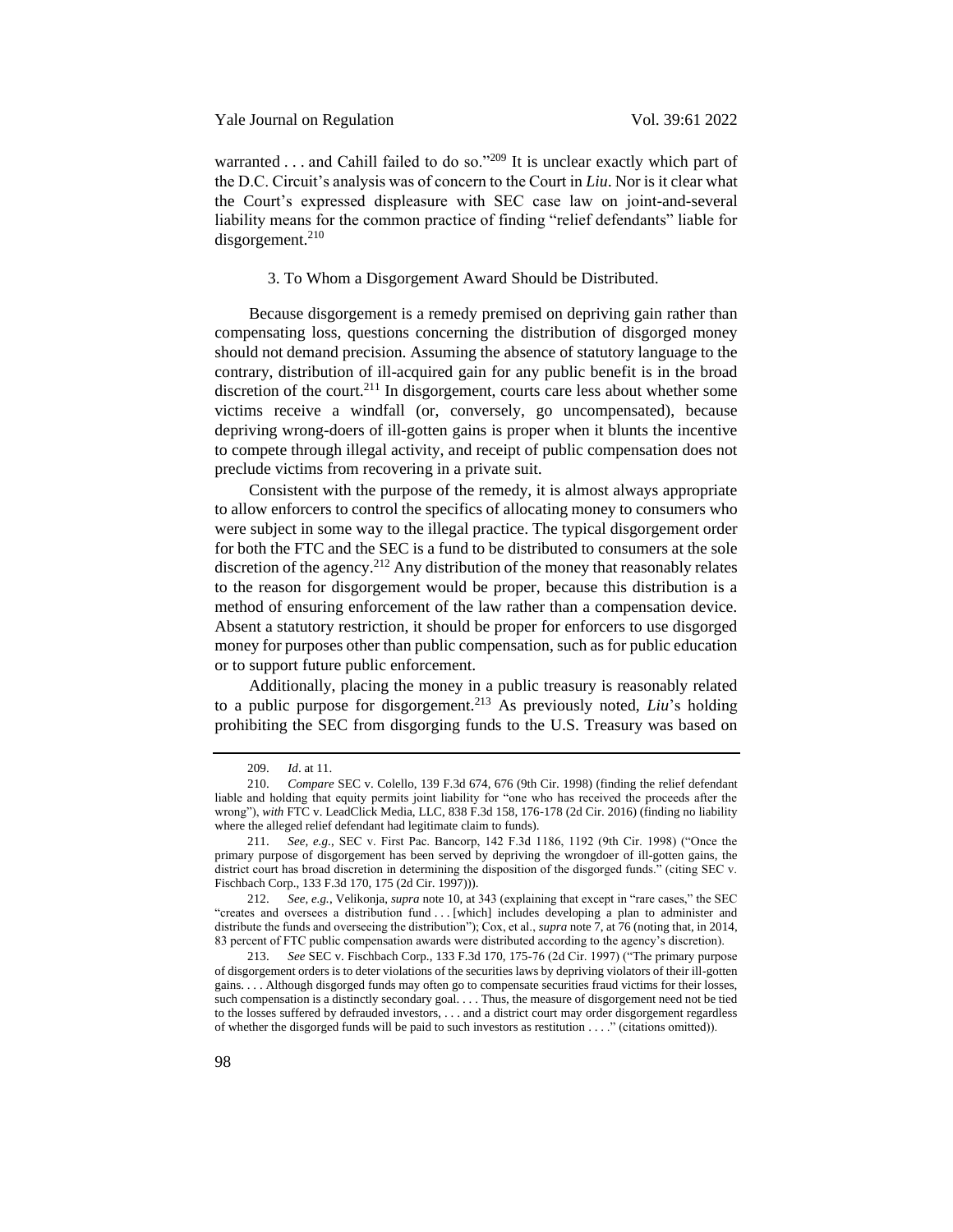warranted . . . and Cahill failed to do so."[209] It is unclear exactly which part of the D.C. Circuit's analysis was of concern to the Court in *Liu*. Nor is it clear what the Court's expressed displeasure with SEC case law on joint-and-several liability means for the common practice of finding "relief defendants" liable for disgorgement.[210]

### 3. To Whom a Disgorgement Award Should be Distributed.

Because disgorgement is a remedy premised on depriving gain rather than compensating loss, questions concerning the distribution of disgorged money should not demand precision. Assuming the absence of statutory language to the contrary, distribution of ill-acquired gain for any public benefit is in the broad discretion of the court.[211] In disgorgement, courts care less about whether some victims receive a windfall (or, conversely, go uncompensated), because depriving wrong-doers of ill-gotten gains is proper when it blunts the incentive to compete through illegal activity, and receipt of public compensation does not preclude victims from recovering in a private suit.

Consistent with the purpose of the remedy, it is almost always appropriate to allow enforcers to control the specifics of allocating money to consumers who were subject in some way to the illegal practice. The typical disgorgement order for both the FTC and the SEC is a fund to be distributed to consumers at the sole discretion of the agency.[212] Any distribution of the money that reasonably relates to the reason for disgorgement would be proper, because this distribution is a method of ensuring enforcement of the law rather than a compensation device. Absent a statutory restriction, it should be proper for enforcers to use disgorged money for purposes other than public compensation, such as for public education or to support future public enforcement.

Additionally, placing the money in a public treasury is reasonably related to a public purpose for disgorgement.[213] As previously noted, *Liu*'s holding prohibiting the SEC from disgorging funds to the U.S. Treasury was based on

---

209. *Id*. at 11.

210. *Compare* SEC v. Colello, 139 F.3d 674, 676 (9th Cir. 1998) (finding the relief defendant liable and holding that equity permits joint liability for "one who has received the proceeds after the wrong"), *with* FTC v. LeadClick Media, LLC, 838 F.3d 158, 176-178 (2d Cir. 2016) (finding no liability where the alleged relief defendant had legitimate claim to funds).

211. *See, e.g.*, SEC v. First Pac. Bancorp, 142 F.3d 1186, 1192 (9th Cir. 1998) ("Once the primary purpose of disgorgement has been served by depriving the wrongdoer of ill-gotten gains, the district court has broad discretion in determining the disposition of the disgorged funds." (citing SEC v. Fischbach Corp., 133 F.3d 170, 175 (2d Cir. 1997))).

212. *See, e.g.*, Velikonja, *supra* note 10, at 343 (explaining that except in "rare cases," the SEC "creates and oversees a distribution fund . . . [which] includes developing a plan to administer and distribute the funds and overseeing the distribution"); Cox, et al., *supra* note 7, at 76 (noting that, in 2014, 83 percent of FTC public compensation awards were distributed according to the agency's discretion).

213. *See* SEC v. Fischbach Corp., 133 F.3d 170, 175-76 (2d Cir. 1997) ("The primary purpose of disgorgement orders is to deter violations of the securities laws by depriving violators of their ill-gotten gains. . . . Although disgorged funds may often go to compensate securities fraud victims for their losses, such compensation is a distinctly secondary goal. . . . Thus, the measure of disgorgement need not be tied to the losses suffered by defrauded investors, . . . and a district court may order disgorgement regardless of whether the disgorged funds will be paid to such investors as restitution . . . ." (citations omitted)).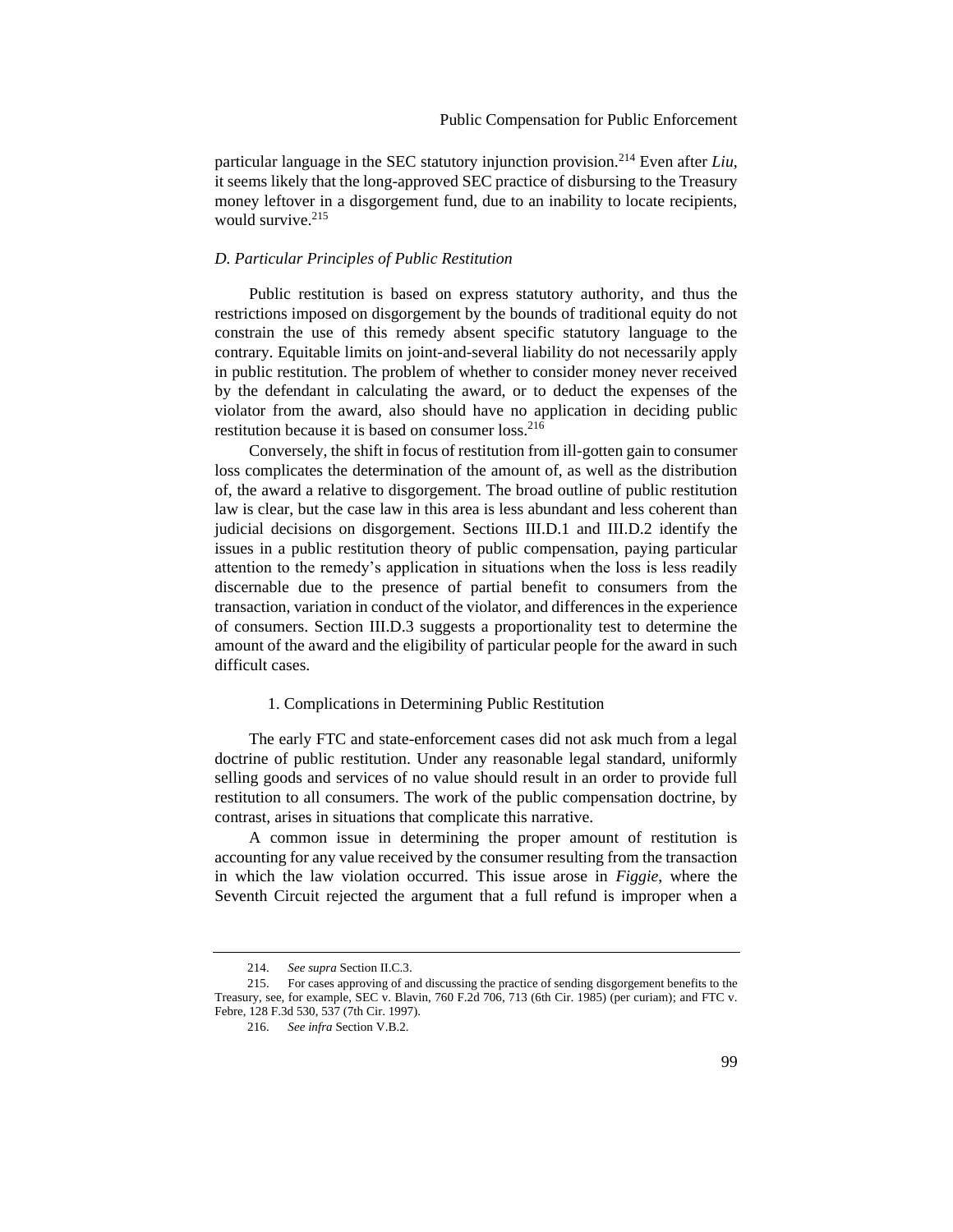particular language in the SEC statutory injunction provision.[214] Even after *Liu*, it seems likely that the long-approved SEC practice of disbursing to the Treasury money leftover in a disgorgement fund, due to an inability to locate recipients, would survive.[215]

### *D. Particular Principles of Public Restitution*

Public restitution is based on express statutory authority, and thus the restrictions imposed on disgorgement by the bounds of traditional equity do not constrain the use of this remedy absent specific statutory language to the contrary. Equitable limits on joint-and-several liability do not necessarily apply in public restitution. The problem of whether to consider money never received by the defendant in calculating the award, or to deduct the expenses of the violator from the award, also should have no application in deciding public restitution because it is based on consumer loss.[216]

Conversely, the shift in focus of restitution from ill-gotten gain to consumer loss complicates the determination of the amount of, as well as the distribution of, the award a relative to disgorgement. The broad outline of public restitution law is clear, but the case law in this area is less abundant and less coherent than judicial decisions on disgorgement. Sections III.D.1 and III.D.2 identify the issues in a public restitution theory of public compensation, paying particular attention to the remedy's application in situations when the loss is less readily discernable due to the presence of partial benefit to consumers from the transaction, variation in conduct of the violator, and differences in the experience of consumers. Section III.D.3 suggests a proportionality test to determine the amount of the award and the eligibility of particular people for the award in such difficult cases.

#### 1. Complications in Determining Public Restitution

The early FTC and state-enforcement cases did not ask much from a legal doctrine of public restitution. Under any reasonable legal standard, uniformly selling goods and services of no value should result in an order to provide full restitution to all consumers. The work of the public compensation doctrine, by contrast, arises in situations that complicate this narrative.

A common issue in determining the proper amount of restitution is accounting for any value received by the consumer resulting from the transaction in which the law violation occurred. This issue arose in *Figgie*, where the Seventh Circuit rejected the argument that a full refund is improper when a

---

214. *See supra* Section II.C.3.

215. For cases approving of and discussing the practice of sending disgorgement benefits to the Treasury, see, for example, SEC v. Blavin, 760 F.2d 706, 713 (6th Cir. 1985) (per curiam); and FTC v. Febre, 128 F.3d 530, 537 (7th Cir. 1997).

216. *See infra* Section V.B.2.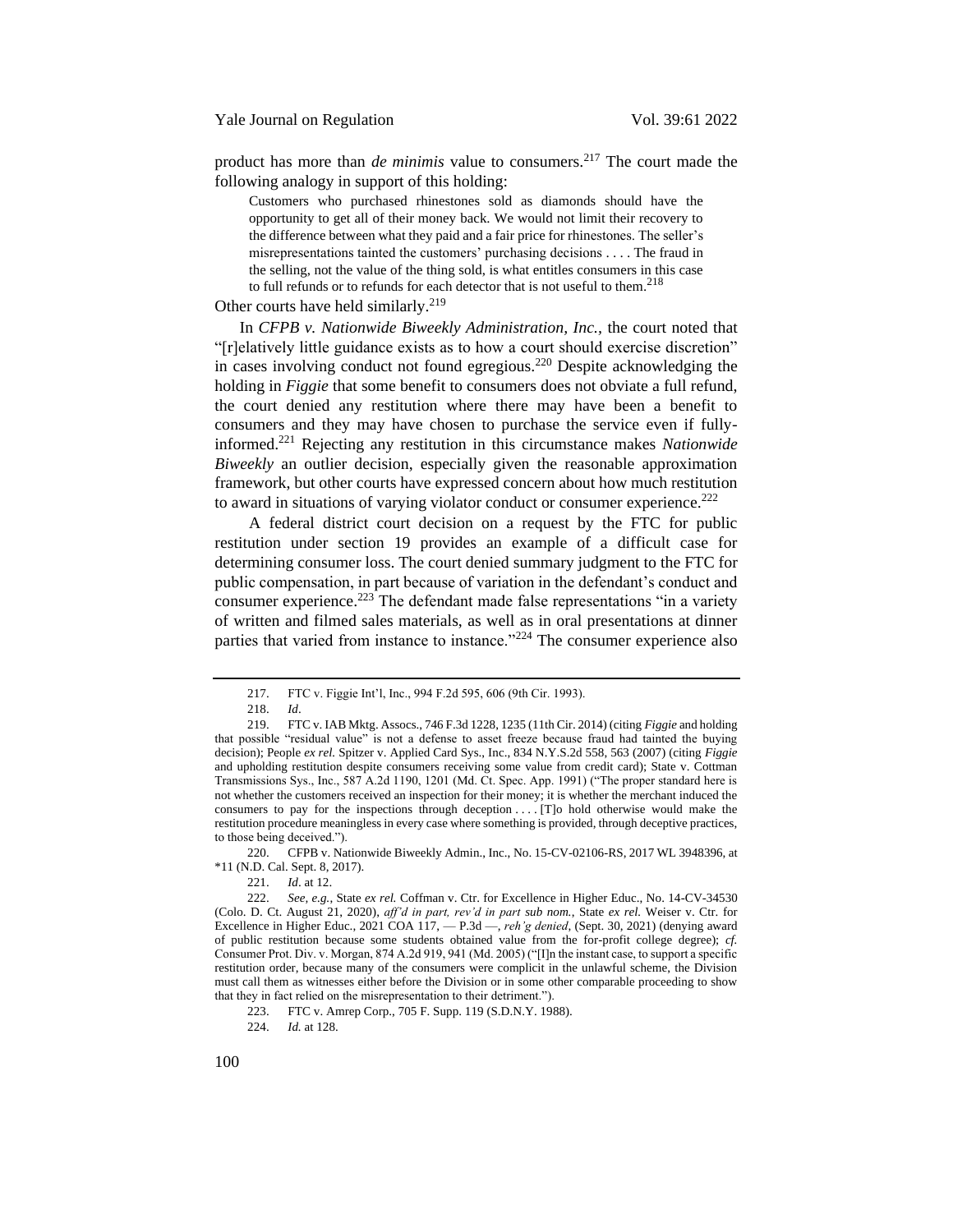product has more than *de minimis* value to consumers.[217] The court made the following analogy in support of this holding:

> Customers who purchased rhinestones sold as diamonds should have the opportunity to get all of their money back. We would not limit their recovery to the difference between what they paid and a fair price for rhinestones. The seller's misrepresentations tainted the customers' purchasing decisions . . . . The fraud in the selling, not the value of the thing sold, is what entitles consumers in this case to full refunds or to refunds for each detector that is not useful to them.[218]

Other courts have held similarly.[219]

In *CFPB v. Nationwide Biweekly Administration, Inc.*, the court noted that "[r]elatively little guidance exists as to how a court should exercise discretion" in cases involving conduct not found egregious.[220] Despite acknowledging the holding in *Figgie* that some benefit to consumers does not obviate a full refund, the court denied any restitution where there may have been a benefit to consumers and they may have chosen to purchase the service even if fully-informed.[221] Rejecting any restitution in this circumstance makes *Nationwide Biweekly* an outlier decision, especially given the reasonable approximation framework, but other courts have expressed concern about how much restitution to award in situations of varying violator conduct or consumer experience.[222]

A federal district court decision on a request by the FTC for public restitution under section 19 provides an example of a difficult case for determining consumer loss. The court denied summary judgment to the FTC for public compensation, in part because of variation in the defendant's conduct and consumer experience.[223] The defendant made false representations "in a variety of written and filmed sales materials, as well as in oral presentations at dinner parties that varied from instance to instance."[224] The consumer experience also

---

217. FTC v. Figgie Int'l, Inc., 994 F.2d 595, 606 (9th Cir. 1993).

218. *Id*.

219. FTC v. IAB Mktg. Assocs., 746 F.3d 1228, 1235 (11th Cir. 2014) (citing *Figgie* and holding that possible "residual value" is not a defense to asset freeze because fraud had tainted the buying decision); People *ex rel.* Spitzer v. Applied Card Sys., Inc., 834 N.Y.S.2d 558, 563 (2007) (citing *Figgie* and upholding restitution despite consumers receiving some value from credit card); State v. Cottman Transmissions Sys., Inc., 587 A.2d 1190, 1201 (Md. Ct. Spec. App. 1991) ("The proper standard here is not whether the customers received an inspection for their money; it is whether the merchant induced the consumers to pay for the inspections through deception . . . . [T]o hold otherwise would make the restitution procedure meaningless in every case where something is provided, through deceptive practices, to those being deceived.").

220. CFPB v. Nationwide Biweekly Admin., Inc., No. 15-CV-02106-RS, 2017 WL 3948396, at *11 (N.D. Cal. Sept. 8, 2017).

221. *Id*. at 12.

222. *See, e.g.*, State *ex rel.* Coffman v. Ctr. for Excellence in Higher Educ., No. 14-CV-34530 (Colo. D. Ct. August 21, 2020), *aff'd in part, rev'd in part sub nom.*, State *ex rel.* Weiser v. Ctr. for Excellence in Higher Educ., 2021 COA 117, — P.3d —, *reh'g denied*, (Sept. 30, 2021) (denying award of public restitution because some students obtained value from the for-profit college degree); *cf.* Consumer Prot. Div. v. Morgan, 874 A.2d 919, 941 (Md. 2005) ("[I]n the instant case, to support a specific restitution order, because many of the consumers were complicit in the unlawful scheme, the Division must call them as witnesses either before the Division or in some other comparable proceeding to show that they in fact relied on the misrepresentation to their detriment.").

223. FTC v. Amrep Corp., 705 F. Supp. 119 (S.D.N.Y. 1988).

224. *Id.* at 128.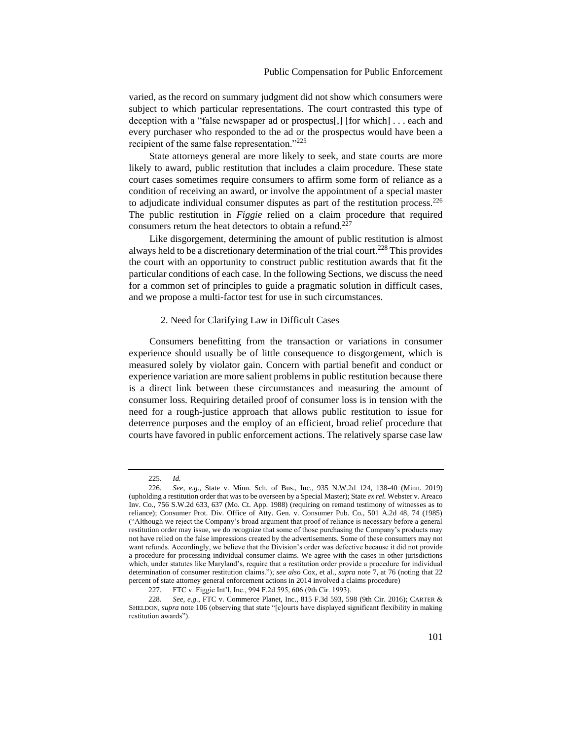varied, as the record on summary judgment did not show which consumers were subject to which particular representations. The court contrasted this type of deception with a "false newspaper ad or prospectus[,] [for which] . . . each and every purchaser who responded to the ad or the prospectus would have been a recipient of the same false representation."[225]

State attorneys general are more likely to seek, and state courts are more likely to award, public restitution that includes a claim procedure. These state court cases sometimes require consumers to affirm some form of reliance as a condition of receiving an award, or involve the appointment of a special master to adjudicate individual consumer disputes as part of the restitution process.[226] The public restitution in *Figgie* relied on a claim procedure that required consumers return the heat detectors to obtain a refund.[227]

Like disgorgement, determining the amount of public restitution is almost always held to be a discretionary determination of the trial court.[228] This provides the court with an opportunity to construct public restitution awards that fit the particular conditions of each case. In the following Sections, we discuss the need for a common set of principles to guide a pragmatic solution in difficult cases, and we propose a multi-factor test for use in such circumstances.

### 2. Need for Clarifying Law in Difficult Cases

Consumers benefitting from the transaction or variations in consumer experience should usually be of little consequence to disgorgement, which is measured solely by violator gain. Concern with partial benefit and conduct or experience variation are more salient problems in public restitution because there is a direct link between these circumstances and measuring the amount of consumer loss. Requiring detailed proof of consumer loss is in tension with the need for a rough-justice approach that allows public restitution to issue for deterrence purposes and the employ of an efficient, broad relief procedure that courts have favored in public enforcement actions. The relatively sparse case law

---

225. *Id.*

226. *See, e.g.*, State v. Minn. Sch. of Bus., Inc., 935 N.W.2d 124, 138-40 (Minn. 2019) (upholding a restitution order that was to be overseen by a Special Master); State *ex rel.* Webster v. Areaco Inv. Co., 756 S.W.2d 633, 637 (Mo. Ct. App. 1988) (requiring on remand testimony of witnesses as to reliance); Consumer Prot. Div. Office of Atty. Gen. v. Consumer Pub. Co., 501 A.2d 48, 74 (1985) ("Although we reject the Company's broad argument that proof of reliance is necessary before a general restitution order may issue, we do recognize that some of those purchasing the Company's products may not have relied on the false impressions created by the advertisements. Some of these consumers may not want refunds. Accordingly, we believe that the Division's order was defective because it did not provide a procedure for processing individual consumer claims. We agree with the cases in other jurisdictions which, under statutes like Maryland's, require that a restitution order provide a procedure for individual determination of consumer restitution claims."); *see also* Cox, et al., *supra* note 7, at 76 (noting that 22 percent of state attorney general enforcement actions in 2014 involved a claims procedure)

227. FTC v. Figgie Int'l, Inc., 994 F.2d 595, 606 (9th Cir. 1993).

228. *See, e.g.*, FTC v. Commerce Planet, Inc., 815 F.3d 593, 598 (9th Cir. 2016); CARTER & SHELDON, *supra* note 106 (observing that state "[c]ourts have displayed significant flexibility in making restitution awards").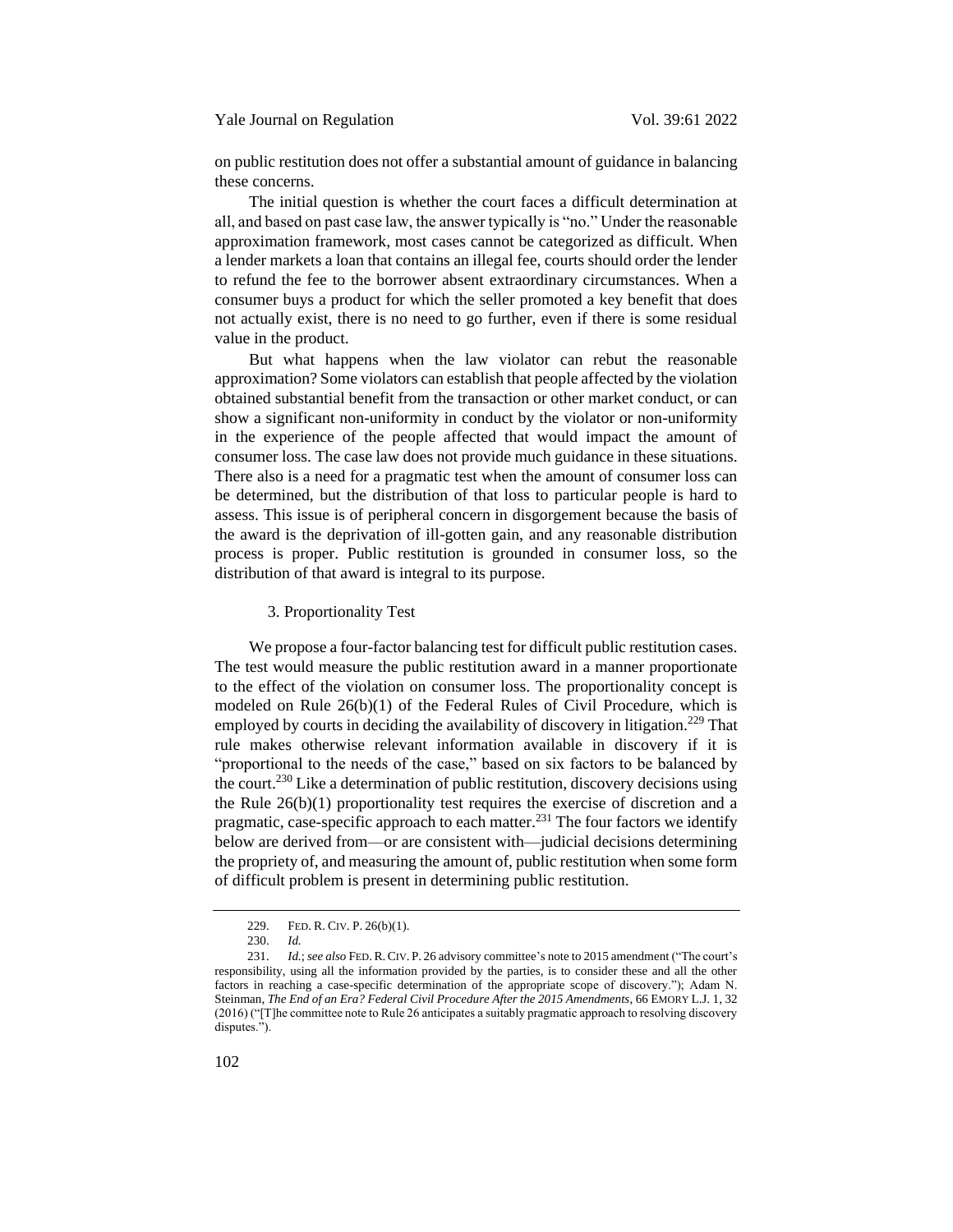on public restitution does not offer a substantial amount of guidance in balancing these concerns.

The initial question is whether the court faces a difficult determination at all, and based on past case law, the answer typically is "no." Under the reasonable approximation framework, most cases cannot be categorized as difficult. When a lender markets a loan that contains an illegal fee, courts should order the lender to refund the fee to the borrower absent extraordinary circumstances. When a consumer buys a product for which the seller promoted a key benefit that does not actually exist, there is no need to go further, even if there is some residual value in the product.

But what happens when the law violator can rebut the reasonable approximation? Some violators can establish that people affected by the violation obtained substantial benefit from the transaction or other market conduct, or can show a significant non-uniformity in conduct by the violator or non-uniformity in the experience of the people affected that would impact the amount of consumer loss. The case law does not provide much guidance in these situations. There also is a need for a pragmatic test when the amount of consumer loss can be determined, but the distribution of that loss to particular people is hard to assess. This issue is of peripheral concern in disgorgement because the basis of the award is the deprivation of ill-gotten gain, and any reasonable distribution process is proper. Public restitution is grounded in consumer loss, so the distribution of that award is integral to its purpose.

### 3. Proportionality Test

We propose a four-factor balancing test for difficult public restitution cases. The test would measure the public restitution award in a manner proportionate to the effect of the violation on consumer loss. The proportionality concept is modeled on Rule 26(b)(1) of the Federal Rules of Civil Procedure, which is employed by courts in deciding the availability of discovery in litigation.[229] That rule makes otherwise relevant information available in discovery if it is "proportional to the needs of the case," based on six factors to be balanced by the court.[230] Like a determination of public restitution, discovery decisions using the Rule 26(b)(1) proportionality test requires the exercise of discretion and a pragmatic, case-specific approach to each matter.[231] The four factors we identify below are derived from—or are consistent with—judicial decisions determining the propriety of, and measuring the amount of, public restitution when some form of difficult problem is present in determining public restitution.

---

229. FED. R. CIV. P. 26(b)(1).

230. *Id.*

231. *Id.*; *see also* FED. R. CIV. P. 26 advisory committee's note to 2015 amendment ("The court's responsibility, using all the information provided by the parties, is to consider these and all the other factors in reaching a case-specific determination of the appropriate scope of discovery."); Adam N. Steinman, *The End of an Era? Federal Civil Procedure After the 2015 Amendments*, 66 EMORY L.J. 1, 32 (2016) ("[T]he committee note to Rule 26 anticipates a suitably pragmatic approach to resolving discovery disputes.").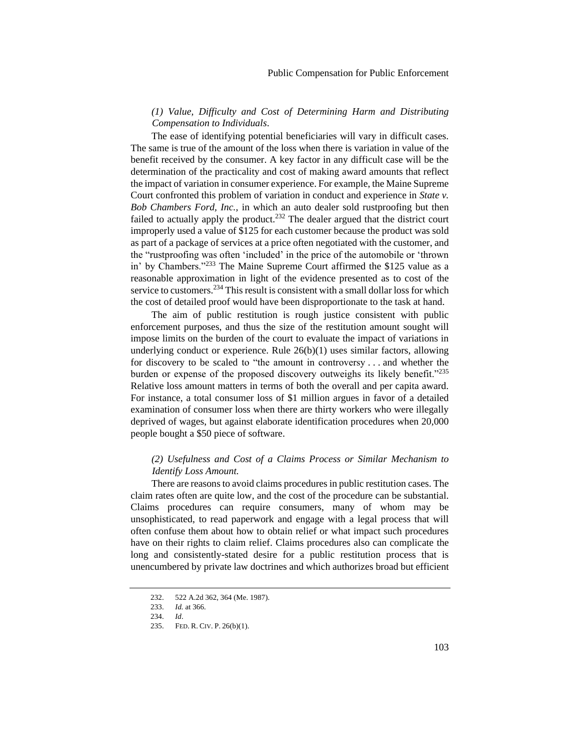*(1) Value, Difficulty and Cost of Determining Harm and Distributing Compensation to Individuals*.

The ease of identifying potential beneficiaries will vary in difficult cases. The same is true of the amount of the loss when there is variation in value of the benefit received by the consumer. A key factor in any difficult case will be the determination of the practicality and cost of making award amounts that reflect the impact of variation in consumer experience. For example, the Maine Supreme Court confronted this problem of variation in conduct and experience in *State v. Bob Chambers Ford, Inc.*, in which an auto dealer sold rustproofing but then failed to actually apply the product.[232] The dealer argued that the district court improperly used a value of $125 for each customer because the product was sold as part of a package of services at a price often negotiated with the customer, and the "rustproofing was often 'included' in the price of the automobile or 'thrown in' by Chambers."[233] The Maine Supreme Court affirmed the $125 value as a reasonable approximation in light of the evidence presented as to cost of the service to customers.[234] This result is consistent with a small dollar loss for which the cost of detailed proof would have been disproportionate to the task at hand.

The aim of public restitution is rough justice consistent with public enforcement purposes, and thus the size of the restitution amount sought will impose limits on the burden of the court to evaluate the impact of variations in underlying conduct or experience. Rule 26(b)(1) uses similar factors, allowing for discovery to be scaled to "the amount in controversy . . . and whether the burden or expense of the proposed discovery outweighs its likely benefit."[235] Relative loss amount matters in terms of both the overall and per capita award. For instance, a total consumer loss of $1 million argues in favor of a detailed examination of consumer loss when there are thirty workers who were illegally deprived of wages, but against elaborate identification procedures when 20,000 people bought a $50 piece of software.

*(2) Usefulness and Cost of a Claims Process or Similar Mechanism to Identify Loss Amount.*

There are reasons to avoid claims procedures in public restitution cases. The claim rates often are quite low, and the cost of the procedure can be substantial. Claims procedures can require consumers, many of whom may be unsophisticated, to read paperwork and engage with a legal process that will often confuse them about how to obtain relief or what impact such procedures have on their rights to claim relief. Claims procedures also can complicate the long and consistently-stated desire for a public restitution process that is unencumbered by private law doctrines and which authorizes broad but efficient

---

232. 522 A.2d 362, 364 (Me. 1987).

233. *Id.* at 366.

234. *Id*.

235. FED. R. CIV. P. 26(b)(1).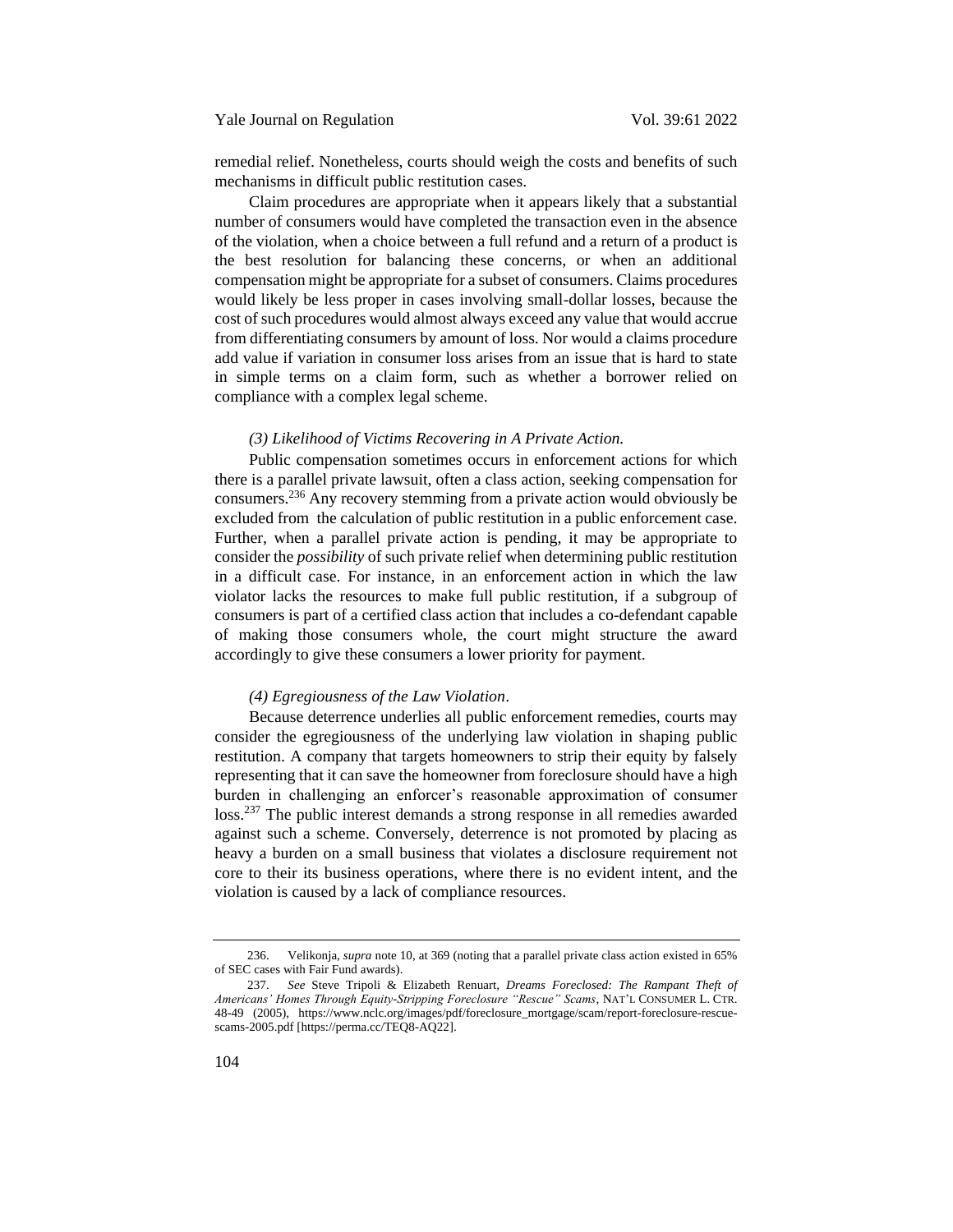remedial relief. Nonetheless, courts should weigh the costs and benefits of such mechanisms in difficult public restitution cases.

Claim procedures are appropriate when it appears likely that a substantial number of consumers would have completed the transaction even in the absence of the violation, when a choice between a full refund and a return of a product is the best resolution for balancing these concerns, or when an additional compensation might be appropriate for a subset of consumers. Claims procedures would likely be less proper in cases involving small-dollar losses, because the cost of such procedures would almost always exceed any value that would accrue from differentiating consumers by amount of loss. Nor would a claims procedure add value if variation in consumer loss arises from an issue that is hard to state in simple terms on a claim form, such as whether a borrower relied on compliance with a complex legal scheme.

*(3) Likelihood of Victims Recovering in A Private Action.*

Public compensation sometimes occurs in enforcement actions for which there is a parallel private lawsuit, often a class action, seeking compensation for consumers.[236] Any recovery stemming from a private action would obviously be excluded from the calculation of public restitution in a public enforcement case. Further, when a parallel private action is pending, it may be appropriate to consider the *possibility* of such private relief when determining public restitution in a difficult case. For instance, in an enforcement action in which the law violator lacks the resources to make full public restitution, if a subgroup of consumers is part of a certified class action that includes a co-defendant capable of making those consumers whole, the court might structure the award accordingly to give these consumers a lower priority for payment.

*(4) Egregiousness of the Law Violation*.

Because deterrence underlies all public enforcement remedies, courts may consider the egregiousness of the underlying law violation in shaping public restitution. A company that targets homeowners to strip their equity by falsely representing that it can save the homeowner from foreclosure should have a high burden in challenging an enforcer's reasonable approximation of consumer loss.[237] The public interest demands a strong response in all remedies awarded against such a scheme. Conversely, deterrence is not promoted by placing as heavy a burden on a small business that violates a disclosure requirement not core to their its business operations, where there is no evident intent, and the violation is caused by a lack of compliance resources.

---

236. Velikonja, *supra* note 10, at 369 (noting that a parallel private class action existed in 65% of SEC cases with Fair Fund awards).

237. *See* Steve Tripoli & Elizabeth Renuart, *Dreams Foreclosed: The Rampant Theft of Americans' Homes Through Equity-Stripping Foreclosure "Rescue" Scams*, NAT'L CONSUMER L. CTR. 48-49 (2005), https://www.nclc.org/images/pdf/foreclosure_mortgage/scam/report-foreclosure-rescue-scams-2005.pdf [https://perma.cc/TEQ8-AQ22].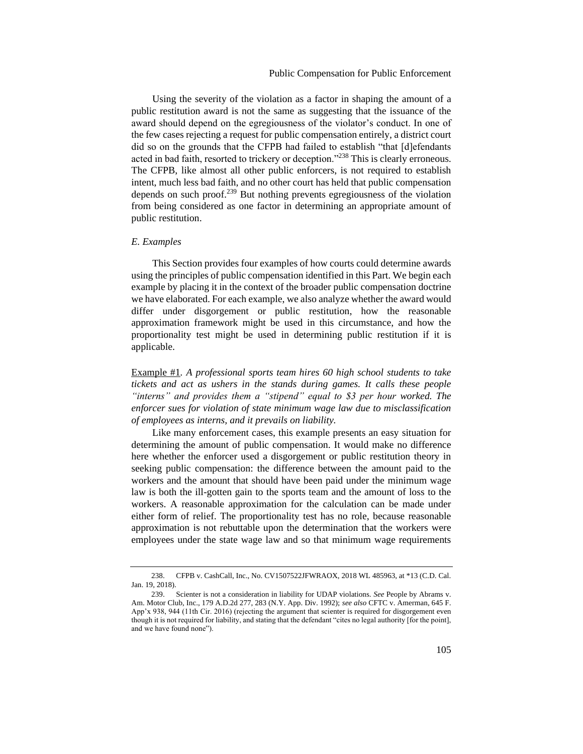Using the severity of the violation as a factor in shaping the amount of a public restitution award is not the same as suggesting that the issuance of the award should depend on the egregiousness of the violator's conduct. In one of the few cases rejecting a request for public compensation entirely, a district court did so on the grounds that the CFPB had failed to establish "that [d]efendants acted in bad faith, resorted to trickery or deception."[238] This is clearly erroneous. The CFPB, like almost all other public enforcers, is not required to establish intent, much less bad faith, and no other court has held that public compensation depends on such proof.[239] But nothing prevents egregiousness of the violation from being considered as one factor in determining an appropriate amount of public restitution.

### *E. Examples*

This Section provides four examples of how courts could determine awards using the principles of public compensation identified in this Part. We begin each example by placing it in the context of the broader public compensation doctrine we have elaborated. For each example, we also analyze whether the award would differ under disgorgement or public restitution, how the reasonable approximation framework might be used in this circumstance, and how the proportionality test might be used in determining public restitution if it is applicable.

<u>Example #1</u>. *A professional sports team hires 60 high school students to take tickets and act as ushers in the stands during games. It calls these people "interns" and provides them a "stipend" equal to $3 per hour worked. The enforcer sues for violation of state minimum wage law due to misclassification of employees as interns, and it prevails on liability.*

Like many enforcement cases, this example presents an easy situation for determining the amount of public compensation. It would make no difference here whether the enforcer used a disgorgement or public restitution theory in seeking public compensation: the difference between the amount paid to the workers and the amount that should have been paid under the minimum wage law is both the ill-gotten gain to the sports team and the amount of loss to the workers. A reasonable approximation for the calculation can be made under either form of relief. The proportionality test has no role, because reasonable approximation is not rebuttable upon the determination that the workers were employees under the state wage law and so that minimum wage requirements

---

238. CFPB v. CashCall, Inc., No. CV1507522JFWRAOX, 2018 WL 485963, at *13 (C.D. Cal. Jan. 19, 2018).

239. Scienter is not a consideration in liability for UDAP violations. *See* People by Abrams v. Am. Motor Club, Inc., 179 A.D.2d 277, 283 (N.Y. App. Div. 1992); *see also* CFTC v. Amerman, 645 F. App'x 938, 944 (11th Cir. 2016) (rejecting the argument that scienter is required for disgorgement even though it is not required for liability, and stating that the defendant "cites no legal authority [for the point], and we have found none").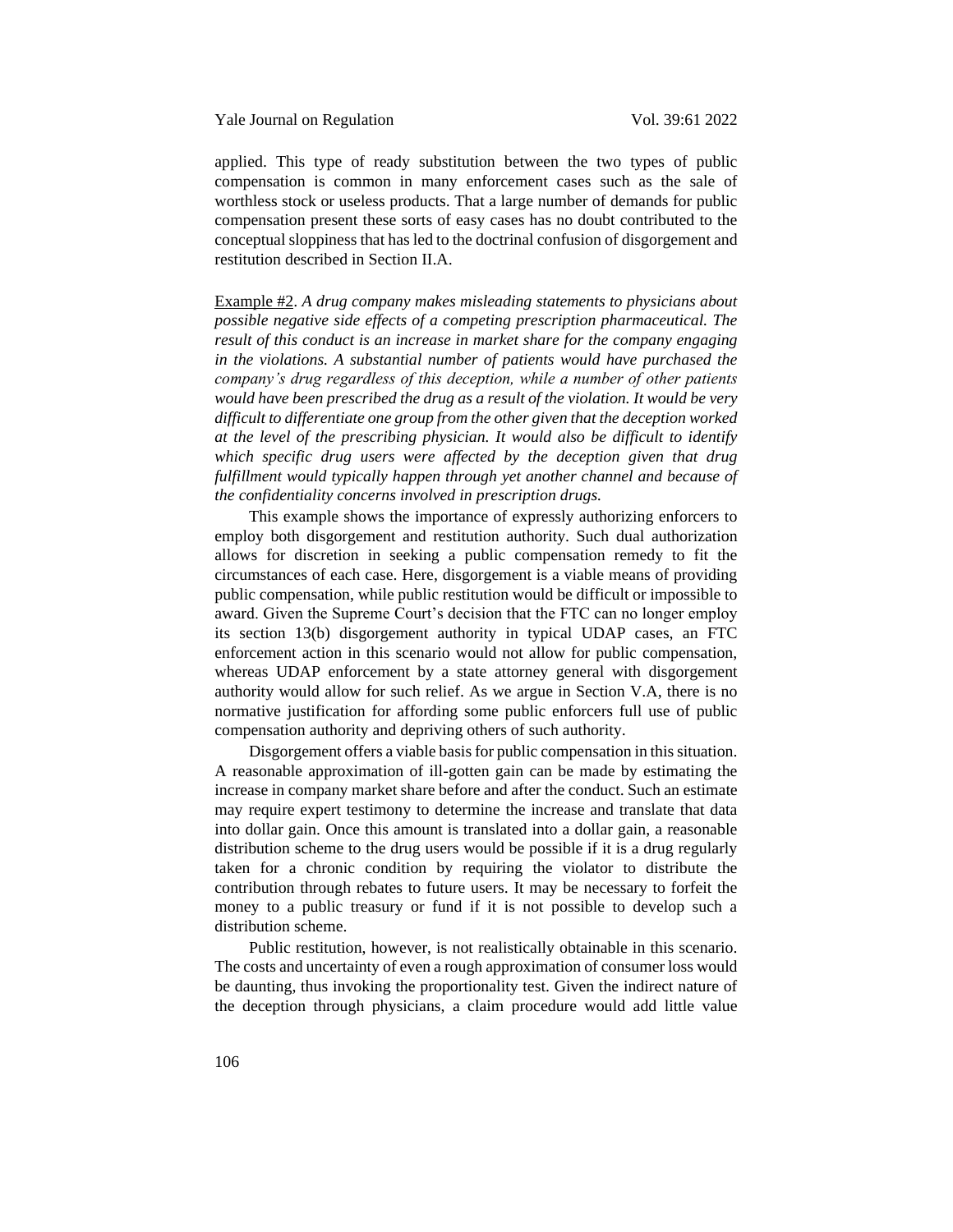applied. This type of ready substitution between the two types of public compensation is common in many enforcement cases such as the sale of worthless stock or useless products. That a large number of demands for public compensation present these sorts of easy cases has no doubt contributed to the conceptual sloppiness that has led to the doctrinal confusion of disgorgement and restitution described in Section II.A.

Example #2. *A drug company makes misleading statements to physicians about possible negative side effects of a competing prescription pharmaceutical. The result of this conduct is an increase in market share for the company engaging in the violations. A substantial number of patients would have purchased the company's drug regardless of this deception, while a number of other patients would have been prescribed the drug as a result of the violation. It would be very difficult to differentiate one group from the other given that the deception worked at the level of the prescribing physician. It would also be difficult to identify which specific drug users were affected by the deception given that drug fulfillment would typically happen through yet another channel and because of the confidentiality concerns involved in prescription drugs.*

This example shows the importance of expressly authorizing enforcers to employ both disgorgement and restitution authority. Such dual authorization allows for discretion in seeking a public compensation remedy to fit the circumstances of each case. Here, disgorgement is a viable means of providing public compensation, while public restitution would be difficult or impossible to award. Given the Supreme Court's decision that the FTC can no longer employ its section 13(b) disgorgement authority in typical UDAP cases, an FTC enforcement action in this scenario would not allow for public compensation, whereas UDAP enforcement by a state attorney general with disgorgement authority would allow for such relief. As we argue in Section V.A, there is no normative justification for affording some public enforcers full use of public compensation authority and depriving others of such authority.

Disgorgement offers a viable basis for public compensation in this situation. A reasonable approximation of ill-gotten gain can be made by estimating the increase in company market share before and after the conduct. Such an estimate may require expert testimony to determine the increase and translate that data into dollar gain. Once this amount is translated into a dollar gain, a reasonable distribution scheme to the drug users would be possible if it is a drug regularly taken for a chronic condition by requiring the violator to distribute the contribution through rebates to future users. It may be necessary to forfeit the money to a public treasury or fund if it is not possible to develop such a distribution scheme.

Public restitution, however, is not realistically obtainable in this scenario. The costs and uncertainty of even a rough approximation of consumer loss would be daunting, thus invoking the proportionality test. Given the indirect nature of the deception through physicians, a claim procedure would add little value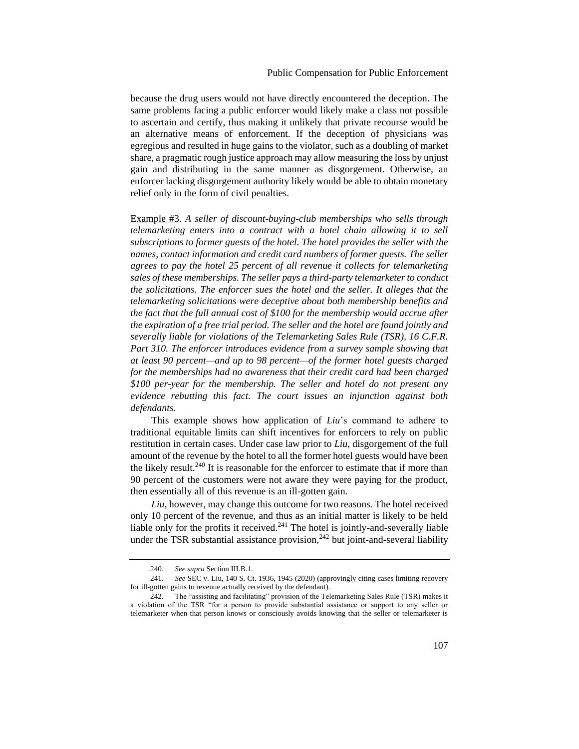because the drug users would not have directly encountered the deception. The same problems facing a public enforcer would likely make a class not possible to ascertain and certify, thus making it unlikely that private recourse would be an alternative means of enforcement. If the deception of physicians was egregious and resulted in huge gains to the violator, such as a doubling of market share, a pragmatic rough justice approach may allow measuring the loss by unjust gain and distributing in the same manner as disgorgement. Otherwise, an enforcer lacking disgorgement authority likely would be able to obtain monetary relief only in the form of civil penalties.

<u>Example #3</u>. *A seller of discount-buying-club memberships who sells through telemarketing enters into a contract with a hotel chain allowing it to sell subscriptions to former guests of the hotel. The hotel provides the seller with the names, contact information and credit card numbers of former guests. The seller agrees to pay the hotel 25 percent of all revenue it collects for telemarketing sales of these memberships. The seller pays a third-party telemarketer to conduct the solicitations. The enforcer sues the hotel and the seller. It alleges that the telemarketing solicitations were deceptive about both membership benefits and the fact that the full annual cost of $100 for the membership would accrue after the expiration of a free trial period. The seller and the hotel are found jointly and severally liable for violations of the Telemarketing Sales Rule (TSR), 16 C.F.R. Part 310. The enforcer introduces evidence from a survey sample showing that at least 90 percent—and up to 98 percent—of the former hotel guests charged for the memberships had no awareness that their credit card had been charged $100 per-year for the membership. The seller and hotel do not present any evidence rebutting this fact. The court issues an injunction against both defendants.*

This example shows how application of *Liu*'s command to adhere to traditional equitable limits can shift incentives for enforcers to rely on public restitution in certain cases. Under case law prior to *Liu*, disgorgement of the full amount of the revenue by the hotel to all the former hotel guests would have been the likely result.[240] It is reasonable for the enforcer to estimate that if more than 90 percent of the customers were not aware they were paying for the product, then essentially all of this revenue is an ill-gotten gain.

*Liu*, however, may change this outcome for two reasons. The hotel received only 10 percent of the revenue, and thus as an initial matter is likely to be held liable only for the profits it received.[241] The hotel is jointly-and-severally liable under the TSR substantial assistance provision,[242] but joint-and-several liability

---

240. *See supra* Section III.B.1.

241. *See* SEC v. Liu, 140 S. Ct. 1936, 1945 (2020) (approvingly citing cases limiting recovery for ill-gotten gains to revenue actually received by the defendant).

242. The "assisting and facilitating" provision of the Telemarketing Sales Rule (TSR) makes it a violation of the TSR "for a person to provide substantial assistance or support to any seller or telemarketer when that person knows or consciously avoids knowing that the seller or telemarketer is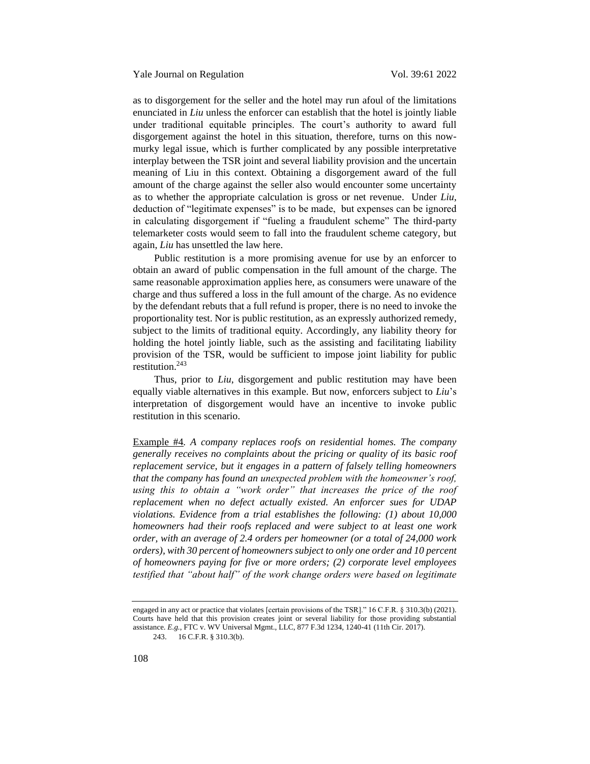as to disgorgement for the seller and the hotel may run afoul of the limitations enunciated in *Liu* unless the enforcer can establish that the hotel is jointly liable under traditional equitable principles. The court's authority to award full disgorgement against the hotel in this situation, therefore, turns on this now-murky legal issue, which is further complicated by any possible interpretative interplay between the TSR joint and several liability provision and the uncertain meaning of Liu in this context. Obtaining a disgorgement award of the full amount of the charge against the seller also would encounter some uncertainty as to whether the appropriate calculation is gross or net revenue. Under *Liu*, deduction of "legitimate expenses" is to be made, but expenses can be ignored in calculating disgorgement if "fueling a fraudulent scheme" The third-party telemarketer costs would seem to fall into the fraudulent scheme category, but again, *Liu* has unsettled the law here.

Public restitution is a more promising avenue for use by an enforcer to obtain an award of public compensation in the full amount of the charge. The same reasonable approximation applies here, as consumers were unaware of the charge and thus suffered a loss in the full amount of the charge. As no evidence by the defendant rebuts that a full refund is proper, there is no need to invoke the proportionality test. Nor is public restitution, as an expressly authorized remedy, subject to the limits of traditional equity. Accordingly, any liability theory for holding the hotel jointly liable, such as the assisting and facilitating liability provision of the TSR, would be sufficient to impose joint liability for public restitution.[243]

Thus, prior to *Liu*, disgorgement and public restitution may have been equally viable alternatives in this example. But now, enforcers subject to *Liu*'s interpretation of disgorgement would have an incentive to invoke public restitution in this scenario.

Example #4. *A company replaces roofs on residential homes. The company generally receives no complaints about the pricing or quality of its basic roof replacement service, but it engages in a pattern of falsely telling homeowners that the company has found an unexpected problem with the homeowner's roof, using this to obtain a "work order" that increases the price of the roof replacement when no defect actually existed. An enforcer sues for UDAP violations. Evidence from a trial establishes the following: (1) about 10,000 homeowners had their roofs replaced and were subject to at least one work order, with an average of 2.4 orders per homeowner (or a total of 24,000 work orders), with 30 percent of homeowners subject to only one order and 10 percent of homeowners paying for five or more orders; (2) corporate level employees testified that "about half" of the work change orders were based on legitimate*

---

engaged in any act or practice that violates [certain provisions of the TSR]." 16 C.F.R. § 310.3(b) (2021). Courts have held that this provision creates joint or several liability for those providing substantial assistance. *E.g.*, FTC v. WV Universal Mgmt., LLC, 877 F.3d 1234, 1240-41 (11th Cir. 2017).

243. 16 C.F.R. § 310.3(b).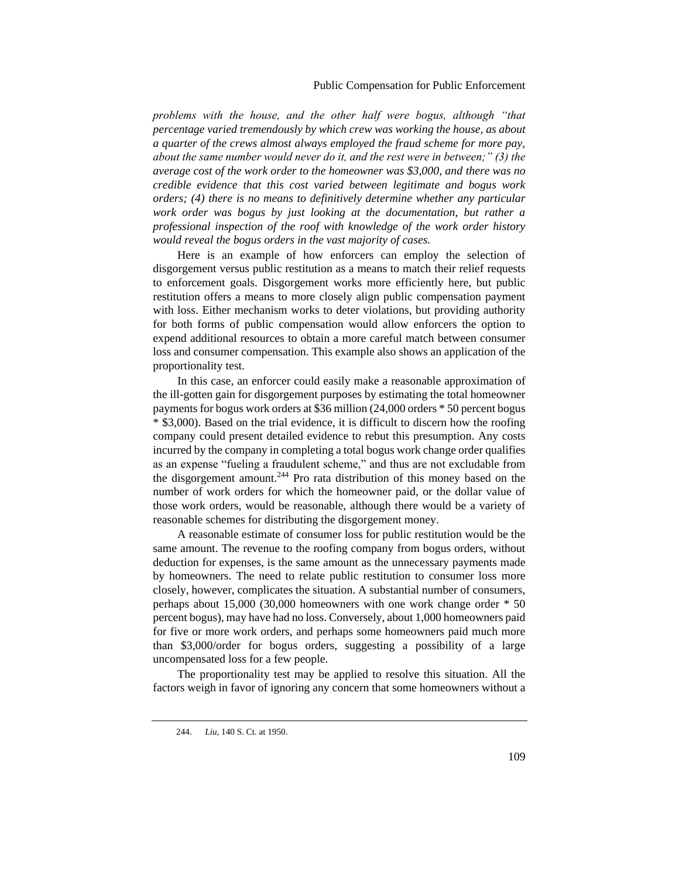*problems with the house, and the other half were bogus, although "that percentage varied tremendously by which crew was working the house, as about a quarter of the crews almost always employed the fraud scheme for more pay, about the same number would never do it, and the rest were in between;" (3) the average cost of the work order to the homeowner was $3,000, and there was no credible evidence that this cost varied between legitimate and bogus work orders; (4) there is no means to definitively determine whether any particular work order was bogus by just looking at the documentation, but rather a professional inspection of the roof with knowledge of the work order history would reveal the bogus orders in the vast majority of cases.*

Here is an example of how enforcers can employ the selection of disgorgement versus public restitution as a means to match their relief requests to enforcement goals. Disgorgement works more efficiently here, but public restitution offers a means to more closely align public compensation payment with loss. Either mechanism works to deter violations, but providing authority for both forms of public compensation would allow enforcers the option to expend additional resources to obtain a more careful match between consumer loss and consumer compensation. This example also shows an application of the proportionality test.

In this case, an enforcer could easily make a reasonable approximation of the ill-gotten gain for disgorgement purposes by estimating the total homeowner payments for bogus work orders at $36 million (24,000 orders * 50 percent bogus * $3,000). Based on the trial evidence, it is difficult to discern how the roofing company could present detailed evidence to rebut this presumption. Any costs incurred by the company in completing a total bogus work change order qualifies as an expense "fueling a fraudulent scheme," and thus are not excludable from the disgorgement amount.[244] Pro rata distribution of this money based on the number of work orders for which the homeowner paid, or the dollar value of those work orders, would be reasonable, although there would be a variety of reasonable schemes for distributing the disgorgement money.

A reasonable estimate of consumer loss for public restitution would be the same amount. The revenue to the roofing company from bogus orders, without deduction for expenses, is the same amount as the unnecessary payments made by homeowners. The need to relate public restitution to consumer loss more closely, however, complicates the situation. A substantial number of consumers, perhaps about 15,000 (30,000 homeowners with one work change order * 50 percent bogus), may have had no loss. Conversely, about 1,000 homeowners paid for five or more work orders, and perhaps some homeowners paid much more than $3,000/order for bogus orders, suggesting a possibility of a large uncompensated loss for a few people.

The proportionality test may be applied to resolve this situation. All the factors weigh in favor of ignoring any concern that some homeowners without a

---

244. *Liu*, 140 S. Ct. at 1950.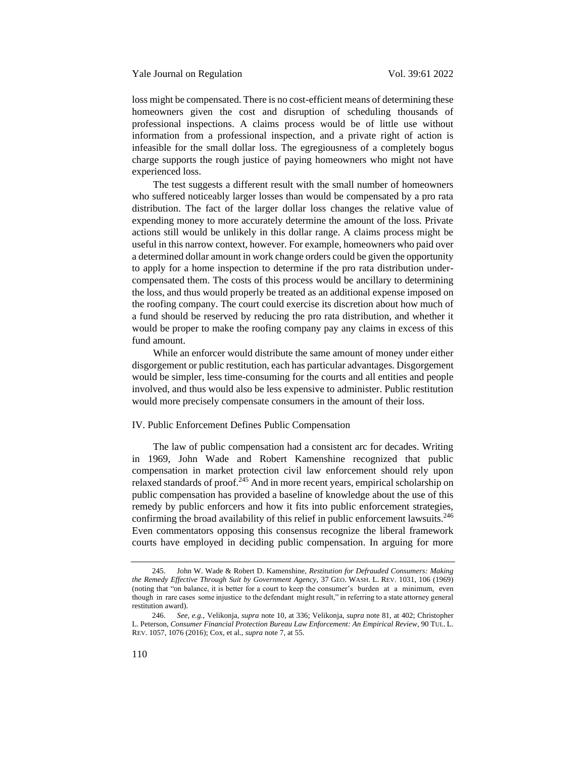loss might be compensated. There is no cost-efficient means of determining these homeowners given the cost and disruption of scheduling thousands of professional inspections. A claims process would be of little use without information from a professional inspection, and a private right of action is infeasible for the small dollar loss. The egregiousness of a completely bogus charge supports the rough justice of paying homeowners who might not have experienced loss.

The test suggests a different result with the small number of homeowners who suffered noticeably larger losses than would be compensated by a pro rata distribution. The fact of the larger dollar loss changes the relative value of expending money to more accurately determine the amount of the loss. Private actions still would be unlikely in this dollar range. A claims process might be useful in this narrow context, however. For example, homeowners who paid over a determined dollar amount in work change orders could be given the opportunity to apply for a home inspection to determine if the pro rata distribution under-compensated them. The costs of this process would be ancillary to determining the loss, and thus would properly be treated as an additional expense imposed on the roofing company. The court could exercise its discretion about how much of a fund should be reserved by reducing the pro rata distribution, and whether it would be proper to make the roofing company pay any claims in excess of this fund amount.

While an enforcer would distribute the same amount of money under either disgorgement or public restitution, each has particular advantages. Disgorgement would be simpler, less time-consuming for the courts and all entities and people involved, and thus would also be less expensive to administer. Public restitution would more precisely compensate consumers in the amount of their loss.

## IV. Public Enforcement Defines Public Compensation

The law of public compensation had a consistent arc for decades. Writing in 1969, John Wade and Robert Kamenshine recognized that public compensation in market protection civil law enforcement should rely upon relaxed standards of proof.[245] And in more recent years, empirical scholarship on public compensation has provided a baseline of knowledge about the use of this remedy by public enforcers and how it fits into public enforcement strategies, confirming the broad availability of this relief in public enforcement lawsuits.[246] Even commentators opposing this consensus recognize the liberal framework courts have employed in deciding public compensation. In arguing for more

---

245. John W. Wade & Robert D. Kamenshine, *Restitution for Defrauded Consumers: Making the Remedy Effective Through Suit by Government Agency*, 37 GEO. WASH. L. REV. 1031, 106 (1969) (noting that "on balance, it is better for a court to keep the consumer's burden at a minimum, even though in rare cases some injustice to the defendant might result," in referring to a state attorney general restitution award).

246. *See, e.g.*, Velikonja, *supra* note 10, at 336; Velikonja, *supra* note 81, at 402; Christopher L. Peterson, *Consumer Financial Protection Bureau Law Enforcement: An Empirical Review*, 90 TUL. L. REV. 1057, 1076 (2016); Cox, et al., *supra* note 7, at 55.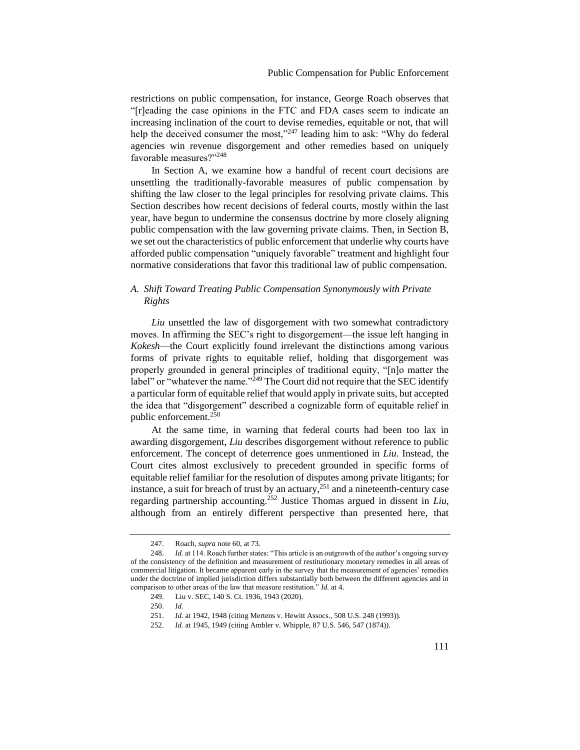restrictions on public compensation, for instance, George Roach observes that "[r]eading the case opinions in the FTC and FDA cases seem to indicate an increasing inclination of the court to devise remedies, equitable or not, that will help the deceived consumer the most,"[247] leading him to ask: "Why do federal agencies win revenue disgorgement and other remedies based on uniquely favorable measures?"[248]

In Section A, we examine how a handful of recent court decisions are unsettling the traditionally-favorable measures of public compensation by shifting the law closer to the legal principles for resolving private claims. This Section describes how recent decisions of federal courts, mostly within the last year, have begun to undermine the consensus doctrine by more closely aligning public compensation with the law governing private claims. Then, in Section B, we set out the characteristics of public enforcement that underlie why courts have afforded public compensation "uniquely favorable" treatment and highlight four normative considerations that favor this traditional law of public compensation.

### *A. Shift Toward Treating Public Compensation Synonymously with Private Rights*

*Liu* unsettled the law of disgorgement with two somewhat contradictory moves. In affirming the SEC's right to disgorgement—the issue left hanging in *Kokesh*—the Court explicitly found irrelevant the distinctions among various forms of private rights to equitable relief, holding that disgorgement was properly grounded in general principles of traditional equity, "[n]o matter the label" or "whatever the name."[249] The Court did not require that the SEC identify a particular form of equitable relief that would apply in private suits, but accepted the idea that "disgorgement" described a cognizable form of equitable relief in public enforcement.[250]

At the same time, in warning that federal courts had been too lax in awarding disgorgement, *Liu* describes disgorgement without reference to public enforcement. The concept of deterrence goes unmentioned in *Liu*. Instead, the Court cites almost exclusively to precedent grounded in specific forms of equitable relief familiar for the resolution of disputes among private litigants; for instance, a suit for breach of trust by an actuary,[251] and a nineteenth-century case regarding partnership accounting.[252] Justice Thomas argued in dissent in *Liu*, although from an entirely different perspective than presented here, that

---

247. Roach, *supra* note 60, at 73.

248. *Id.* at 114. Roach further states: "This article is an outgrowth of the author's ongoing survey of the consistency of the definition and measurement of restitutionary monetary remedies in all areas of commercial litigation. It became apparent early in the survey that the measurement of agencies' remedies under the doctrine of implied jurisdiction differs substantially both between the different agencies and in comparison to other areas of the law that measure restitution." *Id.* at 4.

249. Liu v. SEC, 140 S. Ct. 1936, 1943 (2020).

250. *Id.*

251. *Id.* at 1942, 1948 (citing Mertens v. Hewitt Assocs., 508 U.S. 248 (1993)).

252. *Id.* at 1945, 1949 (citing Ambler v. Whipple, 87 U.S. 546, 547 (1874)).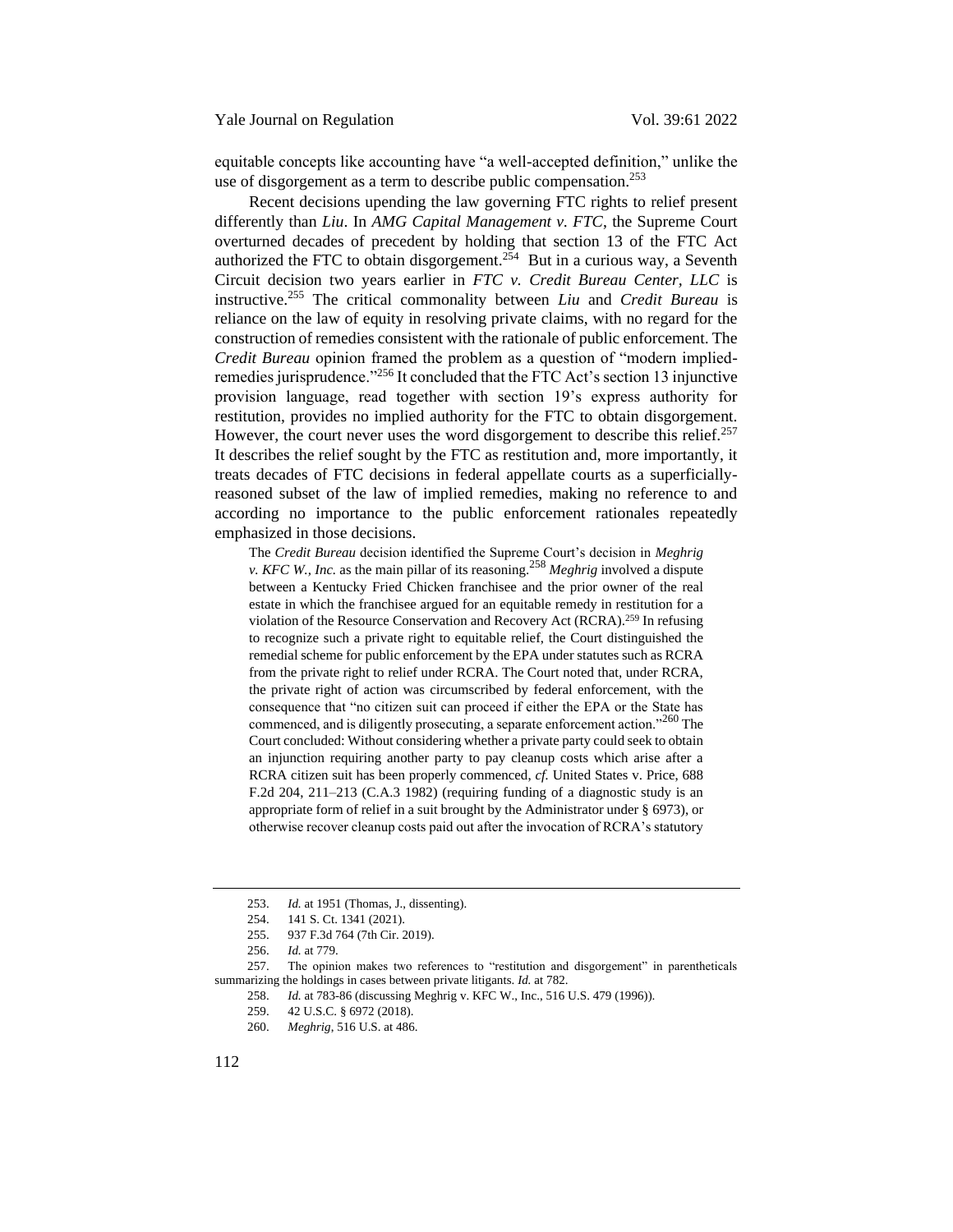equitable concepts like accounting have "a well-accepted definition," unlike the use of disgorgement as a term to describe public compensation.[253]

Recent decisions upending the law governing FTC rights to relief present differently than *Liu*. In *AMG Capital Management v. FTC*, the Supreme Court overturned decades of precedent by holding that section 13 of the FTC Act authorized the FTC to obtain disgorgement.[254] But in a curious way, a Seventh Circuit decision two years earlier in *FTC v. Credit Bureau Center, LLC* is instructive.[255] The critical commonality between *Liu* and *Credit Bureau* is reliance on the law of equity in resolving private claims, with no regard for the construction of remedies consistent with the rationale of public enforcement. The *Credit Bureau* opinion framed the problem as a question of "modern implied-remedies jurisprudence."[256] It concluded that the FTC Act's section 13 injunctive provision language, read together with section 19's express authority for restitution, provides no implied authority for the FTC to obtain disgorgement. However, the court never uses the word disgorgement to describe this relief.[257] It describes the relief sought by the FTC as restitution and, more importantly, it treats decades of FTC decisions in federal appellate courts as a superficially-reasoned subset of the law of implied remedies, making no reference to and according no importance to the public enforcement rationales repeatedly emphasized in those decisions.

> The *Credit Bureau* decision identified the Supreme Court's decision in *Meghrig v. KFC W., Inc.* as the main pillar of its reasoning.[258] *Meghrig* involved a dispute between a Kentucky Fried Chicken franchisee and the prior owner of the real estate in which the franchisee argued for an equitable remedy in restitution for a violation of the Resource Conservation and Recovery Act (RCRA).[259] In refusing to recognize such a private right to equitable relief, the Court distinguished the remedial scheme for public enforcement by the EPA under statutes such as RCRA from the private right to relief under RCRA. The Court noted that, under RCRA, the private right of action was circumscribed by federal enforcement, with the consequence that "no citizen suit can proceed if either the EPA or the State has commenced, and is diligently prosecuting, a separate enforcement action."[260] The Court concluded: Without considering whether a private party could seek to obtain an injunction requiring another party to pay cleanup costs which arise after a RCRA citizen suit has been properly commenced, *cf.* United States v. Price, 688 F.2d 204, 211–213 (C.A.3 1982) (requiring funding of a diagnostic study is an appropriate form of relief in a suit brought by the Administrator under § 6973), or otherwise recover cleanup costs paid out after the invocation of RCRA's statutory

---

253. *Id.* at 1951 (Thomas, J., dissenting).

254. 141 S. Ct. 1341 (2021).

255. 937 F.3d 764 (7th Cir. 2019).

256. *Id.* at 779.

257. The opinion makes two references to "restitution and disgorgement" in parentheticals summarizing the holdings in cases between private litigants. *Id.* at 782.

258. *Id.* at 783-86 (discussing Meghrig v. KFC W., Inc., 516 U.S. 479 (1996)).

259. 42 U.S.C. § 6972 (2018).

260. *Meghrig*, 516 U.S. at 486.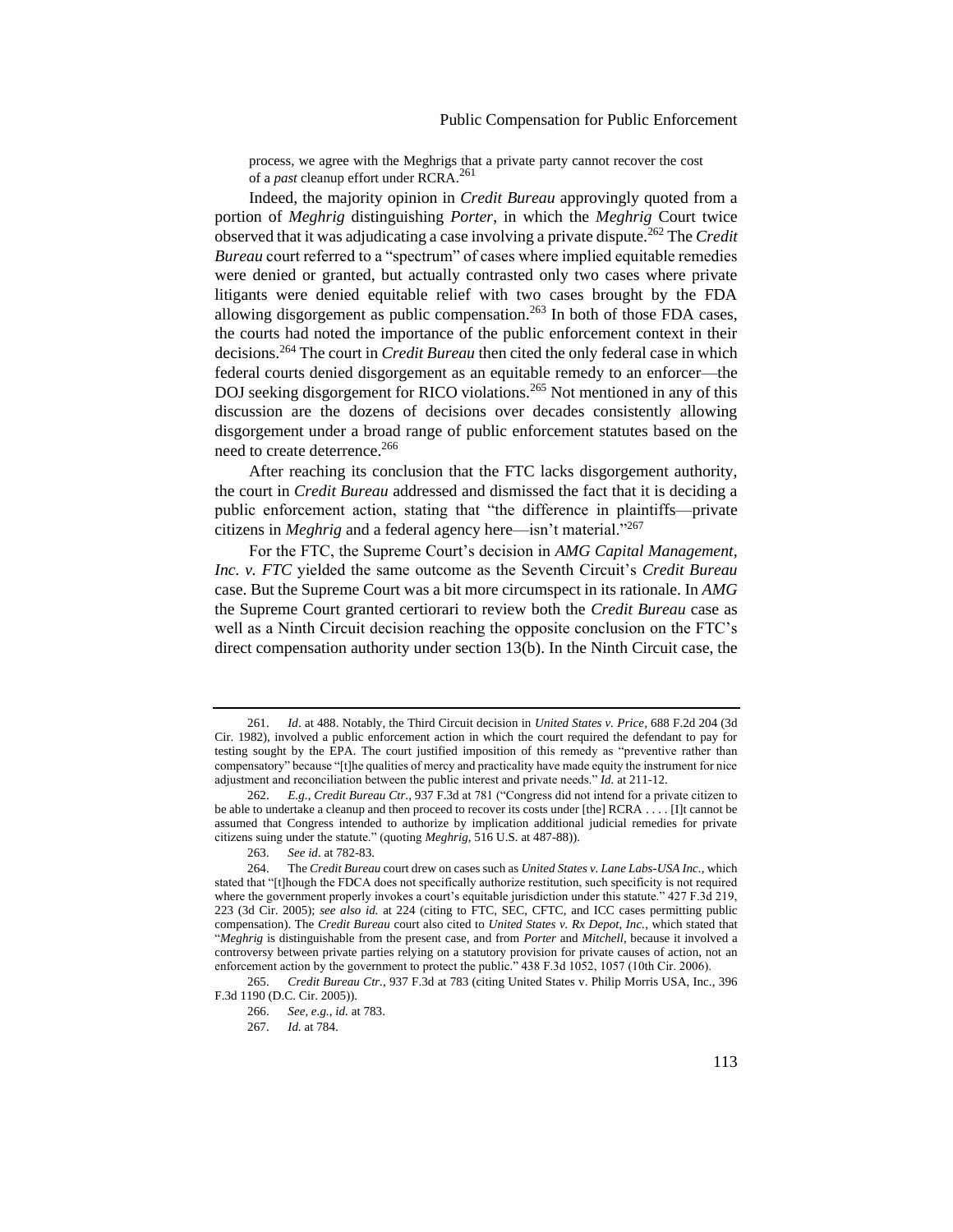process, we agree with the Meghrigs that a private party cannot recover the cost of a *past* cleanup effort under RCRA.[261]

Indeed, the majority opinion in *Credit Bureau* approvingly quoted from a portion of *Meghrig* distinguishing *Porter*, in which the *Meghrig* Court twice observed that it was adjudicating a case involving a private dispute.[262] The *Credit Bureau* court referred to a "spectrum" of cases where implied equitable remedies were denied or granted, but actually contrasted only two cases where private litigants were denied equitable relief with two cases brought by the FDA allowing disgorgement as public compensation.[263] In both of those FDA cases, the courts had noted the importance of the public enforcement context in their decisions.[264] The court in *Credit Bureau* then cited the only federal case in which federal courts denied disgorgement as an equitable remedy to an enforcer—the DOJ seeking disgorgement for RICO violations.[265] Not mentioned in any of this discussion are the dozens of decisions over decades consistently allowing disgorgement under a broad range of public enforcement statutes based on the need to create deterrence.[266]

After reaching its conclusion that the FTC lacks disgorgement authority, the court in *Credit Bureau* addressed and dismissed the fact that it is deciding a public enforcement action, stating that "the difference in plaintiffs—private citizens in *Meghrig* and a federal agency here—isn't material."[267]

For the FTC, the Supreme Court's decision in *AMG Capital Management, Inc. v. FTC* yielded the same outcome as the Seventh Circuit's *Credit Bureau* case. But the Supreme Court was a bit more circumspect in its rationale. In *AMG* the Supreme Court granted certiorari to review both the *Credit Bureau* case as well as a Ninth Circuit decision reaching the opposite conclusion on the FTC's direct compensation authority under section 13(b). In the Ninth Circuit case, the

---

261. *Id*. at 488. Notably, the Third Circuit decision in *United States v. Price*, 688 F.2d 204 (3d Cir. 1982), involved a public enforcement action in which the court required the defendant to pay for testing sought by the EPA. The court justified imposition of this remedy as "preventive rather than compensatory" because "[t]he qualities of mercy and practicality have made equity the instrument for nice adjustment and reconciliation between the public interest and private needs." *Id.* at 211-12.

262. *E.g.*, *Credit Bureau Ctr.*, 937 F.3d at 781 ("Congress did not intend for a private citizen to be able to undertake a cleanup and then proceed to recover its costs under [the] RCRA . . . . [I]t cannot be assumed that Congress intended to authorize by implication additional judicial remedies for private citizens suing under the statute." (quoting *Meghrig*, 516 U.S. at 487-88)).

263. *See id*. at 782-83.

264. The *Credit Bureau* court drew on cases such as *United States v. Lane Labs-USA Inc.*, which stated that "[t]hough the FDCA does not specifically authorize restitution, such specificity is not required where the government properly invokes a court's equitable jurisdiction under this statute." 427 F.3d 219, 223 (3d Cir. 2005); *see also id.* at 224 (citing to FTC, SEC, CFTC, and ICC cases permitting public compensation). The *Credit Bureau* court also cited to *United States v. Rx Depot, Inc.*, which stated that "*Meghrig* is distinguishable from the present case, and from *Porter* and *Mitchell*, because it involved a controversy between private parties relying on a statutory provision for private causes of action, not an enforcement action by the government to protect the public." 438 F.3d 1052, 1057 (10th Cir. 2006).

265. *Credit Bureau Ctr.*, 937 F.3d at 783 (citing United States v. Philip Morris USA, Inc., 396 F.3d 1190 (D.C. Cir. 2005)).

266. *See, e.g.*, *id.* at 783.

267. *Id.* at 784.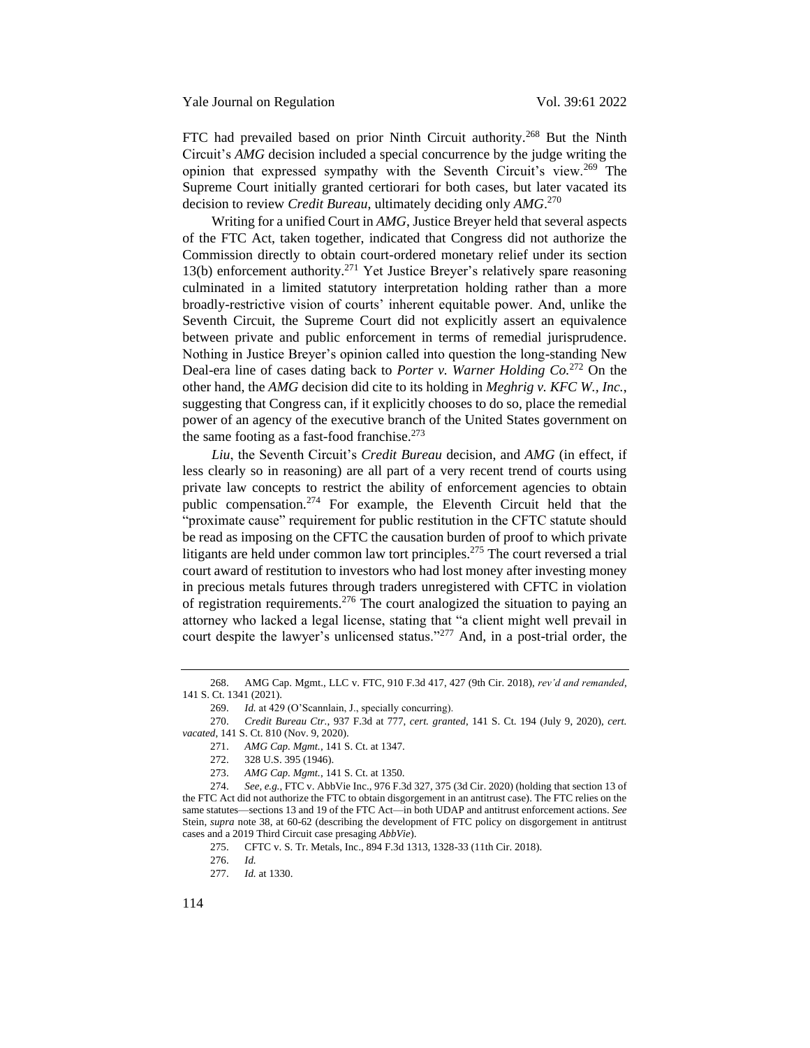FTC had prevailed based on prior Ninth Circuit authority.[268] But the Ninth Circuit's *AMG* decision included a special concurrence by the judge writing the opinion that expressed sympathy with the Seventh Circuit's view.[269] The Supreme Court initially granted certiorari for both cases, but later vacated its decision to review *Credit Bureau*, ultimately deciding only *AMG*.[270]

Writing for a unified Court in *AMG*, Justice Breyer held that several aspects of the FTC Act, taken together, indicated that Congress did not authorize the Commission directly to obtain court-ordered monetary relief under its section 13(b) enforcement authority.[271] Yet Justice Breyer's relatively spare reasoning culminated in a limited statutory interpretation holding rather than a more broadly-restrictive vision of courts' inherent equitable power. And, unlike the Seventh Circuit, the Supreme Court did not explicitly assert an equivalence between private and public enforcement in terms of remedial jurisprudence. Nothing in Justice Breyer's opinion called into question the long-standing New Deal-era line of cases dating back to *Porter v. Warner Holding Co.*[272] On the other hand, the *AMG* decision did cite to its holding in *Meghrig v. KFC W., Inc.*, suggesting that Congress can, if it explicitly chooses to do so, place the remedial power of an agency of the executive branch of the United States government on the same footing as a fast-food franchise.[273]

*Liu*, the Seventh Circuit's *Credit Bureau* decision, and *AMG* (in effect, if less clearly so in reasoning) are all part of a very recent trend of courts using private law concepts to restrict the ability of enforcement agencies to obtain public compensation.[274] For example, the Eleventh Circuit held that the "proximate cause" requirement for public restitution in the CFTC statute should be read as imposing on the CFTC the causation burden of proof to which private litigants are held under common law tort principles.[275] The court reversed a trial court award of restitution to investors who had lost money after investing money in precious metals futures through traders unregistered with CFTC in violation of registration requirements.[276] The court analogized the situation to paying an attorney who lacked a legal license, stating that "a client might well prevail in court despite the lawyer's unlicensed status."[277] And, in a post-trial order, the

---

268. AMG Cap. Mgmt., LLC v. FTC, 910 F.3d 417, 427 (9th Cir. 2018), *rev'd and remanded*, 141 S. Ct. 1341 (2021).

269. *Id.* at 429 (O'Scannlain, J., specially concurring).

270. *Credit Bureau Ctr.*, 937 F.3d at 777, *cert. granted*, 141 S. Ct. 194 (July 9, 2020), *cert. vacated*, 141 S. Ct. 810 (Nov. 9, 2020).

271. *AMG Cap. Mgmt.*, 141 S. Ct. at 1347.

272. 328 U.S. 395 (1946).

273. *AMG Cap. Mgmt.*, 141 S. Ct. at 1350.

274. *See, e.g.*, FTC v. AbbVie Inc., 976 F.3d 327, 375 (3d Cir. 2020) (holding that section 13 of the FTC Act did not authorize the FTC to obtain disgorgement in an antitrust case). The FTC relies on the same statutes—sections 13 and 19 of the FTC Act—in both UDAP and antitrust enforcement actions. *See* Stein, *supra* note 38, at 60-62 (describing the development of FTC policy on disgorgement in antitrust cases and a 2019 Third Circuit case presaging *AbbVie*).

275. CFTC v. S. Tr. Metals, Inc., 894 F.3d 1313, 1328-33 (11th Cir. 2018).

276. *Id.*

277. *Id.* at 1330.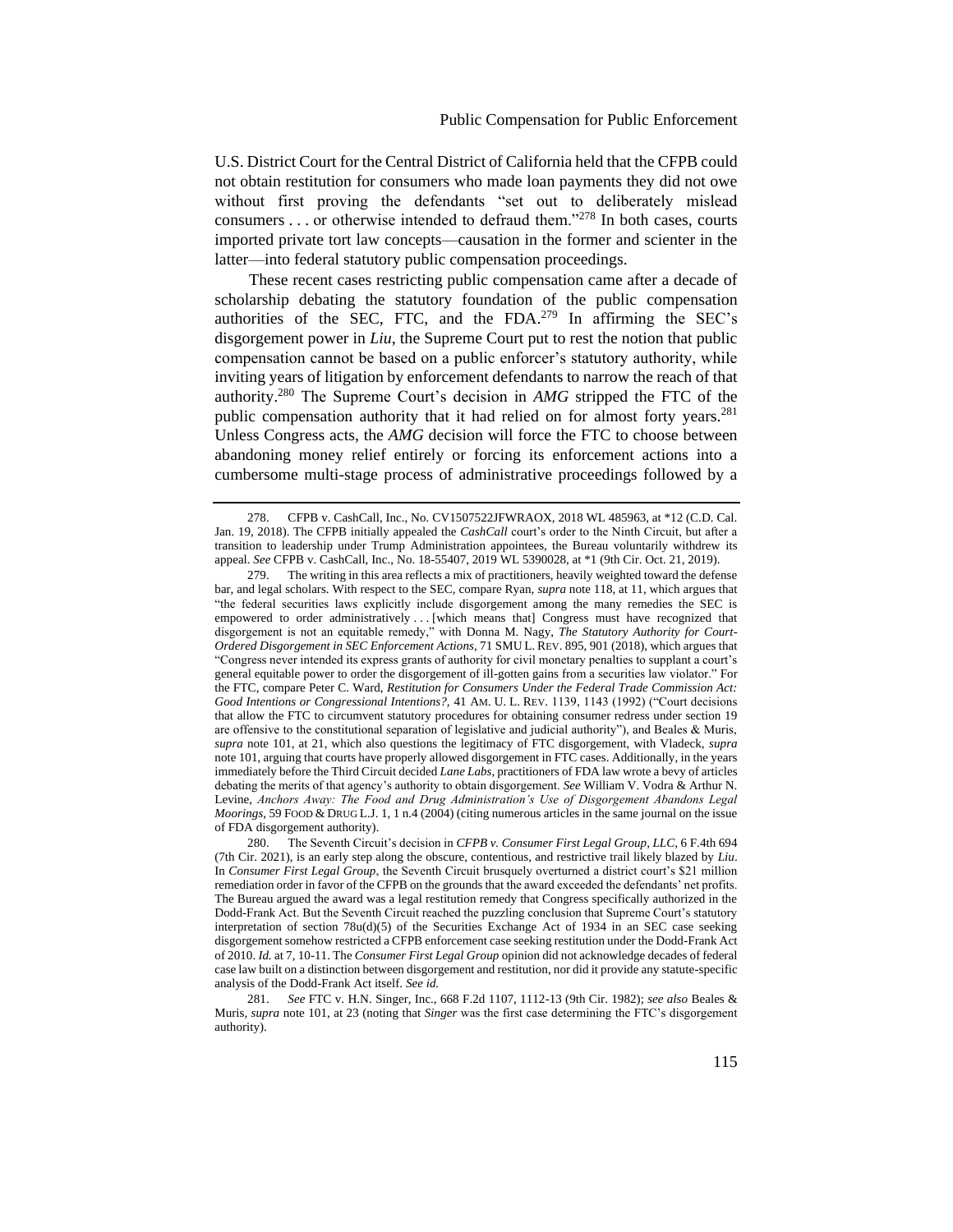U.S. District Court for the Central District of California held that the CFPB could not obtain restitution for consumers who made loan payments they did not owe without first proving the defendants "set out to deliberately mislead consumers . . . or otherwise intended to defraud them."[278] In both cases, courts imported private tort law concepts—causation in the former and scienter in the latter—into federal statutory public compensation proceedings.

These recent cases restricting public compensation came after a decade of scholarship debating the statutory foundation of the public compensation authorities of the SEC, FTC, and the FDA.[279] In affirming the SEC's disgorgement power in *Liu*, the Supreme Court put to rest the notion that public compensation cannot be based on a public enforcer's statutory authority, while inviting years of litigation by enforcement defendants to narrow the reach of that authority.[280] The Supreme Court's decision in *AMG* stripped the FTC of the public compensation authority that it had relied on for almost forty years.[281] Unless Congress acts, the *AMG* decision will force the FTC to choose between abandoning money relief entirely or forcing its enforcement actions into a cumbersome multi-stage process of administrative proceedings followed by a

---

278. CFPB v. CashCall, Inc., No. CV1507522JFWRAOX, 2018 WL 485963, at *12 (C.D. Cal. Jan. 19, 2018). The CFPB initially appealed the *CashCall* court's order to the Ninth Circuit, but after a transition to leadership under Trump Administration appointees, the Bureau voluntarily withdrew its appeal. *See* CFPB v. CashCall, Inc., No. 18-55407, 2019 WL 5390028, at *1 (9th Cir. Oct. 21, 2019).

279. The writing in this area reflects a mix of practitioners, heavily weighted toward the defense bar, and legal scholars. With respect to the SEC, compare Ryan, *supra* note 118, at 11, which argues that "the federal securities laws explicitly include disgorgement among the many remedies the SEC is empowered to order administratively . . . [which means that] Congress must have recognized that disgorgement is not an equitable remedy," with Donna M. Nagy, *The Statutory Authority for Court-Ordered Disgorgement in SEC Enforcement Actions*, 71 SMU L. REV. 895, 901 (2018), which argues that "Congress never intended its express grants of authority for civil monetary penalties to supplant a court's general equitable power to order the disgorgement of ill-gotten gains from a securities law violator." For the FTC, compare Peter C. Ward, *Restitution for Consumers Under the Federal Trade Commission Act: Good Intentions or Congressional Intentions?*, 41 AM. U. L. REV. 1139, 1143 (1992) ("Court decisions that allow the FTC to circumvent statutory procedures for obtaining consumer redress under section 19 are offensive to the constitutional separation of legislative and judicial authority"), and Beales & Muris, *supra* note 101, at 21, which also questions the legitimacy of FTC disgorgement, with Vladeck, *supra* note 101, arguing that courts have properly allowed disgorgement in FTC cases. Additionally, in the years immediately before the Third Circuit decided *Lane Labs*, practitioners of FDA law wrote a bevy of articles debating the merits of that agency's authority to obtain disgorgement. *See* William V. Vodra & Arthur N. Levine, *Anchors Away: The Food and Drug Administration's Use of Disgorgement Abandons Legal Moorings*, 59 FOOD & DRUG L.J. 1, 1 n.4 (2004) (citing numerous articles in the same journal on the issue of FDA disgorgement authority).

280. The Seventh Circuit's decision in *CFPB v. Consumer First Legal Group, LLC*, 6 F.4th 694 (7th Cir. 2021), is an early step along the obscure, contentious, and restrictive trail likely blazed by *Liu*. In *Consumer First Legal Group*, the Seventh Circuit brusquely overturned a district court's $21 million remediation order in favor of the CFPB on the grounds that the award exceeded the defendants' net profits. The Bureau argued the award was a legal restitution remedy that Congress specifically authorized in the Dodd-Frank Act. But the Seventh Circuit reached the puzzling conclusion that Supreme Court's statutory interpretation of section 78u(d)(5) of the Securities Exchange Act of 1934 in an SEC case seeking disgorgement somehow restricted a CFPB enforcement case seeking restitution under the Dodd-Frank Act of 2010. *Id.* at 7, 10-11. The *Consumer First Legal Group* opinion did not acknowledge decades of federal case law built on a distinction between disgorgement and restitution, nor did it provide any statute-specific analysis of the Dodd-Frank Act itself. *See id.*

281. *See* FTC v. H.N. Singer, Inc., 668 F.2d 1107, 1112-13 (9th Cir. 1982); *see also* Beales & Muris, *supra* note 101, at 23 (noting that *Singer* was the first case determining the FTC's disgorgement authority).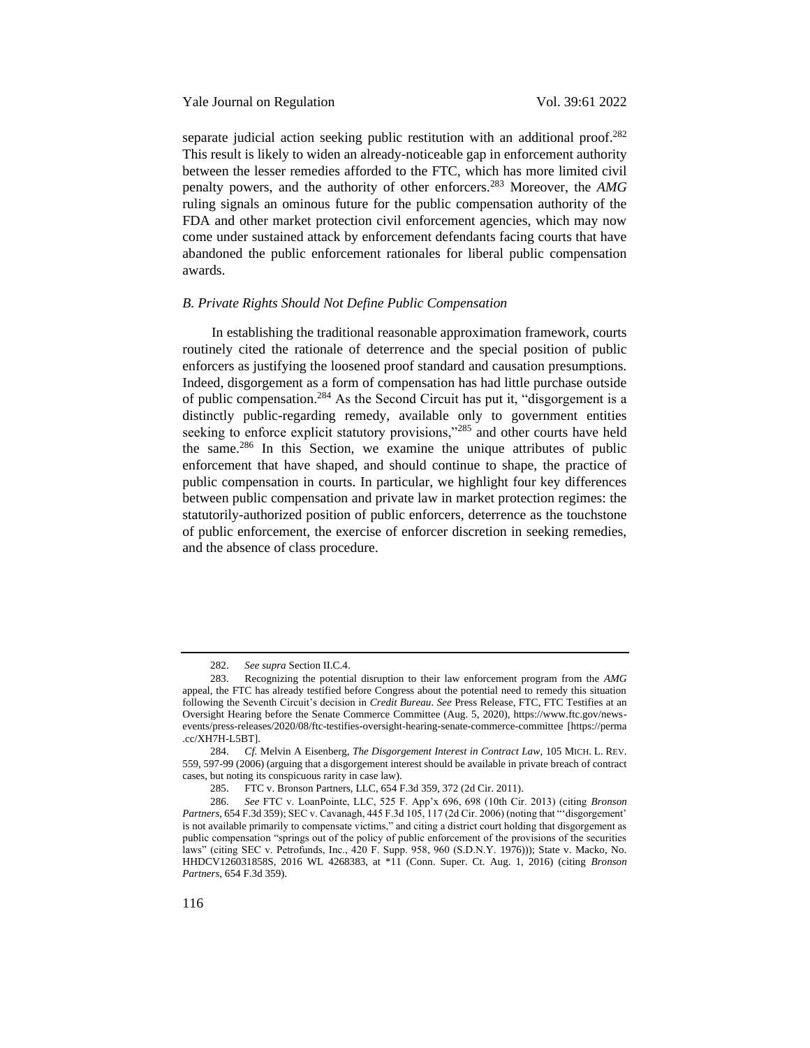separate judicial action seeking public restitution with an additional proof.[282] This result is likely to widen an already-noticeable gap in enforcement authority between the lesser remedies afforded to the FTC, which has more limited civil penalty powers, and the authority of other enforcers.[283] Moreover, the *AMG* ruling signals an ominous future for the public compensation authority of the FDA and other market protection civil enforcement agencies, which may now come under sustained attack by enforcement defendants facing courts that have abandoned the public enforcement rationales for liberal public compensation awards.

### *B. Private Rights Should Not Define Public Compensation*

In establishing the traditional reasonable approximation framework, courts routinely cited the rationale of deterrence and the special position of public enforcers as justifying the loosened proof standard and causation presumptions. Indeed, disgorgement as a form of compensation has had little purchase outside of public compensation.[284] As the Second Circuit has put it, "disgorgement is a distinctly public-regarding remedy, available only to government entities seeking to enforce explicit statutory provisions,"[285] and other courts have held the same.[286] In this Section, we examine the unique attributes of public enforcement that have shaped, and should continue to shape, the practice of public compensation in courts. In particular, we highlight four key differences between public compensation and private law in market protection regimes: the statutorily-authorized position of public enforcers, deterrence as the touchstone of public enforcement, the exercise of enforcer discretion in seeking remedies, and the absence of class procedure.

---

282. *See supra* Section II.C.4.

283. Recognizing the potential disruption to their law enforcement program from the *AMG* appeal, the FTC has already testified before Congress about the potential need to remedy this situation following the Seventh Circuit's decision in *Credit Bureau*. *See* Press Release, FTC, FTC Testifies at an Oversight Hearing before the Senate Commerce Committee (Aug. 5, 2020), https://www.ftc.gov/news-events/press-releases/2020/08/ftc-testifies-oversight-hearing-senate-commerce-committee [https://perma.cc/XH7H-L5BT].

284. *Cf.* Melvin A Eisenberg, *The Disgorgement Interest in Contract Law*, 105 MICH. L. REV. 559, 597-99 (2006) (arguing that a disgorgement interest should be available in private breach of contract cases, but noting its conspicuous rarity in case law).

285. FTC v. Bronson Partners, LLC, 654 F.3d 359, 372 (2d Cir. 2011).

286. *See* FTC v. LoanPointe, LLC, 525 F. App'x 696, 698 (10th Cir. 2013) (citing *Bronson Partners*, 654 F.3d 359); SEC v. Cavanagh, 445 F.3d 105, 117 (2d Cir. 2006) (noting that "'disgorgement' is not available primarily to compensate victims," and citing a district court holding that disgorgement as public compensation "springs out of the policy of public enforcement of the provisions of the securities laws" (citing SEC v. Petrofunds, Inc., 420 F. Supp. 958, 960 (S.D.N.Y. 1976))); State v. Macko, No. HHDCV126031858S, 2016 WL 4268383, at \*11 (Conn. Super. Ct. Aug. 1, 2016) (citing *Bronson Partners*, 654 F.3d 359).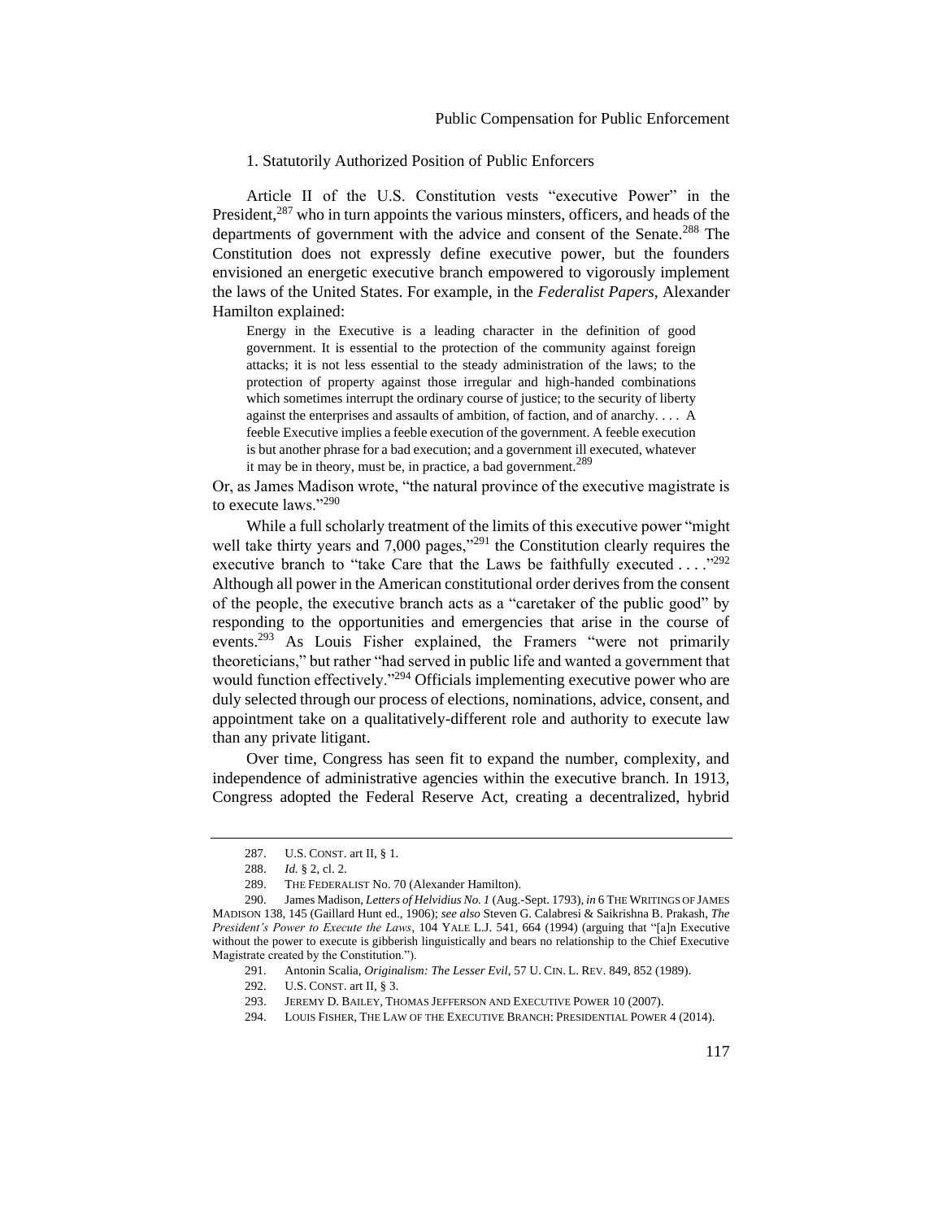### 1. Statutorily Authorized Position of Public Enforcers

Article II of the U.S. Constitution vests "executive Power" in the President,[287] who in turn appoints the various minsters, officers, and heads of the departments of government with the advice and consent of the Senate.[288] The Constitution does not expressly define executive power, but the founders envisioned an energetic executive branch empowered to vigorously implement the laws of the United States. For example, in the *Federalist Papers*, Alexander Hamilton explained:

> Energy in the Executive is a leading character in the definition of good government. It is essential to the protection of the community against foreign attacks; it is not less essential to the steady administration of the laws; to the protection of property against those irregular and high-handed combinations which sometimes interrupt the ordinary course of justice; to the security of liberty against the enterprises and assaults of ambition, of faction, and of anarchy. . . . A feeble Executive implies a feeble execution of the government. A feeble execution is but another phrase for a bad execution; and a government ill executed, whatever it may be in theory, must be, in practice, a bad government.[289]

Or, as James Madison wrote, "the natural province of the executive magistrate is to execute laws."[290]

While a full scholarly treatment of the limits of this executive power "might well take thirty years and 7,000 pages,"[291] the Constitution clearly requires the executive branch to "take Care that the Laws be faithfully executed . . . ."[292] Although all power in the American constitutional order derives from the consent of the people, the executive branch acts as a "caretaker of the public good" by responding to the opportunities and emergencies that arise in the course of events.[293] As Louis Fisher explained, the Framers "were not primarily theoreticians," but rather "had served in public life and wanted a government that would function effectively."[294] Officials implementing executive power who are duly selected through our process of elections, nominations, advice, consent, and appointment take on a qualitatively-different role and authority to execute law than any private litigant.

Over time, Congress has seen fit to expand the number, complexity, and independence of administrative agencies within the executive branch. In 1913, Congress adopted the Federal Reserve Act, creating a decentralized, hybrid

---

287. U.S. CONST. art II, § 1.

288. *Id.* § 2, cl. 2.

289. THE FEDERALIST No. 70 (Alexander Hamilton).

290. James Madison, *Letters of Helvidius No. 1* (Aug.-Sept. 1793), *in* 6 THE WRITINGS OF JAMES MADISON 138, 145 (Gaillard Hunt ed., 1906); *see also* Steven G. Calabresi & Saikrishna B. Prakash, *The President's Power to Execute the Laws*, 104 YALE L.J. 541, 664 (1994) (arguing that "[a]n Executive without the power to execute is gibberish linguistically and bears no relationship to the Chief Executive Magistrate created by the Constitution.").

291. Antonin Scalia, *Originalism: The Lesser Evil*, 57 U. CIN. L. REV. 849, 852 (1989).

292. U.S. CONST. art II, § 3.

293. JEREMY D. BAILEY, THOMAS JEFFERSON AND EXECUTIVE POWER 10 (2007).

294. LOUIS FISHER, THE LAW OF THE EXECUTIVE BRANCH: PRESIDENTIAL POWER 4 (2014).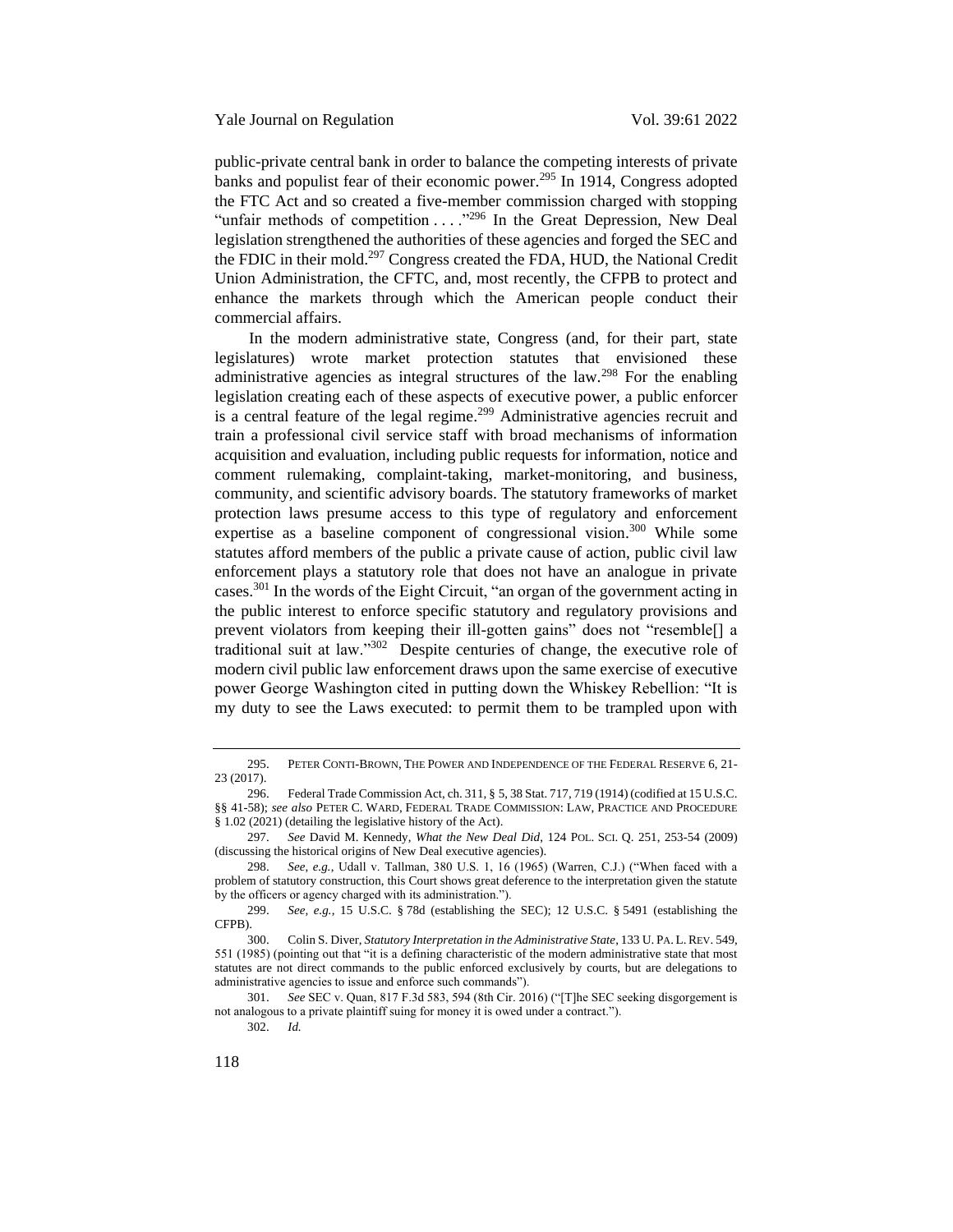public-private central bank in order to balance the competing interests of private banks and populist fear of their economic power.[295] In 1914, Congress adopted the FTC Act and so created a five-member commission charged with stopping "unfair methods of competition . . . ."[296] In the Great Depression, New Deal legislation strengthened the authorities of these agencies and forged the SEC and the FDIC in their mold.[297] Congress created the FDA, HUD, the National Credit Union Administration, the CFTC, and, most recently, the CFPB to protect and enhance the markets through which the American people conduct their commercial affairs.

In the modern administrative state, Congress (and, for their part, state legislatures) wrote market protection statutes that envisioned these administrative agencies as integral structures of the law.[298] For the enabling legislation creating each of these aspects of executive power, a public enforcer is a central feature of the legal regime.[299] Administrative agencies recruit and train a professional civil service staff with broad mechanisms of information acquisition and evaluation, including public requests for information, notice and comment rulemaking, complaint-taking, market-monitoring, and business, community, and scientific advisory boards. The statutory frameworks of market protection laws presume access to this type of regulatory and enforcement expertise as a baseline component of congressional vision.[300] While some statutes afford members of the public a private cause of action, public civil law enforcement plays a statutory role that does not have an analogue in private cases.[301] In the words of the Eight Circuit, "an organ of the government acting in the public interest to enforce specific statutory and regulatory provisions and prevent violators from keeping their ill-gotten gains" does not "resemble[] a traditional suit at law."[302] Despite centuries of change, the executive role of modern civil public law enforcement draws upon the same exercise of executive power George Washington cited in putting down the Whiskey Rebellion: "It is my duty to see the Laws executed: to permit them to be trampled upon with

---

295. PETER CONTI-BROWN, THE POWER AND INDEPENDENCE OF THE FEDERAL RESERVE 6, 21-23 (2017).

296. Federal Trade Commission Act, ch. 311, § 5, 38 Stat. 717, 719 (1914) (codified at 15 U.S.C. §§ 41-58); *see also* PETER C. WARD, FEDERAL TRADE COMMISSION: LAW, PRACTICE AND PROCEDURE § 1.02 (2021) (detailing the legislative history of the Act).

297. *See* David M. Kennedy, *What the New Deal Did*, 124 POL. SCI. Q. 251, 253-54 (2009) (discussing the historical origins of New Deal executive agencies).

298. *See, e.g.*, Udall v. Tallman, 380 U.S. 1, 16 (1965) (Warren, C.J.) ("When faced with a problem of statutory construction, this Court shows great deference to the interpretation given the statute by the officers or agency charged with its administration.").

299. *See, e.g.*, 15 U.S.C. § 78d (establishing the SEC); 12 U.S.C. § 5491 (establishing the CFPB).

300. Colin S. Diver, *Statutory Interpretation in the Administrative State*, 133 U. PA. L. REV. 549, 551 (1985) (pointing out that "it is a defining characteristic of the modern administrative state that most statutes are not direct commands to the public enforced exclusively by courts, but are delegations to administrative agencies to issue and enforce such commands").

301. *See* SEC v. Quan, 817 F.3d 583, 594 (8th Cir. 2016) ("[T]he SEC seeking disgorgement is not analogous to a private plaintiff suing for money it is owed under a contract.").

302. *Id.*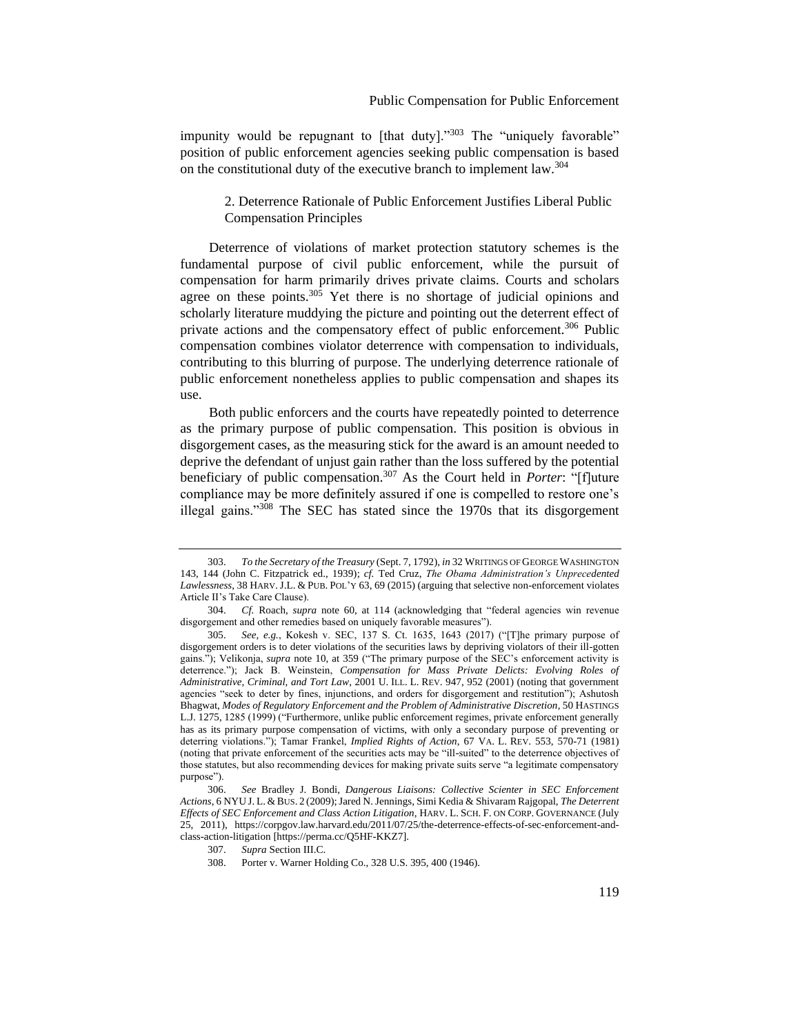impunity would be repugnant to [that duty]."[303] The "uniquely favorable" position of public enforcement agencies seeking public compensation is based on the constitutional duty of the executive branch to implement law.[304]

### 2. Deterrence Rationale of Public Enforcement Justifies Liberal Public Compensation Principles

Deterrence of violations of market protection statutory schemes is the fundamental purpose of civil public enforcement, while the pursuit of compensation for harm primarily drives private claims. Courts and scholars agree on these points.[305] Yet there is no shortage of judicial opinions and scholarly literature muddying the picture and pointing out the deterrent effect of private actions and the compensatory effect of public enforcement.[306] Public compensation combines violator deterrence with compensation to individuals, contributing to this blurring of purpose. The underlying deterrence rationale of public enforcement nonetheless applies to public compensation and shapes its use.

Both public enforcers and the courts have repeatedly pointed to deterrence as the primary purpose of public compensation. This position is obvious in disgorgement cases, as the measuring stick for the award is an amount needed to deprive the defendant of unjust gain rather than the loss suffered by the potential beneficiary of public compensation.[307] As the Court held in *Porter*: "[f]uture compliance may be more definitely assured if one is compelled to restore one's illegal gains."[308] The SEC has stated since the 1970s that its disgorgement

---

303. *To the Secretary of the Treasury* (Sept. 7, 1792), *in* 32 WRITINGS OF GEORGE WASHINGTON 143, 144 (John C. Fitzpatrick ed., 1939); *cf.* Ted Cruz, *The Obama Administration's Unprecedented Lawlessness*, 38 HARV. J.L. & PUB. POL'Y 63, 69 (2015) (arguing that selective non-enforcement violates Article II's Take Care Clause).

304. *Cf.* Roach, *supra* note 60, at 114 (acknowledging that "federal agencies win revenue disgorgement and other remedies based on uniquely favorable measures").

305. *See, e.g.*, Kokesh v. SEC, 137 S. Ct. 1635, 1643 (2017) ("[T]he primary purpose of disgorgement orders is to deter violations of the securities laws by depriving violators of their ill-gotten gains."); Velikonja, *supra* note 10, at 359 ("The primary purpose of the SEC's enforcement activity is deterrence."); Jack B. Weinstein, *Compensation for Mass Private Delicts: Evolving Roles of Administrative, Criminal, and Tort Law*, 2001 U. ILL. L. REV. 947, 952 (2001) (noting that government agencies "seek to deter by fines, injunctions, and orders for disgorgement and restitution"); Ashutosh Bhagwat, *Modes of Regulatory Enforcement and the Problem of Administrative Discretion*, 50 HASTINGS L.J. 1275, 1285 (1999) ("Furthermore, unlike public enforcement regimes, private enforcement generally has as its primary purpose compensation of victims, with only a secondary purpose of preventing or deterring violations."); Tamar Frankel, *Implied Rights of Action*, 67 VA. L. REV. 553, 570-71 (1981) (noting that private enforcement of the securities acts may be "ill-suited" to the deterrence objectives of those statutes, but also recommending devices for making private suits serve "a legitimate compensatory purpose").

306. *See* Bradley J. Bondi, *Dangerous Liaisons: Collective Scienter in SEC Enforcement Actions*, 6 NYU J. L. & BUS. 2 (2009); Jared N. Jennings, Simi Kedia & Shivaram Rajgopal, *The Deterrent Effects of SEC Enforcement and Class Action Litigation*, HARV. L. SCH. F. ON CORP. GOVERNANCE (July 25, 2011), https://corpgov.law.harvard.edu/2011/07/25/the-deterrence-effects-of-sec-enforcement-and-class-action-litigation [https://perma.cc/Q5HF-KKZ7].

307. *Supra* Section III.C.

308. Porter v. Warner Holding Co., 328 U.S. 395, 400 (1946).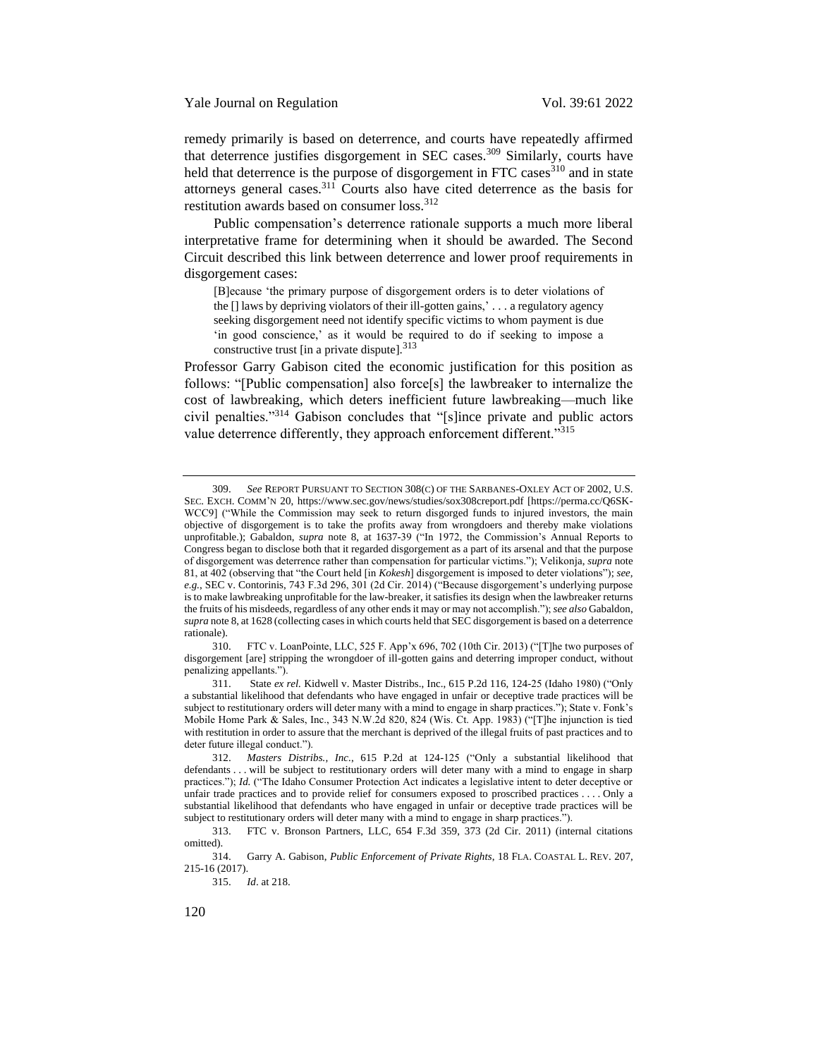remedy primarily is based on deterrence, and courts have repeatedly affirmed that deterrence justifies disgorgement in SEC cases.[309] Similarly, courts have held that deterrence is the purpose of disgorgement in FTC cases[310] and in state attorneys general cases.[311] Courts also have cited deterrence as the basis for restitution awards based on consumer loss.[312]

Public compensation's deterrence rationale supports a much more liberal interpretative frame for determining when it should be awarded. The Second Circuit described this link between deterrence and lower proof requirements in disgorgement cases:

> [B]ecause 'the primary purpose of disgorgement orders is to deter violations of the [] laws by depriving violators of their ill-gotten gains,' . . . a regulatory agency seeking disgorgement need not identify specific victims to whom payment is due 'in good conscience,' as it would be required to do if seeking to impose a constructive trust [in a private dispute].[313]

Professor Garry Gabison cited the economic justification for this position as follows: "[Public compensation] also force[s] the lawbreaker to internalize the cost of lawbreaking, which deters inefficient future lawbreaking—much like civil penalties."[314] Gabison concludes that "[s]ince private and public actors value deterrence differently, they approach enforcement different."[315]

---

309. *See* REPORT PURSUANT TO SECTION 308(C) OF THE SARBANES-OXLEY ACT OF 2002, U.S. SEC. EXCH. COMM'N 20, https://www.sec.gov/news/studies/sox308creport.pdf [https://perma.cc/Q6SK-WCC9] ("While the Commission may seek to return disgorged funds to injured investors, the main objective of disgorgement is to take the profits away from wrongdoers and thereby make violations unprofitable.); Gabaldon, *supra* note 8, at 1637-39 ("In 1972, the Commission's Annual Reports to Congress began to disclose both that it regarded disgorgement as a part of its arsenal and that the purpose of disgorgement was deterrence rather than compensation for particular victims."); Velikonja, *supra* note 81, at 402 (observing that "the Court held [in *Kokesh*] disgorgement is imposed to deter violations"); *see, e.g.*, SEC v. Contorinis, 743 F.3d 296, 301 (2d Cir. 2014) ("Because disgorgement's underlying purpose is to make lawbreaking unprofitable for the law-breaker, it satisfies its design when the lawbreaker returns the fruits of his misdeeds, regardless of any other ends it may or may not accomplish."); *see also* Gabaldon, *supra* note 8, at 1628 (collecting cases in which courts held that SEC disgorgement is based on a deterrence rationale).

310. FTC v. LoanPointe, LLC, 525 F. App'x 696, 702 (10th Cir. 2013) ("[T]he two purposes of disgorgement [are] stripping the wrongdoer of ill-gotten gains and deterring improper conduct, without penalizing appellants.").

311. State *ex rel.* Kidwell v. Master Distribs., Inc., 615 P.2d 116, 124-25 (Idaho 1980) ("Only a substantial likelihood that defendants who have engaged in unfair or deceptive trade practices will be subject to restitutionary orders will deter many with a mind to engage in sharp practices."); State v. Fonk's Mobile Home Park & Sales, Inc., 343 N.W.2d 820, 824 (Wis. Ct. App. 1983) ("[T]he injunction is tied with restitution in order to assure that the merchant is deprived of the illegal fruits of past practices and to deter future illegal conduct.").

312. *Masters Distribs., Inc.*, 615 P.2d at 124-125 ("Only a substantial likelihood that defendants . . . will be subject to restitutionary orders will deter many with a mind to engage in sharp practices."); *Id.* ("The Idaho Consumer Protection Act indicates a legislative intent to deter deceptive or unfair trade practices and to provide relief for consumers exposed to proscribed practices . . . . Only a substantial likelihood that defendants who have engaged in unfair or deceptive trade practices will be subject to restitutionary orders will deter many with a mind to engage in sharp practices.").

313. FTC v. Bronson Partners, LLC, 654 F.3d 359, 373 (2d Cir. 2011) (internal citations omitted).

314. Garry A. Gabison, *Public Enforcement of Private Rights*, 18 FLA. COASTAL L. REV. 207, 215-16 (2017).

315. *Id*. at 218.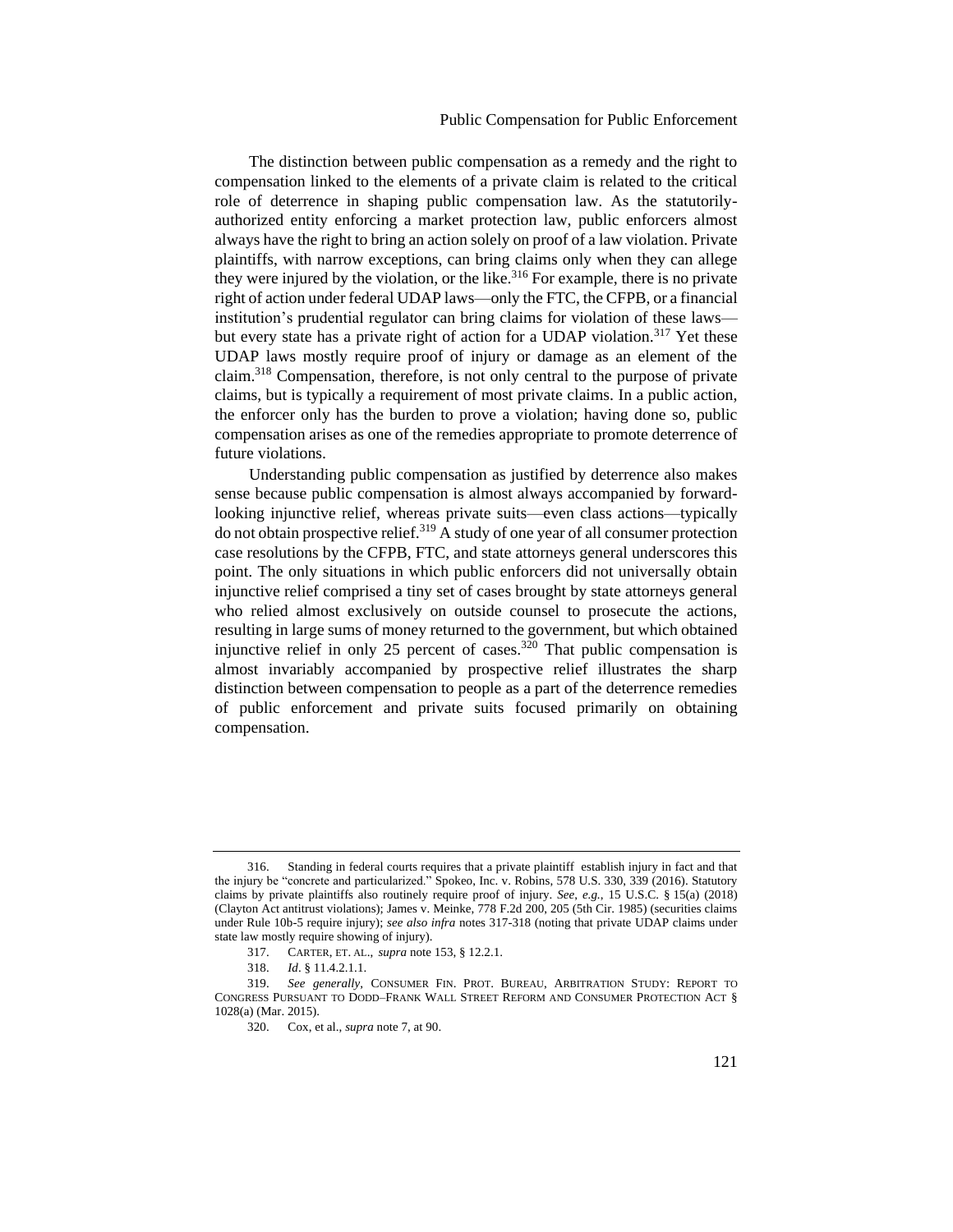The distinction between public compensation as a remedy and the right to compensation linked to the elements of a private claim is related to the critical role of deterrence in shaping public compensation law. As the statutorily-authorized entity enforcing a market protection law, public enforcers almost always have the right to bring an action solely on proof of a law violation. Private plaintiffs, with narrow exceptions, can bring claims only when they can allege they were injured by the violation, or the like.[316] For example, there is no private right of action under federal UDAP laws—only the FTC, the CFPB, or a financial institution's prudential regulator can bring claims for violation of these laws—but every state has a private right of action for a UDAP violation.[317] Yet these UDAP laws mostly require proof of injury or damage as an element of the claim.[318] Compensation, therefore, is not only central to the purpose of private claims, but is typically a requirement of most private claims. In a public action, the enforcer only has the burden to prove a violation; having done so, public compensation arises as one of the remedies appropriate to promote deterrence of future violations.

Understanding public compensation as justified by deterrence also makes sense because public compensation is almost always accompanied by forward-looking injunctive relief, whereas private suits—even class actions—typically do not obtain prospective relief.[319] A study of one year of all consumer protection case resolutions by the CFPB, FTC, and state attorneys general underscores this point. The only situations in which public enforcers did not universally obtain injunctive relief comprised a tiny set of cases brought by state attorneys general who relied almost exclusively on outside counsel to prosecute the actions, resulting in large sums of money returned to the government, but which obtained injunctive relief in only 25 percent of cases.[320] That public compensation is almost invariably accompanied by prospective relief illustrates the sharp distinction between compensation to people as a part of the deterrence remedies of public enforcement and private suits focused primarily on obtaining compensation.

---

316. Standing in federal courts requires that a private plaintiff establish injury in fact and that the injury be "concrete and particularized." Spokeo, Inc. v. Robins, 578 U.S. 330, 339 (2016). Statutory claims by private plaintiffs also routinely require proof of injury. *See, e.g.*, 15 U.S.C. § 15(a) (2018) (Clayton Act antitrust violations); James v. Meinke, 778 F.2d 200, 205 (5th Cir. 1985) (securities claims under Rule 10b-5 require injury); *see also infra* notes 317-318 (noting that private UDAP claims under state law mostly require showing of injury).

317. CARTER, ET. AL., *supra* note 153, § 12.2.1.

318. *Id*. § 11.4.2.1.1.

319. *See generally*, CONSUMER FIN. PROT. BUREAU, ARBITRATION STUDY: REPORT TO CONGRESS PURSUANT TO DODD–FRANK WALL STREET REFORM AND CONSUMER PROTECTION ACT § 1028(a) (Mar. 2015).

320. Cox, et al., *supra* note 7, at 90.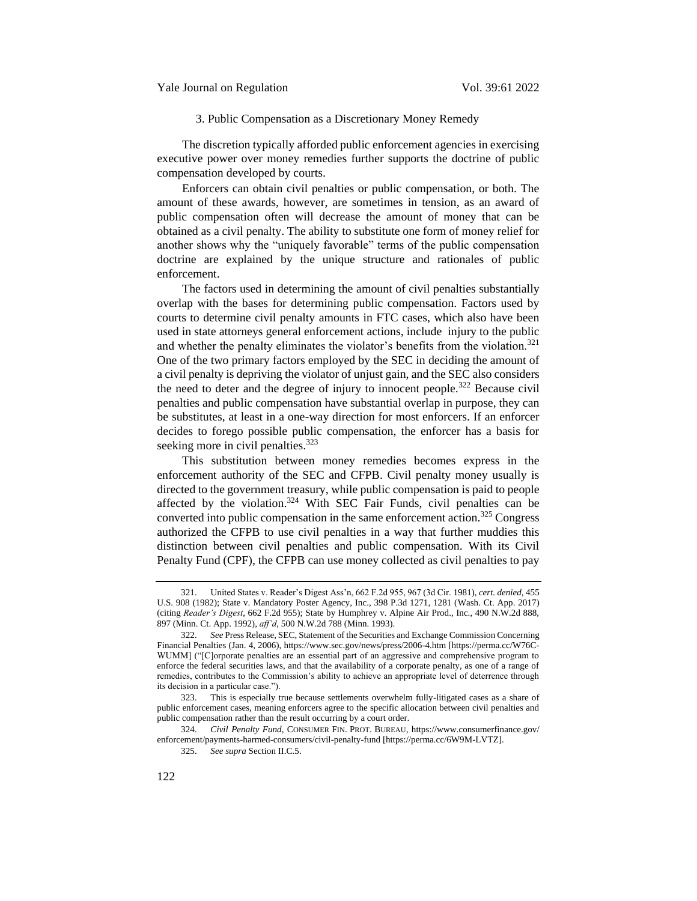### 3. Public Compensation as a Discretionary Money Remedy

The discretion typically afforded public enforcement agencies in exercising executive power over money remedies further supports the doctrine of public compensation developed by courts.

Enforcers can obtain civil penalties or public compensation, or both. The amount of these awards, however, are sometimes in tension, as an award of public compensation often will decrease the amount of money that can be obtained as a civil penalty. The ability to substitute one form of money relief for another shows why the "uniquely favorable" terms of the public compensation doctrine are explained by the unique structure and rationales of public enforcement.

The factors used in determining the amount of civil penalties substantially overlap with the bases for determining public compensation. Factors used by courts to determine civil penalty amounts in FTC cases, which also have been used in state attorneys general enforcement actions, include injury to the public and whether the penalty eliminates the violator's benefits from the violation.[321] One of the two primary factors employed by the SEC in deciding the amount of a civil penalty is depriving the violator of unjust gain, and the SEC also considers the need to deter and the degree of injury to innocent people.[322] Because civil penalties and public compensation have substantial overlap in purpose, they can be substitutes, at least in a one-way direction for most enforcers. If an enforcer decides to forego possible public compensation, the enforcer has a basis for seeking more in civil penalties.[323]

This substitution between money remedies becomes express in the enforcement authority of the SEC and CFPB. Civil penalty money usually is directed to the government treasury, while public compensation is paid to people affected by the violation.[324] With SEC Fair Funds, civil penalties can be converted into public compensation in the same enforcement action.[325] Congress authorized the CFPB to use civil penalties in a way that further muddies this distinction between civil penalties and public compensation. With its Civil Penalty Fund (CPF), the CFPB can use money collected as civil penalties to pay

---

321. United States v. Reader's Digest Ass'n, 662 F.2d 955, 967 (3d Cir. 1981), *cert. denied*, 455 U.S. 908 (1982); State v. Mandatory Poster Agency, Inc., 398 P.3d 1271, 1281 (Wash. Ct. App. 2017) (citing *Reader's Digest*, 662 F.2d 955); State by Humphrey v. Alpine Air Prod., Inc., 490 N.W.2d 888, 897 (Minn. Ct. App. 1992), *aff'd*, 500 N.W.2d 788 (Minn. 1993).

322. *See* Press Release, SEC, Statement of the Securities and Exchange Commission Concerning Financial Penalties (Jan. 4, 2006), https://www.sec.gov/news/press/2006-4.htm [https://perma.cc/W76C-WUMM] ("[C]orporate penalties are an essential part of an aggressive and comprehensive program to enforce the federal securities laws, and that the availability of a corporate penalty, as one of a range of remedies, contributes to the Commission's ability to achieve an appropriate level of deterrence through its decision in a particular case.").

323. This is especially true because settlements overwhelm fully-litigated cases as a share of public enforcement cases, meaning enforcers agree to the specific allocation between civil penalties and public compensation rather than the result occurring by a court order.

324. *Civil Penalty Fund*, CONSUMER FIN. PROT. BUREAU, https://www.consumerfinance.gov/enforcement/payments-harmed-consumers/civil-penalty-fund [https://perma.cc/6W9M-LVTZ].

325. *See supra* Section II.C.5.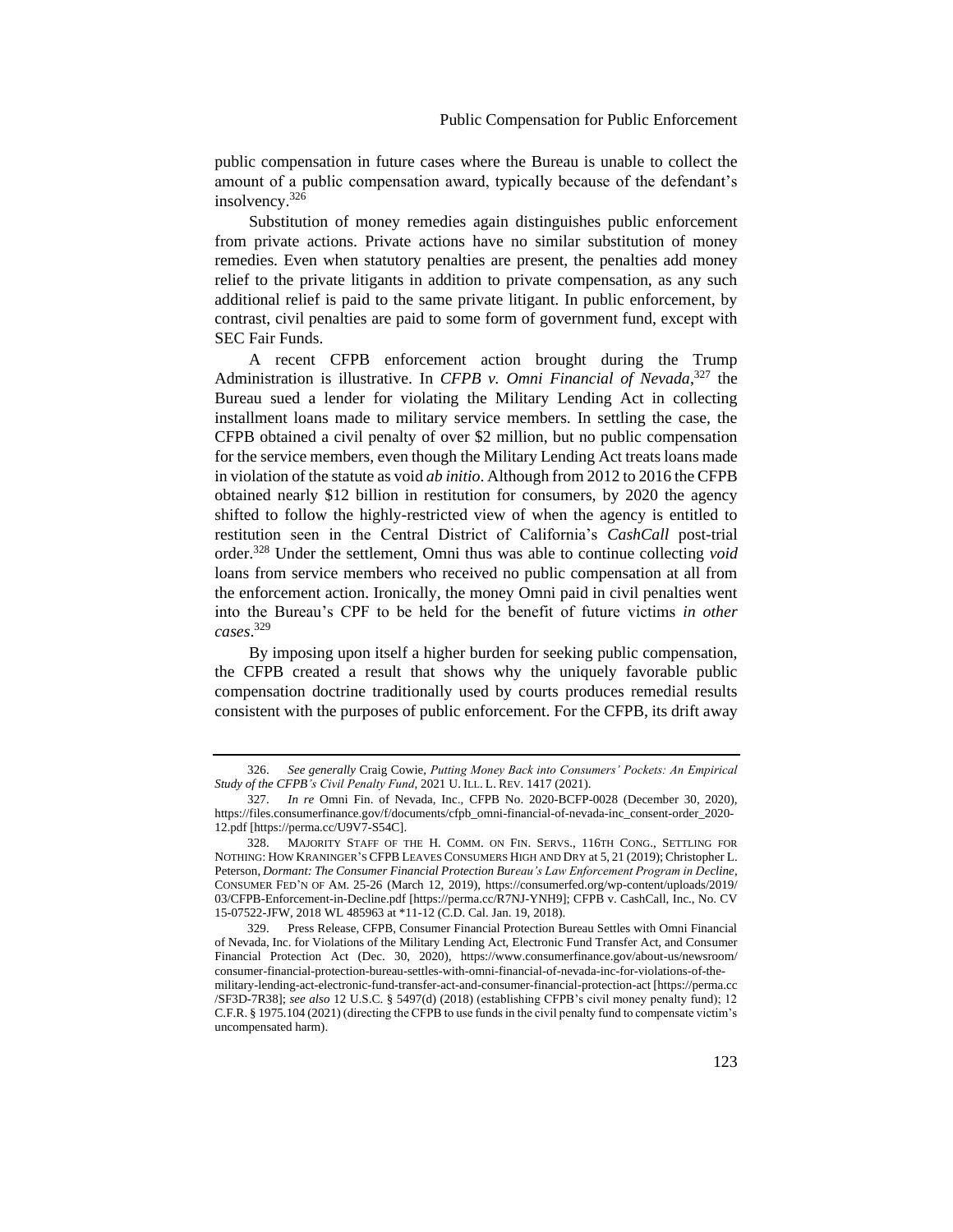public compensation in future cases where the Bureau is unable to collect the amount of a public compensation award, typically because of the defendant's insolvency.[326]

Substitution of money remedies again distinguishes public enforcement from private actions. Private actions have no similar substitution of money remedies. Even when statutory penalties are present, the penalties add money relief to the private litigants in addition to private compensation, as any such additional relief is paid to the same private litigant. In public enforcement, by contrast, civil penalties are paid to some form of government fund, except with SEC Fair Funds.

A recent CFPB enforcement action brought during the Trump Administration is illustrative. In *CFPB v. Omni Financial of Nevada*,[327] the Bureau sued a lender for violating the Military Lending Act in collecting installment loans made to military service members. In settling the case, the CFPB obtained a civil penalty of over $2 million, but no public compensation for the service members, even though the Military Lending Act treats loans made in violation of the statute as void *ab initio*. Although from 2012 to 2016 the CFPB obtained nearly $12 billion in restitution for consumers, by 2020 the agency shifted to follow the highly-restricted view of when the agency is entitled to restitution seen in the Central District of California's *CashCall* post-trial order.[328] Under the settlement, Omni thus was able to continue collecting *void* loans from service members who received no public compensation at all from the enforcement action. Ironically, the money Omni paid in civil penalties went into the Bureau's CPF to be held for the benefit of future victims *in other cases*.[329]

By imposing upon itself a higher burden for seeking public compensation, the CFPB created a result that shows why the uniquely favorable public compensation doctrine traditionally used by courts produces remedial results consistent with the purposes of public enforcement. For the CFPB, its drift away

---

326. *See generally* Craig Cowie, *Putting Money Back into Consumers' Pockets: An Empirical Study of the CFPB's Civil Penalty Fund*, 2021 U. ILL. L. REV. 1417 (2021).

327. *In re* Omni Fin. of Nevada, Inc., CFPB No. 2020-BCFP-0028 (December 30, 2020), https://files.consumerfinance.gov/f/documents/cfpb_omni-financial-of-nevada-inc_consent-order_2020-12.pdf [https://perma.cc/U9V7-S54C].

328. MAJORITY STAFF OF THE H. COMM. ON FIN. SERVS., 116TH CONG., SETTLING FOR NOTHING: HOW KRANINGER'S CFPB LEAVES CONSUMERS HIGH AND DRY at 5, 21 (2019); Christopher L. Peterson, *Dormant: The Consumer Financial Protection Bureau's Law Enforcement Program in Decline*, CONSUMER FED'N OF AM. 25-26 (March 12, 2019), https://consumerfed.org/wp-content/uploads/2019/03/CFPB-Enforcement-in-Decline.pdf [https://perma.cc/R7NJ-YNH9]; CFPB v. CashCall, Inc., No. CV 15-07522-JFW, 2018 WL 485963 at *11-12 (C.D. Cal. Jan. 19, 2018).

329. Press Release, CFPB, Consumer Financial Protection Bureau Settles with Omni Financial of Nevada, Inc. for Violations of the Military Lending Act, Electronic Fund Transfer Act, and Consumer Financial Protection Act (Dec. 30, 2020), https://www.consumerfinance.gov/about-us/newsroom/consumer-financial-protection-bureau-settles-with-omni-financial-of-nevada-inc-for-violations-of-the-military-lending-act-electronic-fund-transfer-act-and-consumer-financial-protection-act [https://perma.cc/SF3D-7R38]; *see also* 12 U.S.C. § 5497(d) (2018) (establishing CFPB's civil money penalty fund); 12 C.F.R. § 1975.104 (2021) (directing the CFPB to use funds in the civil penalty fund to compensate victim's uncompensated harm).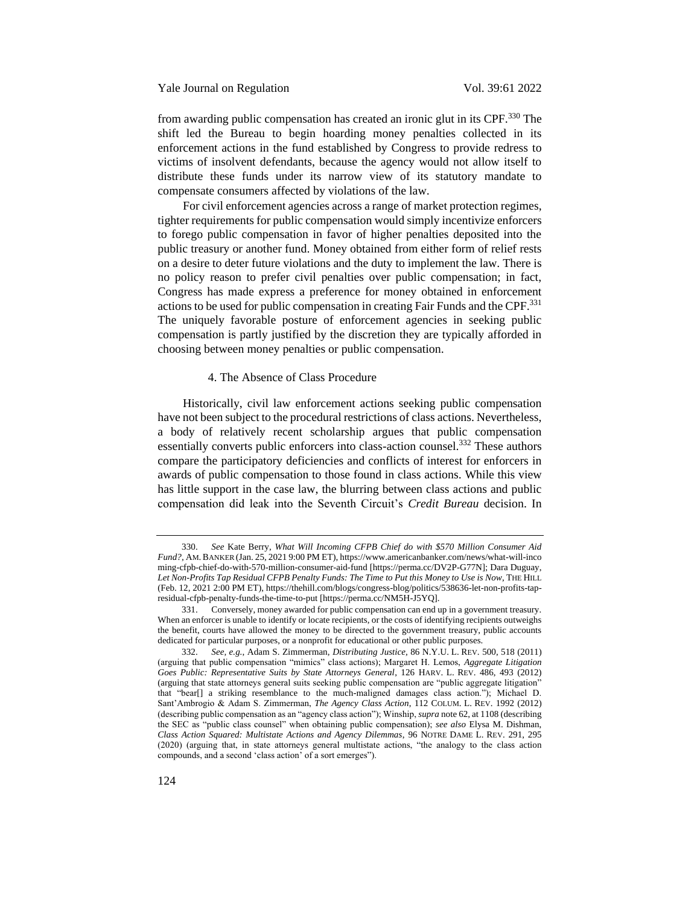from awarding public compensation has created an ironic glut in its CPF.[330] The shift led the Bureau to begin hoarding money penalties collected in its enforcement actions in the fund established by Congress to provide redress to victims of insolvent defendants, because the agency would not allow itself to distribute these funds under its narrow view of its statutory mandate to compensate consumers affected by violations of the law.

For civil enforcement agencies across a range of market protection regimes, tighter requirements for public compensation would simply incentivize enforcers to forego public compensation in favor of higher penalties deposited into the public treasury or another fund. Money obtained from either form of relief rests on a desire to deter future violations and the duty to implement the law. There is no policy reason to prefer civil penalties over public compensation; in fact, Congress has made express a preference for money obtained in enforcement actions to be used for public compensation in creating Fair Funds and the CPF.[331] The uniquely favorable posture of enforcement agencies in seeking public compensation is partly justified by the discretion they are typically afforded in choosing between money penalties or public compensation.

#### 4. The Absence of Class Procedure

Historically, civil law enforcement actions seeking public compensation have not been subject to the procedural restrictions of class actions. Nevertheless, a body of relatively recent scholarship argues that public compensation essentially converts public enforcers into class-action counsel.[332] These authors compare the participatory deficiencies and conflicts of interest for enforcers in awards of public compensation to those found in class actions. While this view has little support in the case law, the blurring between class actions and public compensation did leak into the Seventh Circuit's *Credit Bureau* decision. In

---

330. *See* Kate Berry, *What Will Incoming CFPB Chief do with $570 Million Consumer Aid Fund?*, AM. BANKER (Jan. 25, 2021 9:00 PM ET), https://www.americanbanker.com/news/what-will-incoming-cfpb-chief-do-with-570-million-consumer-aid-fund [https://perma.cc/DV2P-G77N]; Dara Duguay, *Let Non-Profits Tap Residual CFPB Penalty Funds: The Time to Put this Money to Use is Now*, THE HILL (Feb. 12, 2021 2:00 PM ET), https://thehill.com/blogs/congress-blog/politics/538636-let-non-profits-tap-residual-cfpb-penalty-funds-the-time-to-put [https://perma.cc/NM5H-J5YQ].

331. Conversely, money awarded for public compensation can end up in a government treasury. When an enforcer is unable to identify or locate recipients, or the costs of identifying recipients outweighs the benefit, courts have allowed the money to be directed to the government treasury, public accounts dedicated for particular purposes, or a nonprofit for educational or other public purposes.

332. *See, e.g.*, Adam S. Zimmerman, *Distributing Justice*, 86 N.Y.U. L. REV. 500, 518 (2011) (arguing that public compensation "mimics" class actions); Margaret H. Lemos, *Aggregate Litigation Goes Public: Representative Suits by State Attorneys General*, 126 HARV. L. REV. 486, 493 (2012) (arguing that state attorneys general suits seeking public compensation are "public aggregate litigation" that "bear[] a striking resemblance to the much-maligned damages class action."); Michael D. Sant'Ambrogio & Adam S. Zimmerman, *The Agency Class Action*, 112 COLUM. L. REV. 1992 (2012) (describing public compensation as an "agency class action"); Winship, *supra* note 62, at 1108 (describing the SEC as "public class counsel" when obtaining public compensation); *see also* Elysa M. Dishman, *Class Action Squared: Multistate Actions and Agency Dilemmas*, 96 NOTRE DAME L. REV. 291, 295 (2020) (arguing that, in state attorneys general multistate actions, "the analogy to the class action compounds, and a second 'class action' of a sort emerges").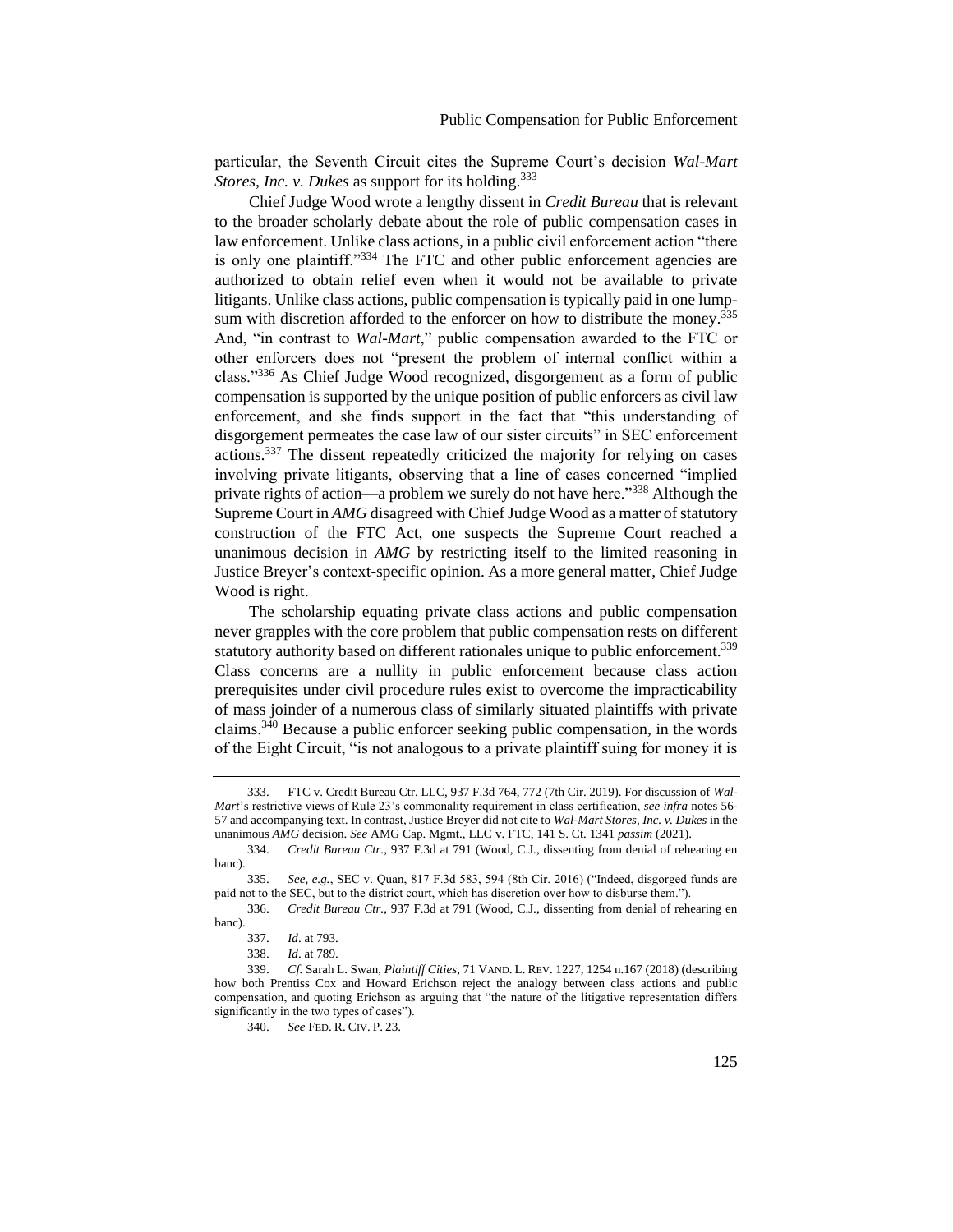particular, the Seventh Circuit cites the Supreme Court's decision *Wal-Mart Stores, Inc. v. Dukes* as support for its holding.[333]

Chief Judge Wood wrote a lengthy dissent in *Credit Bureau* that is relevant to the broader scholarly debate about the role of public compensation cases in law enforcement. Unlike class actions, in a public civil enforcement action "there is only one plaintiff."[334] The FTC and other public enforcement agencies are authorized to obtain relief even when it would not be available to private litigants. Unlike class actions, public compensation is typically paid in one lump-sum with discretion afforded to the enforcer on how to distribute the money.[335] And, "in contrast to *Wal-Mart*," public compensation awarded to the FTC or other enforcers does not "present the problem of internal conflict within a class."[336] As Chief Judge Wood recognized, disgorgement as a form of public compensation is supported by the unique position of public enforcers as civil law enforcement, and she finds support in the fact that "this understanding of disgorgement permeates the case law of our sister circuits" in SEC enforcement actions.[337] The dissent repeatedly criticized the majority for relying on cases involving private litigants, observing that a line of cases concerned "implied private rights of action—a problem we surely do not have here."[338] Although the Supreme Court in *AMG* disagreed with Chief Judge Wood as a matter of statutory construction of the FTC Act, one suspects the Supreme Court reached a unanimous decision in *AMG* by restricting itself to the limited reasoning in Justice Breyer's context-specific opinion. As a more general matter, Chief Judge Wood is right.

The scholarship equating private class actions and public compensation never grapples with the core problem that public compensation rests on different statutory authority based on different rationales unique to public enforcement.[339] Class concerns are a nullity in public enforcement because class action prerequisites under civil procedure rules exist to overcome the impracticability of mass joinder of a numerous class of similarly situated plaintiffs with private claims.[340] Because a public enforcer seeking public compensation, in the words of the Eight Circuit, "is not analogous to a private plaintiff suing for money it is

---

333. FTC v. Credit Bureau Ctr. LLC, 937 F.3d 764, 772 (7th Cir. 2019). For discussion of *Wal-Mart*'s restrictive views of Rule 23's commonality requirement in class certification, *see infra* notes 56-57 and accompanying text. In contrast, Justice Breyer did not cite to *Wal-Mart Stores, Inc. v. Dukes* in the unanimous *AMG* decision. *See* AMG Cap. Mgmt., LLC v. FTC, 141 S. Ct. 1341 *passim* (2021).

334. *Credit Bureau Ctr.*, 937 F.3d at 791 (Wood, C.J., dissenting from denial of rehearing en banc).

335. *See, e.g.*, SEC v. Quan, 817 F.3d 583, 594 (8th Cir. 2016) ("Indeed, disgorged funds are paid not to the SEC, but to the district court, which has discretion over how to disburse them.").

336. *Credit Bureau Ctr.*, 937 F.3d at 791 (Wood, C.J., dissenting from denial of rehearing en banc).

337. *Id*. at 793.

338. *Id*. at 789.

339. *Cf.* Sarah L. Swan, *Plaintiff Cities*, 71 VAND. L. REV. 1227, 1254 n.167 (2018) (describing how both Prentiss Cox and Howard Erichson reject the analogy between class actions and public compensation, and quoting Erichson as arguing that "the nature of the litigative representation differs significantly in the two types of cases").

340. *See* FED. R. CIV. P. 23.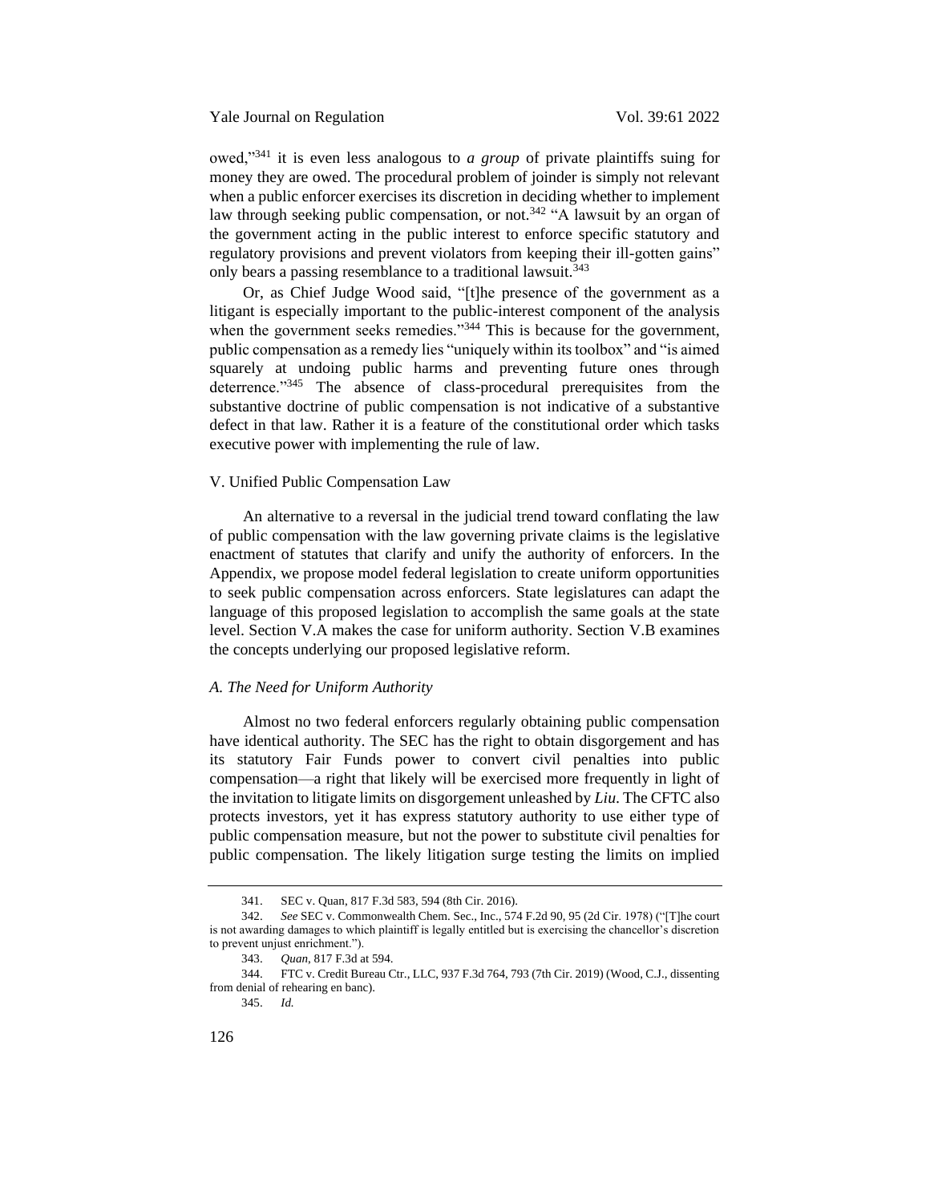owed,"[341] it is even less analogous to *a group* of private plaintiffs suing for money they are owed. The procedural problem of joinder is simply not relevant when a public enforcer exercises its discretion in deciding whether to implement law through seeking public compensation, or not.[342] "A lawsuit by an organ of the government acting in the public interest to enforce specific statutory and regulatory provisions and prevent violators from keeping their ill-gotten gains" only bears a passing resemblance to a traditional lawsuit.[343]

Or, as Chief Judge Wood said, "[t]he presence of the government as a litigant is especially important to the public-interest component of the analysis when the government seeks remedies."[344] This is because for the government, public compensation as a remedy lies "uniquely within its toolbox" and "is aimed squarely at undoing public harms and preventing future ones through deterrence."[345] The absence of class-procedural prerequisites from the substantive doctrine of public compensation is not indicative of a substantive defect in that law. Rather it is a feature of the constitutional order which tasks executive power with implementing the rule of law.

## V. Unified Public Compensation Law

An alternative to a reversal in the judicial trend toward conflating the law of public compensation with the law governing private claims is the legislative enactment of statutes that clarify and unify the authority of enforcers. In the Appendix, we propose model federal legislation to create uniform opportunities to seek public compensation across enforcers. State legislatures can adapt the language of this proposed legislation to accomplish the same goals at the state level. Section V.A makes the case for uniform authority. Section V.B examines the concepts underlying our proposed legislative reform.

### *A. The Need for Uniform Authority*

Almost no two federal enforcers regularly obtaining public compensation have identical authority. The SEC has the right to obtain disgorgement and has its statutory Fair Funds power to convert civil penalties into public compensation—a right that likely will be exercised more frequently in light of the invitation to litigate limits on disgorgement unleashed by *Liu*. The CFTC also protects investors, yet it has express statutory authority to use either type of public compensation measure, but not the power to substitute civil penalties for public compensation. The likely litigation surge testing the limits on implied

---

341. SEC v. Quan, 817 F.3d 583, 594 (8th Cir. 2016).

342. *See* SEC v. Commonwealth Chem. Sec., Inc., 574 F.2d 90, 95 (2d Cir. 1978) ("[T]he court is not awarding damages to which plaintiff is legally entitled but is exercising the chancellor's discretion to prevent unjust enrichment.").

343. *Quan*, 817 F.3d at 594.

344. FTC v. Credit Bureau Ctr., LLC, 937 F.3d 764, 793 (7th Cir. 2019) (Wood, C.J., dissenting from denial of rehearing en banc).

345. *Id.*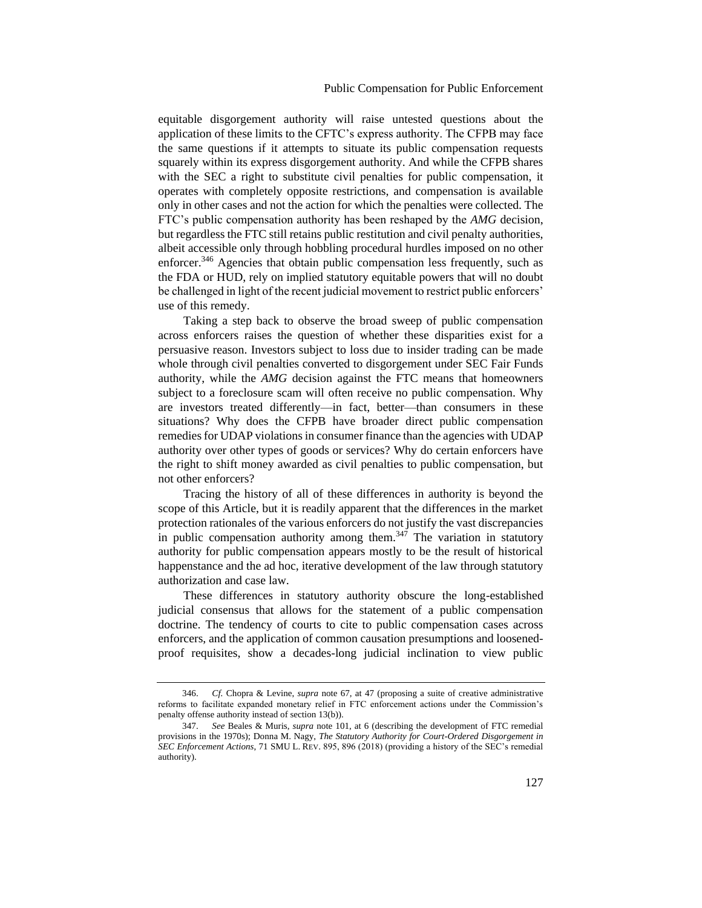equitable disgorgement authority will raise untested questions about the application of these limits to the CFTC's express authority. The CFPB may face the same questions if it attempts to situate its public compensation requests squarely within its express disgorgement authority. And while the CFPB shares with the SEC a right to substitute civil penalties for public compensation, it operates with completely opposite restrictions, and compensation is available only in other cases and not the action for which the penalties were collected. The FTC's public compensation authority has been reshaped by the *AMG* decision, but regardless the FTC still retains public restitution and civil penalty authorities, albeit accessible only through hobbling procedural hurdles imposed on no other enforcer.[346] Agencies that obtain public compensation less frequently, such as the FDA or HUD, rely on implied statutory equitable powers that will no doubt be challenged in light of the recent judicial movement to restrict public enforcers' use of this remedy.

Taking a step back to observe the broad sweep of public compensation across enforcers raises the question of whether these disparities exist for a persuasive reason. Investors subject to loss due to insider trading can be made whole through civil penalties converted to disgorgement under SEC Fair Funds authority, while the *AMG* decision against the FTC means that homeowners subject to a foreclosure scam will often receive no public compensation. Why are investors treated differently—in fact, better—than consumers in these situations? Why does the CFPB have broader direct public compensation remedies for UDAP violations in consumer finance than the agencies with UDAP authority over other types of goods or services? Why do certain enforcers have the right to shift money awarded as civil penalties to public compensation, but not other enforcers?

Tracing the history of all of these differences in authority is beyond the scope of this Article, but it is readily apparent that the differences in the market protection rationales of the various enforcers do not justify the vast discrepancies in public compensation authority among them.[347] The variation in statutory authority for public compensation appears mostly to be the result of historical happenstance and the ad hoc, iterative development of the law through statutory authorization and case law.

These differences in statutory authority obscure the long-established judicial consensus that allows for the statement of a public compensation doctrine. The tendency of courts to cite to public compensation cases across enforcers, and the application of common causation presumptions and loosened-proof requisites, show a decades-long judicial inclination to view public

---

346. *Cf.* Chopra & Levine, *supra* note 67, at 47 (proposing a suite of creative administrative reforms to facilitate expanded monetary relief in FTC enforcement actions under the Commission's penalty offense authority instead of section 13(b)).

347. *See* Beales & Muris, *supra* note 101, at 6 (describing the development of FTC remedial provisions in the 1970s); Donna M. Nagy, *The Statutory Authority for Court-Ordered Disgorgement in SEC Enforcement Actions*, 71 SMU L. REV. 895, 896 (2018) (providing a history of the SEC's remedial authority).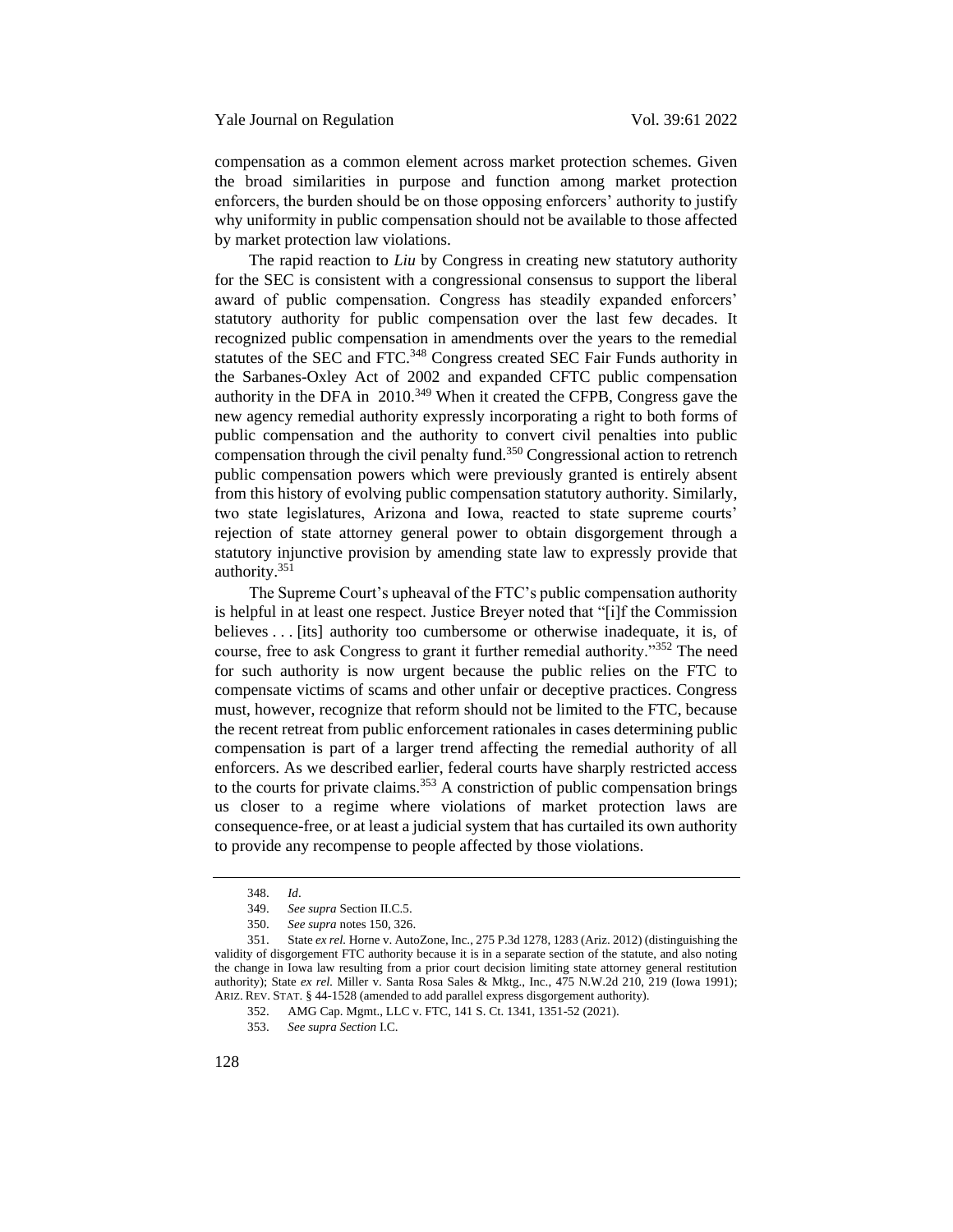compensation as a common element across market protection schemes. Given the broad similarities in purpose and function among market protection enforcers, the burden should be on those opposing enforcers' authority to justify why uniformity in public compensation should not be available to those affected by market protection law violations.

The rapid reaction to *Liu* by Congress in creating new statutory authority for the SEC is consistent with a congressional consensus to support the liberal award of public compensation. Congress has steadily expanded enforcers' statutory authority for public compensation over the last few decades. It recognized public compensation in amendments over the years to the remedial statutes of the SEC and FTC.[348] Congress created SEC Fair Funds authority in the Sarbanes-Oxley Act of 2002 and expanded CFTC public compensation authority in the DFA in 2010.[349] When it created the CFPB, Congress gave the new agency remedial authority expressly incorporating a right to both forms of public compensation and the authority to convert civil penalties into public compensation through the civil penalty fund.[350] Congressional action to retrench public compensation powers which were previously granted is entirely absent from this history of evolving public compensation statutory authority. Similarly, two state legislatures, Arizona and Iowa, reacted to state supreme courts' rejection of state attorney general power to obtain disgorgement through a statutory injunctive provision by amending state law to expressly provide that authority.[351]

The Supreme Court's upheaval of the FTC's public compensation authority is helpful in at least one respect. Justice Breyer noted that "[i]f the Commission believes . . . [its] authority too cumbersome or otherwise inadequate, it is, of course, free to ask Congress to grant it further remedial authority."[352] The need for such authority is now urgent because the public relies on the FTC to compensate victims of scams and other unfair or deceptive practices. Congress must, however, recognize that reform should not be limited to the FTC, because the recent retreat from public enforcement rationales in cases determining public compensation is part of a larger trend affecting the remedial authority of all enforcers. As we described earlier, federal courts have sharply restricted access to the courts for private claims.[353] A constriction of public compensation brings us closer to a regime where violations of market protection laws are consequence-free, or at least a judicial system that has curtailed its own authority to provide any recompense to people affected by those violations.

---

348. *Id*.

349. *See supra* Section II.C.5.

350. *See supra* notes 150, 326.

351. State *ex rel.* Horne v. AutoZone, Inc., 275 P.3d 1278, 1283 (Ariz. 2012) (distinguishing the validity of disgorgement FTC authority because it is in a separate section of the statute, and also noting the change in Iowa law resulting from a prior court decision limiting state attorney general restitution authority); State *ex rel.* Miller v. Santa Rosa Sales & Mktg., Inc., 475 N.W.2d 210, 219 (Iowa 1991); ARIZ. REV. STAT. § 44-1528 (amended to add parallel express disgorgement authority).

352. AMG Cap. Mgmt., LLC v. FTC, 141 S. Ct. 1341, 1351-52 (2021).

353. *See supra Section* I.C.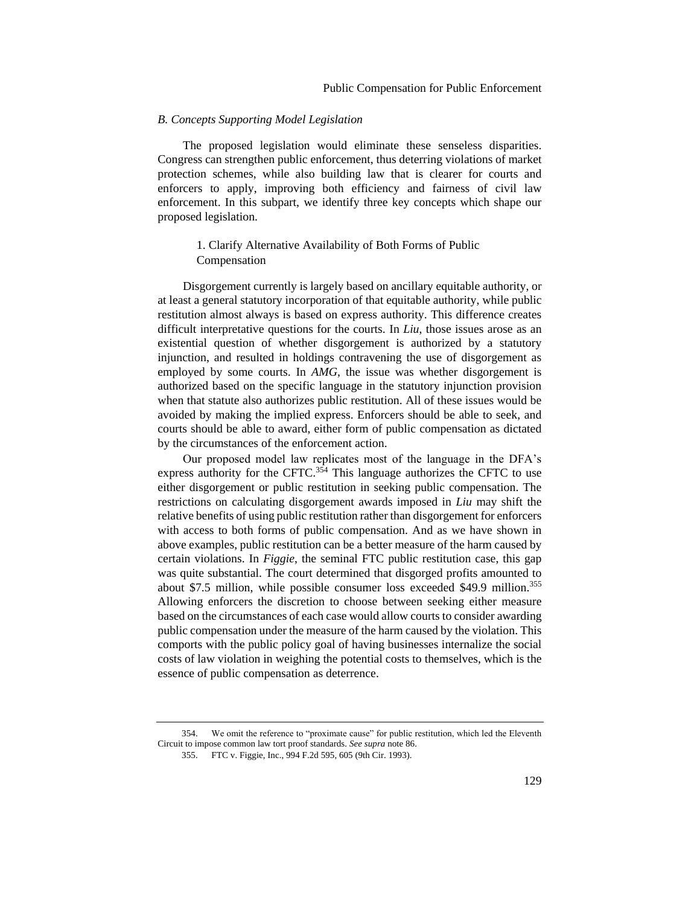### *B. Concepts Supporting Model Legislation*

The proposed legislation would eliminate these senseless disparities. Congress can strengthen public enforcement, thus deterring violations of market protection schemes, while also building law that is clearer for courts and enforcers to apply, improving both efficiency and fairness of civil law enforcement. In this subpart, we identify three key concepts which shape our proposed legislation.

#### 1. Clarify Alternative Availability of Both Forms of Public Compensation

Disgorgement currently is largely based on ancillary equitable authority, or at least a general statutory incorporation of that equitable authority, while public restitution almost always is based on express authority. This difference creates difficult interpretative questions for the courts. In *Liu*, those issues arose as an existential question of whether disgorgement is authorized by a statutory injunction, and resulted in holdings contravening the use of disgorgement as employed by some courts. In *AMG*, the issue was whether disgorgement is authorized based on the specific language in the statutory injunction provision when that statute also authorizes public restitution. All of these issues would be avoided by making the implied express. Enforcers should be able to seek, and courts should be able to award, either form of public compensation as dictated by the circumstances of the enforcement action.

Our proposed model law replicates most of the language in the DFA's express authority for the CFTC.[354] This language authorizes the CFTC to use either disgorgement or public restitution in seeking public compensation. The restrictions on calculating disgorgement awards imposed in *Liu* may shift the relative benefits of using public restitution rather than disgorgement for enforcers with access to both forms of public compensation. And as we have shown in above examples, public restitution can be a better measure of the harm caused by certain violations. In *Figgie*, the seminal FTC public restitution case, this gap was quite substantial. The court determined that disgorged profits amounted to about \$7.5 million, while possible consumer loss exceeded \$49.9 million.[355] Allowing enforcers the discretion to choose between seeking either measure based on the circumstances of each case would allow courts to consider awarding public compensation under the measure of the harm caused by the violation. This comports with the public policy goal of having businesses internalize the social costs of law violation in weighing the potential costs to themselves, which is the essence of public compensation as deterrence.

---

354. We omit the reference to "proximate cause" for public restitution, which led the Eleventh Circuit to impose common law tort proof standards. *See supra* note 86.

355. FTC v. Figgie, Inc., 994 F.2d 595, 605 (9th Cir. 1993).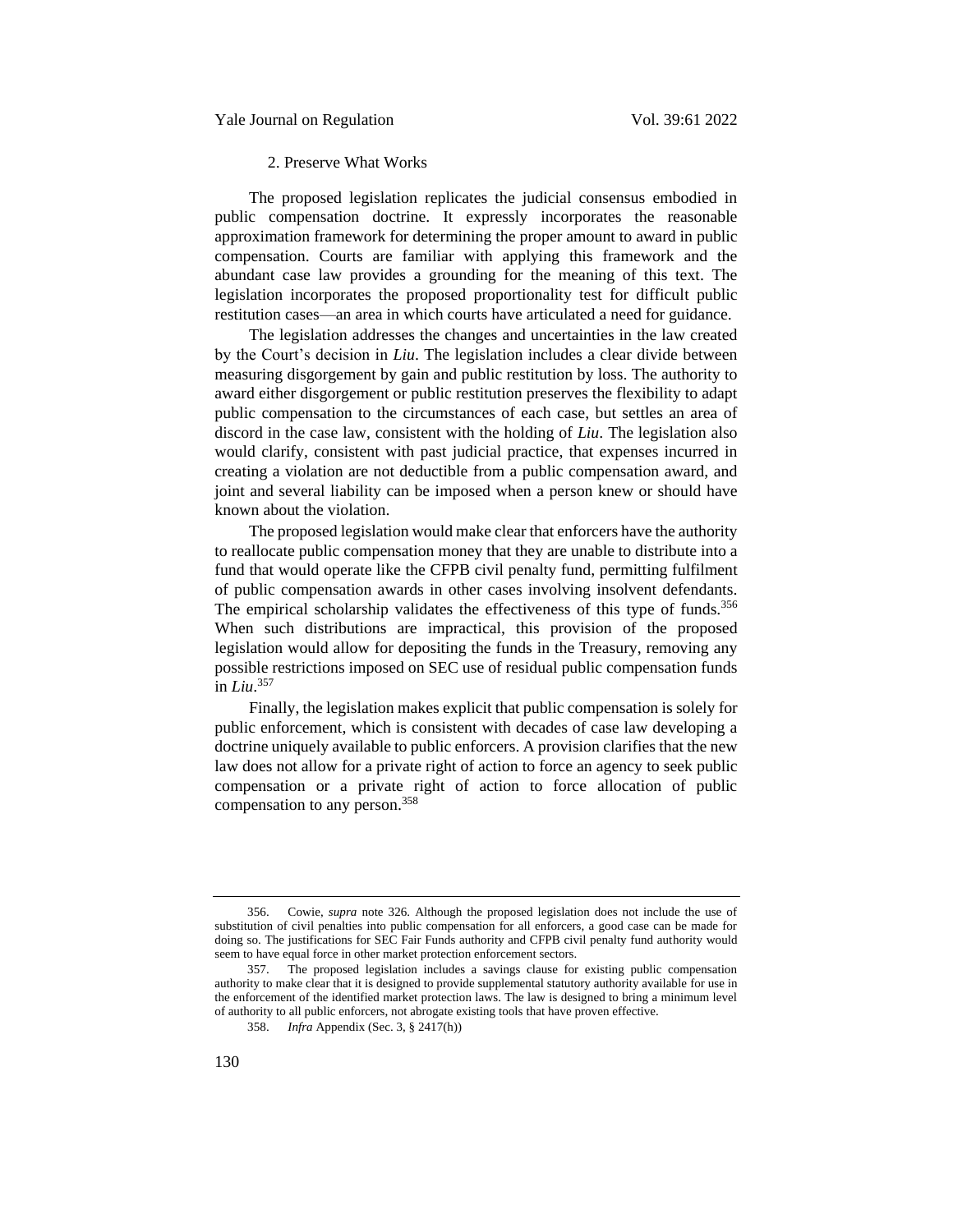### 2. Preserve What Works

The proposed legislation replicates the judicial consensus embodied in public compensation doctrine. It expressly incorporates the reasonable approximation framework for determining the proper amount to award in public compensation. Courts are familiar with applying this framework and the abundant case law provides a grounding for the meaning of this text. The legislation incorporates the proposed proportionality test for difficult public restitution cases—an area in which courts have articulated a need for guidance.

The legislation addresses the changes and uncertainties in the law created by the Court's decision in *Liu*. The legislation includes a clear divide between measuring disgorgement by gain and public restitution by loss. The authority to award either disgorgement or public restitution preserves the flexibility to adapt public compensation to the circumstances of each case, but settles an area of discord in the case law, consistent with the holding of *Liu*. The legislation also would clarify, consistent with past judicial practice, that expenses incurred in creating a violation are not deductible from a public compensation award, and joint and several liability can be imposed when a person knew or should have known about the violation.

The proposed legislation would make clear that enforcers have the authority to reallocate public compensation money that they are unable to distribute into a fund that would operate like the CFPB civil penalty fund, permitting fulfilment of public compensation awards in other cases involving insolvent defendants. The empirical scholarship validates the effectiveness of this type of funds.[356] When such distributions are impractical, this provision of the proposed legislation would allow for depositing the funds in the Treasury, removing any possible restrictions imposed on SEC use of residual public compensation funds in *Liu*.[357]

Finally, the legislation makes explicit that public compensation is solely for public enforcement, which is consistent with decades of case law developing a doctrine uniquely available to public enforcers. A provision clarifies that the new law does not allow for a private right of action to force an agency to seek public compensation or a private right of action to force allocation of public compensation to any person.[358]

---

356. Cowie, *supra* note 326. Although the proposed legislation does not include the use of substitution of civil penalties into public compensation for all enforcers, a good case can be made for doing so. The justifications for SEC Fair Funds authority and CFPB civil penalty fund authority would seem to have equal force in other market protection enforcement sectors.

357. The proposed legislation includes a savings clause for existing public compensation authority to make clear that it is designed to provide supplemental statutory authority available for use in the enforcement of the identified market protection laws. The law is designed to bring a minimum level of authority to all public enforcers, not abrogate existing tools that have proven effective.

358. *Infra* Appendix (Sec. 3, § 2417(h))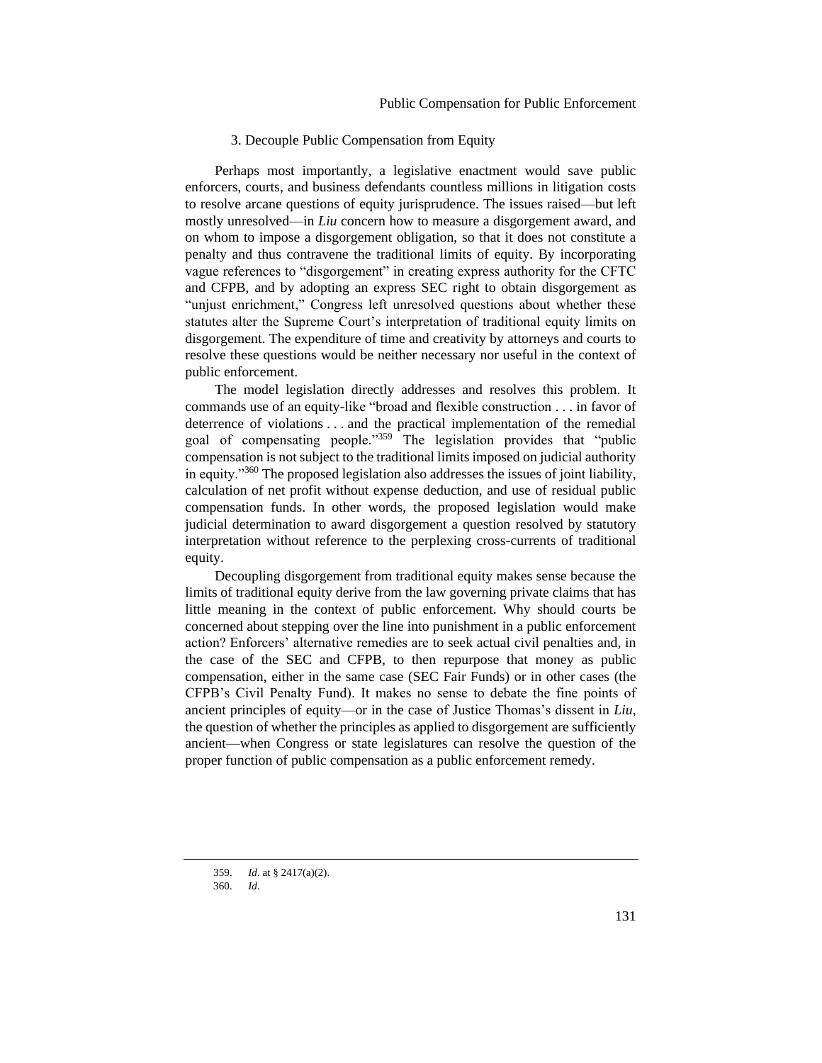### 3. Decouple Public Compensation from Equity

Perhaps most importantly, a legislative enactment would save public enforcers, courts, and business defendants countless millions in litigation costs to resolve arcane questions of equity jurisprudence. The issues raised—but left mostly unresolved—in *Liu* concern how to measure a disgorgement award, and on whom to impose a disgorgement obligation, so that it does not constitute a penalty and thus contravene the traditional limits of equity. By incorporating vague references to "disgorgement" in creating express authority for the CFTC and CFPB, and by adopting an express SEC right to obtain disgorgement as "unjust enrichment," Congress left unresolved questions about whether these statutes alter the Supreme Court's interpretation of traditional equity limits on disgorgement. The expenditure of time and creativity by attorneys and courts to resolve these questions would be neither necessary nor useful in the context of public enforcement.

The model legislation directly addresses and resolves this problem. It commands use of an equity-like "broad and flexible construction . . . in favor of deterrence of violations . . . and the practical implementation of the remedial goal of compensating people."[359] The legislation provides that "public compensation is not subject to the traditional limits imposed on judicial authority in equity."[360] The proposed legislation also addresses the issues of joint liability, calculation of net profit without expense deduction, and use of residual public compensation funds. In other words, the proposed legislation would make judicial determination to award disgorgement a question resolved by statutory interpretation without reference to the perplexing cross-currents of traditional equity.

Decoupling disgorgement from traditional equity makes sense because the limits of traditional equity derive from the law governing private claims that has little meaning in the context of public enforcement. Why should courts be concerned about stepping over the line into punishment in a public enforcement action? Enforcers' alternative remedies are to seek actual civil penalties and, in the case of the SEC and CFPB, to then repurpose that money as public compensation, either in the same case (SEC Fair Funds) or in other cases (the CFPB's Civil Penalty Fund). It makes no sense to debate the fine points of ancient principles of equity—or in the case of Justice Thomas's dissent in *Liu*, the question of whether the principles as applied to disgorgement are sufficiently ancient—when Congress or state legislatures can resolve the question of the proper function of public compensation as a public enforcement remedy.

---

359. *Id*. at § 2417(a)(2).

360. *Id*.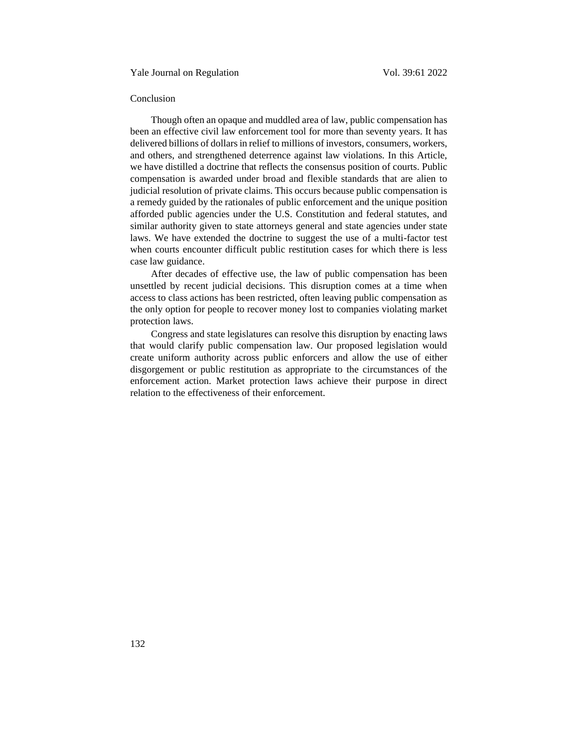## Conclusion

Though often an opaque and muddled area of law, public compensation has been an effective civil law enforcement tool for more than seventy years. It has delivered billions of dollars in relief to millions of investors, consumers, workers, and others, and strengthened deterrence against law violations. In this Article, we have distilled a doctrine that reflects the consensus position of courts. Public compensation is awarded under broad and flexible standards that are alien to judicial resolution of private claims. This occurs because public compensation is a remedy guided by the rationales of public enforcement and the unique position afforded public agencies under the U.S. Constitution and federal statutes, and similar authority given to state attorneys general and state agencies under state laws. We have extended the doctrine to suggest the use of a multi-factor test when courts encounter difficult public restitution cases for which there is less case law guidance.

After decades of effective use, the law of public compensation has been unsettled by recent judicial decisions. This disruption comes at a time when access to class actions has been restricted, often leaving public compensation as the only option for people to recover money lost to companies violating market protection laws.

Congress and state legislatures can resolve this disruption by enacting laws that would clarify public compensation law. Our proposed legislation would create uniform authority across public enforcers and allow the use of either disgorgement or public restitution as appropriate to the circumstances of the enforcement action. Market protection laws achieve their purpose in direct relation to the effectiveness of their enforcement.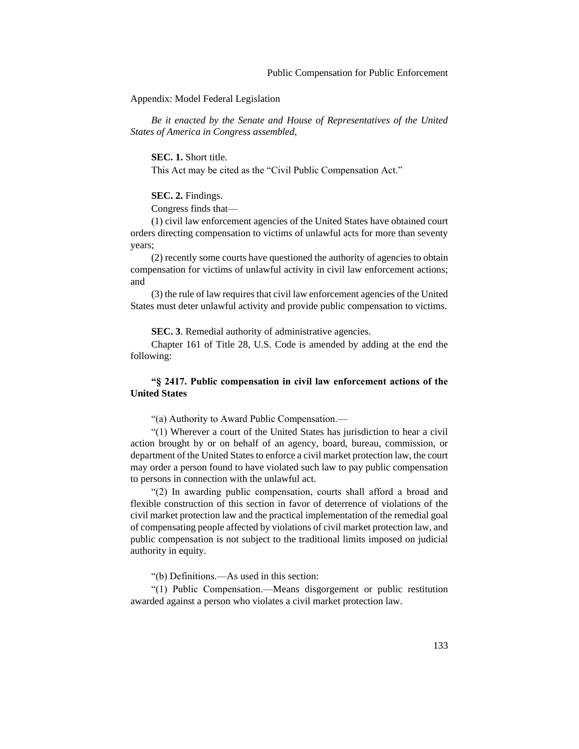## Appendix: Model Federal Legislation

*Be it enacted by the Senate and House of Representatives of the United States of America in Congress assembled,*

**SEC. 1.** Short title.

This Act may be cited as the "Civil Public Compensation Act."

**SEC. 2.** Findings.

Congress finds that—

(1) civil law enforcement agencies of the United States have obtained court orders directing compensation to victims of unlawful acts for more than seventy years;

(2) recently some courts have questioned the authority of agencies to obtain compensation for victims of unlawful activity in civil law enforcement actions; and

(3) the rule of law requires that civil law enforcement agencies of the United States must deter unlawful activity and provide public compensation to victims.

**SEC. 3**. Remedial authority of administrative agencies.

Chapter 161 of Title 28, U.S. Code is amended by adding at the end the following:

**"§ 2417. Public compensation in civil law enforcement actions of the United States**

"(a) Authority to Award Public Compensation.—

"(1) Wherever a court of the United States has jurisdiction to hear a civil action brought by or on behalf of an agency, board, bureau, commission, or department of the United States to enforce a civil market protection law, the court may order a person found to have violated such law to pay public compensation to persons in connection with the unlawful act.

"(2) In awarding public compensation, courts shall afford a broad and flexible construction of this section in favor of deterrence of violations of the civil market protection law and the practical implementation of the remedial goal of compensating people affected by violations of civil market protection law, and public compensation is not subject to the traditional limits imposed on judicial authority in equity.

"(b) Definitions.—As used in this section:

"(1) Public Compensation.—Means disgorgement or public restitution awarded against a person who violates a civil market protection law.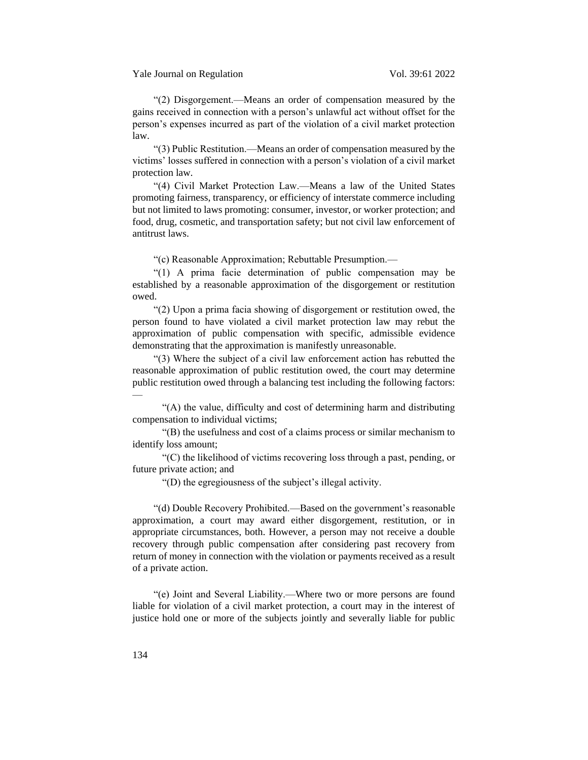"(2) Disgorgement.—Means an order of compensation measured by the gains received in connection with a person's unlawful act without offset for the person's expenses incurred as part of the violation of a civil market protection law.

"(3) Public Restitution.—Means an order of compensation measured by the victims' losses suffered in connection with a person's violation of a civil market protection law.

"(4) Civil Market Protection Law.—Means a law of the United States promoting fairness, transparency, or efficiency of interstate commerce including but not limited to laws promoting: consumer, investor, or worker protection; and food, drug, cosmetic, and transportation safety; but not civil law enforcement of antitrust laws.

"(c) Reasonable Approximation; Rebuttable Presumption.—

"(1) A prima facie determination of public compensation may be established by a reasonable approximation of the disgorgement or restitution owed.

"(2) Upon a prima facia showing of disgorgement or restitution owed, the person found to have violated a civil market protection law may rebut the approximation of public compensation with specific, admissible evidence demonstrating that the approximation is manifestly unreasonable.

"(3) Where the subject of a civil law enforcement action has rebutted the reasonable approximation of public restitution owed, the court may determine public restitution owed through a balancing test including the following factors: —

"(A) the value, difficulty and cost of determining harm and distributing compensation to individual victims;

"(B) the usefulness and cost of a claims process or similar mechanism to identify loss amount;

"(C) the likelihood of victims recovering loss through a past, pending, or future private action; and

"(D) the egregiousness of the subject's illegal activity.

"(d) Double Recovery Prohibited.—Based on the government's reasonable approximation, a court may award either disgorgement, restitution, or in appropriate circumstances, both. However, a person may not receive a double recovery through public compensation after considering past recovery from return of money in connection with the violation or payments received as a result of a private action.

"(e) Joint and Several Liability.—Where two or more persons are found liable for violation of a civil market protection, a court may in the interest of justice hold one or more of the subjects jointly and severally liable for public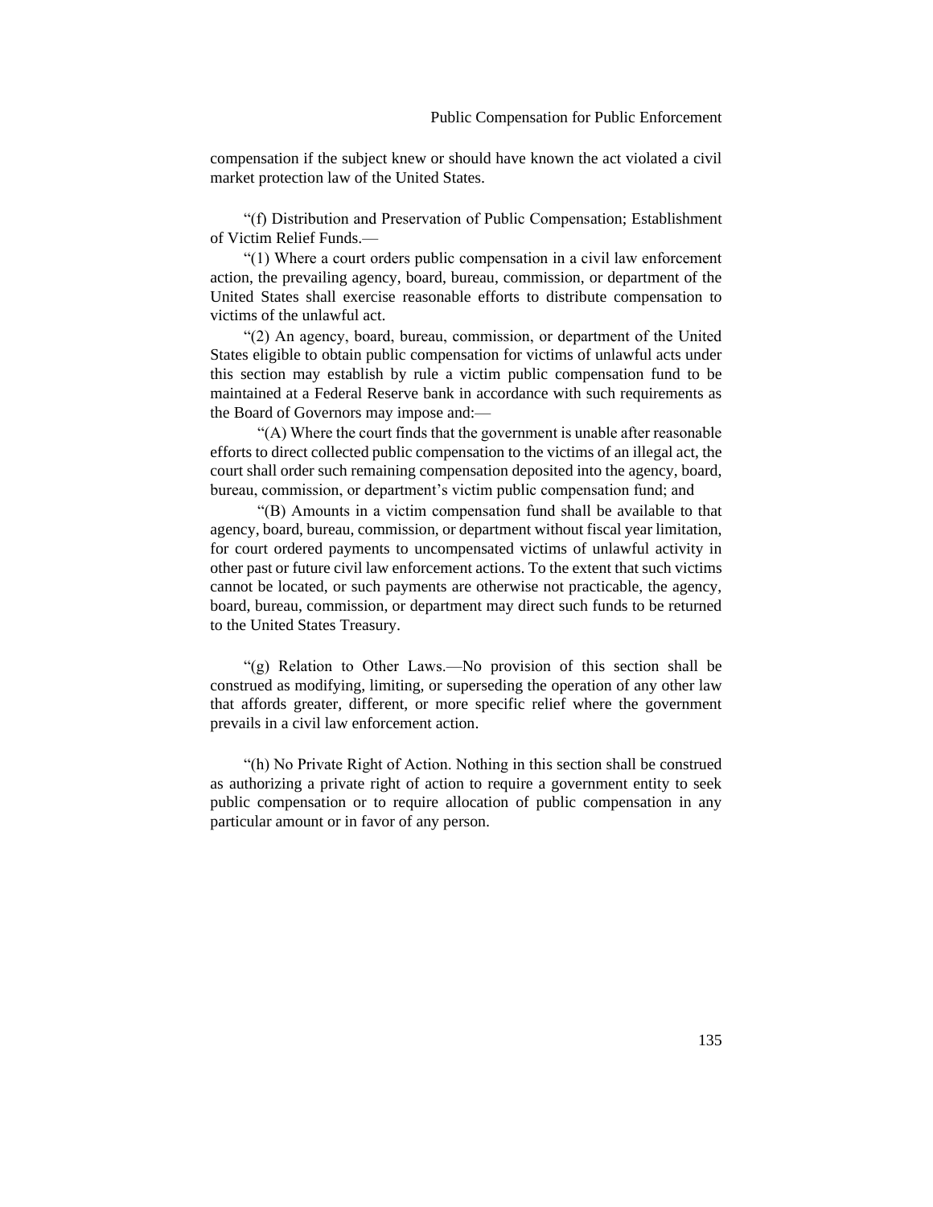compensation if the subject knew or should have known the act violated a civil market protection law of the United States.

"(f) Distribution and Preservation of Public Compensation; Establishment of Victim Relief Funds.—

"(1) Where a court orders public compensation in a civil law enforcement action, the prevailing agency, board, bureau, commission, or department of the United States shall exercise reasonable efforts to distribute compensation to victims of the unlawful act.

"(2) An agency, board, bureau, commission, or department of the United States eligible to obtain public compensation for victims of unlawful acts under this section may establish by rule a victim public compensation fund to be maintained at a Federal Reserve bank in accordance with such requirements as the Board of Governors may impose and:—

"(A) Where the court finds that the government is unable after reasonable efforts to direct collected public compensation to the victims of an illegal act, the court shall order such remaining compensation deposited into the agency, board, bureau, commission, or department's victim public compensation fund; and

"(B) Amounts in a victim compensation fund shall be available to that agency, board, bureau, commission, or department without fiscal year limitation, for court ordered payments to uncompensated victims of unlawful activity in other past or future civil law enforcement actions. To the extent that such victims cannot be located, or such payments are otherwise not practicable, the agency, board, bureau, commission, or department may direct such funds to be returned to the United States Treasury.

"(g) Relation to Other Laws.—No provision of this section shall be construed as modifying, limiting, or superseding the operation of any other law that affords greater, different, or more specific relief where the government prevails in a civil law enforcement action.

"(h) No Private Right of Action. Nothing in this section shall be construed as authorizing a private right of action to require a government entity to seek public compensation or to require allocation of public compensation in any particular amount or in favor of any person.